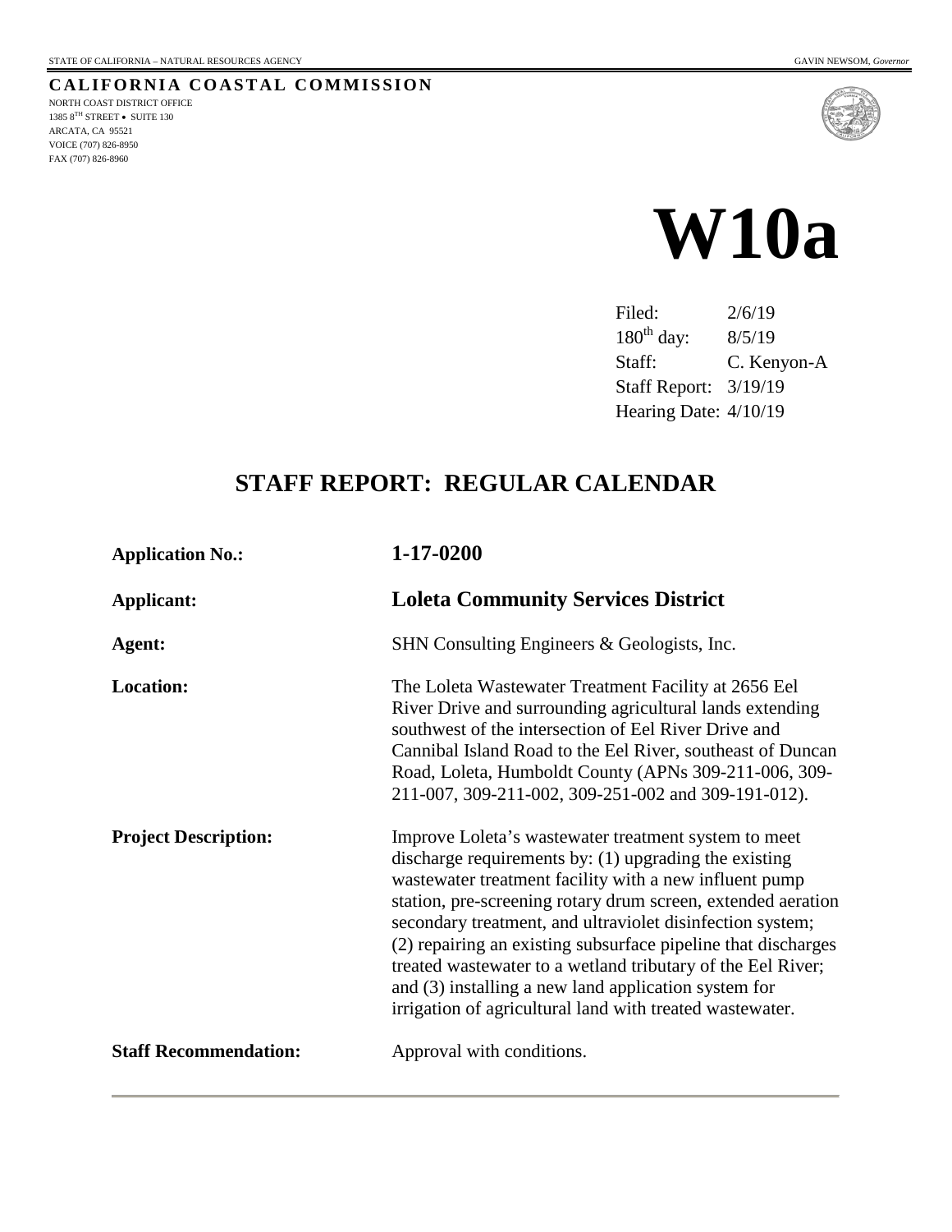STATE OF CALIFORNIA – NATURAL RESOURCES AGENCY GAVIN NEWSOM, *Governor*

**CALIFORNIA COASTAL COMMISSION**

NORTH COAST DISTRICT OFFICE
1385 8TH STREET • SUITE 130
ARCATA, CA 95521
VOICE (707) 826-8950
FAX (707) 826-8960

# W10a

Filed: 2/6/19
180th day: 8/5/19
Staff: C. Kenyon-A
Staff Report: 3/19/19
Hearing Date: 4/10/19

## STAFF REPORT: REGULAR CALENDAR

| | |
|---|---|
| **Application No.:** | **1-17-0200** |
| **Applicant:** | **Loleta Community Services District** |
| **Agent:** | SHN Consulting Engineers & Geologists, Inc. |
| **Location:** | The Loleta Wastewater Treatment Facility at 2656 Eel River Drive and surrounding agricultural lands extending southwest of the intersection of Eel River Drive and Cannibal Island Road to the Eel River, southeast of Duncan Road, Loleta, Humboldt County (APNs 309-211-006, 309-211-007, 309-211-002, 309-251-002 and 309-191-012). |
| **Project Description:** | Improve Loleta's wastewater treatment system to meet discharge requirements by: (1) upgrading the existing wastewater treatment facility with a new influent pump station, pre-screening rotary drum screen, extended aeration secondary treatment, and ultraviolet disinfection system; (2) repairing an existing subsurface pipeline that discharges treated wastewater to a wetland tributary of the Eel River; and (3) installing a new land application system for irrigation of agricultural land with treated wastewater. |
| **Staff Recommendation:** | Approval with conditions. |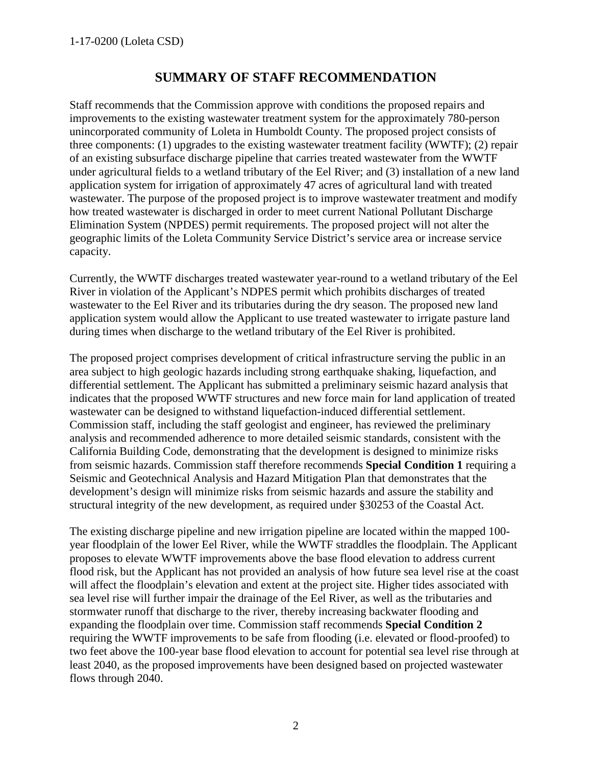## SUMMARY OF STAFF RECOMMENDATION

Staff recommends that the Commission approve with conditions the proposed repairs and improvements to the existing wastewater treatment system for the approximately 780-person unincorporated community of Loleta in Humboldt County. The proposed project consists of three components: (1) upgrades to the existing wastewater treatment facility (WWTF); (2) repair of an existing subsurface discharge pipeline that carries treated wastewater from the WWTF under agricultural fields to a wetland tributary of the Eel River; and (3) installation of a new land application system for irrigation of approximately 47 acres of agricultural land with treated wastewater. The purpose of the proposed project is to improve wastewater treatment and modify how treated wastewater is discharged in order to meet current National Pollutant Discharge Elimination System (NPDES) permit requirements. The proposed project will not alter the geographic limits of the Loleta Community Service District's service area or increase service capacity.

Currently, the WWTF discharges treated wastewater year-round to a wetland tributary of the Eel River in violation of the Applicant's NDPES permit which prohibits discharges of treated wastewater to the Eel River and its tributaries during the dry season. The proposed new land application system would allow the Applicant to use treated wastewater to irrigate pasture land during times when discharge to the wetland tributary of the Eel River is prohibited.

The proposed project comprises development of critical infrastructure serving the public in an area subject to high geologic hazards including strong earthquake shaking, liquefaction, and differential settlement. The Applicant has submitted a preliminary seismic hazard analysis that indicates that the proposed WWTF structures and new force main for land application of treated wastewater can be designed to withstand liquefaction-induced differential settlement. Commission staff, including the staff geologist and engineer, has reviewed the preliminary analysis and recommended adherence to more detailed seismic standards, consistent with the California Building Code, demonstrating that the development is designed to minimize risks from seismic hazards. Commission staff therefore recommends **Special Condition 1** requiring a Seismic and Geotechnical Analysis and Hazard Mitigation Plan that demonstrates that the development's design will minimize risks from seismic hazards and assure the stability and structural integrity of the new development, as required under §30253 of the Coastal Act.

The existing discharge pipeline and new irrigation pipeline are located within the mapped 100-year floodplain of the lower Eel River, while the WWTF straddles the floodplain. The Applicant proposes to elevate WWTF improvements above the base flood elevation to address current flood risk, but the Applicant has not provided an analysis of how future sea level rise at the coast will affect the floodplain's elevation and extent at the project site. Higher tides associated with sea level rise will further impair the drainage of the Eel River, as well as the tributaries and stormwater runoff that discharge to the river, thereby increasing backwater flooding and expanding the floodplain over time. Commission staff recommends **Special Condition 2** requiring the WWTF improvements to be safe from flooding (i.e. elevated or flood-proofed) to two feet above the 100-year base flood elevation to account for potential sea level rise through at least 2040, as the proposed improvements have been designed based on projected wastewater flows through 2040.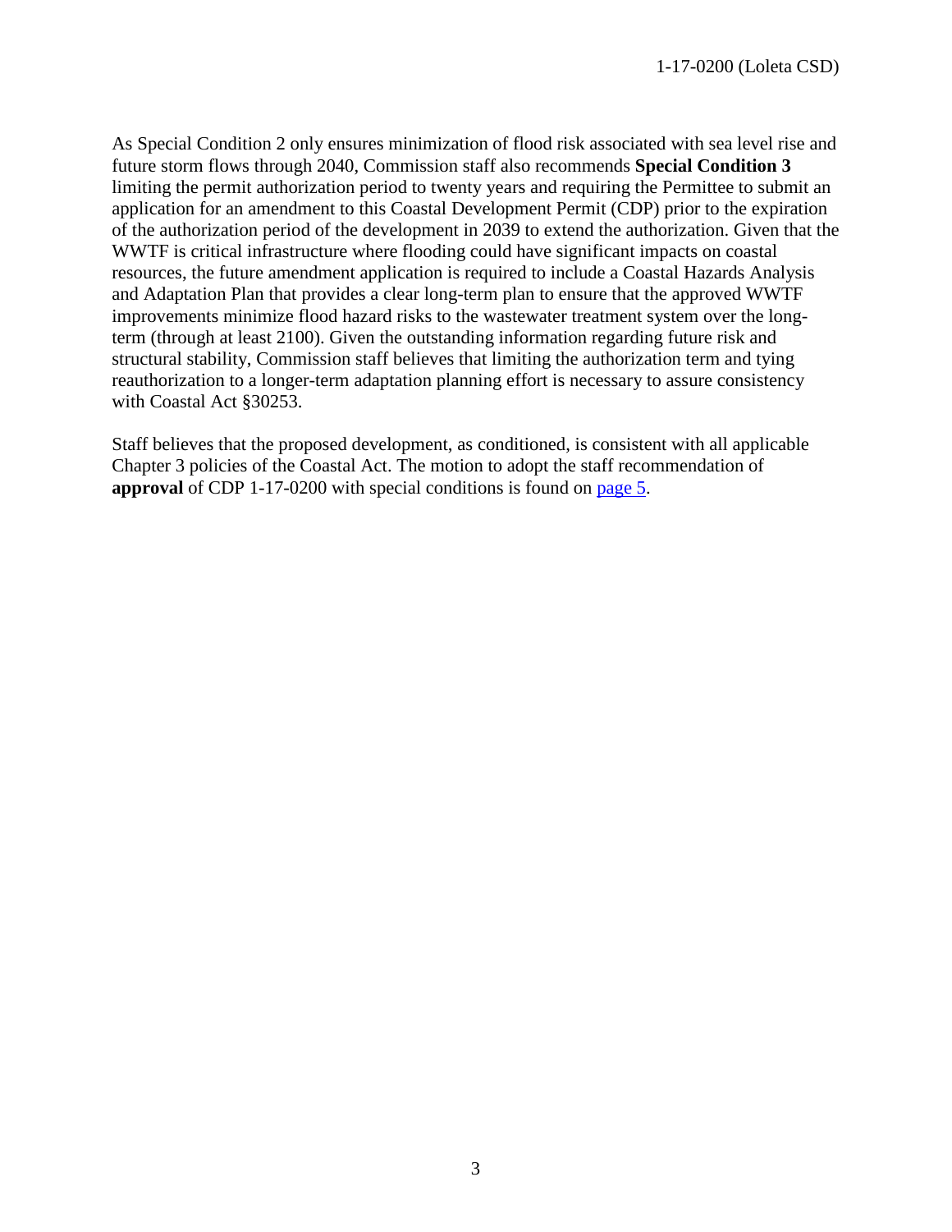As Special Condition 2 only ensures minimization of flood risk associated with sea level rise and future storm flows through 2040, Commission staff also recommends **Special Condition 3** limiting the permit authorization period to twenty years and requiring the Permittee to submit an application for an amendment to this Coastal Development Permit (CDP) prior to the expiration of the authorization period of the development in 2039 to extend the authorization. Given that the WWTF is critical infrastructure where flooding could have significant impacts on coastal resources, the future amendment application is required to include a Coastal Hazards Analysis and Adaptation Plan that provides a clear long-term plan to ensure that the approved WWTF improvements minimize flood hazard risks to the wastewater treatment system over the long-term (through at least 2100). Given the outstanding information regarding future risk and structural stability, Commission staff believes that limiting the authorization term and tying reauthorization to a longer-term adaptation planning effort is necessary to assure consistency with Coastal Act §30253.

Staff believes that the proposed development, as conditioned, is consistent with all applicable Chapter 3 policies of the Coastal Act. The motion to adopt the staff recommendation of **approval** of CDP 1-17-0200 with special conditions is found on page 5.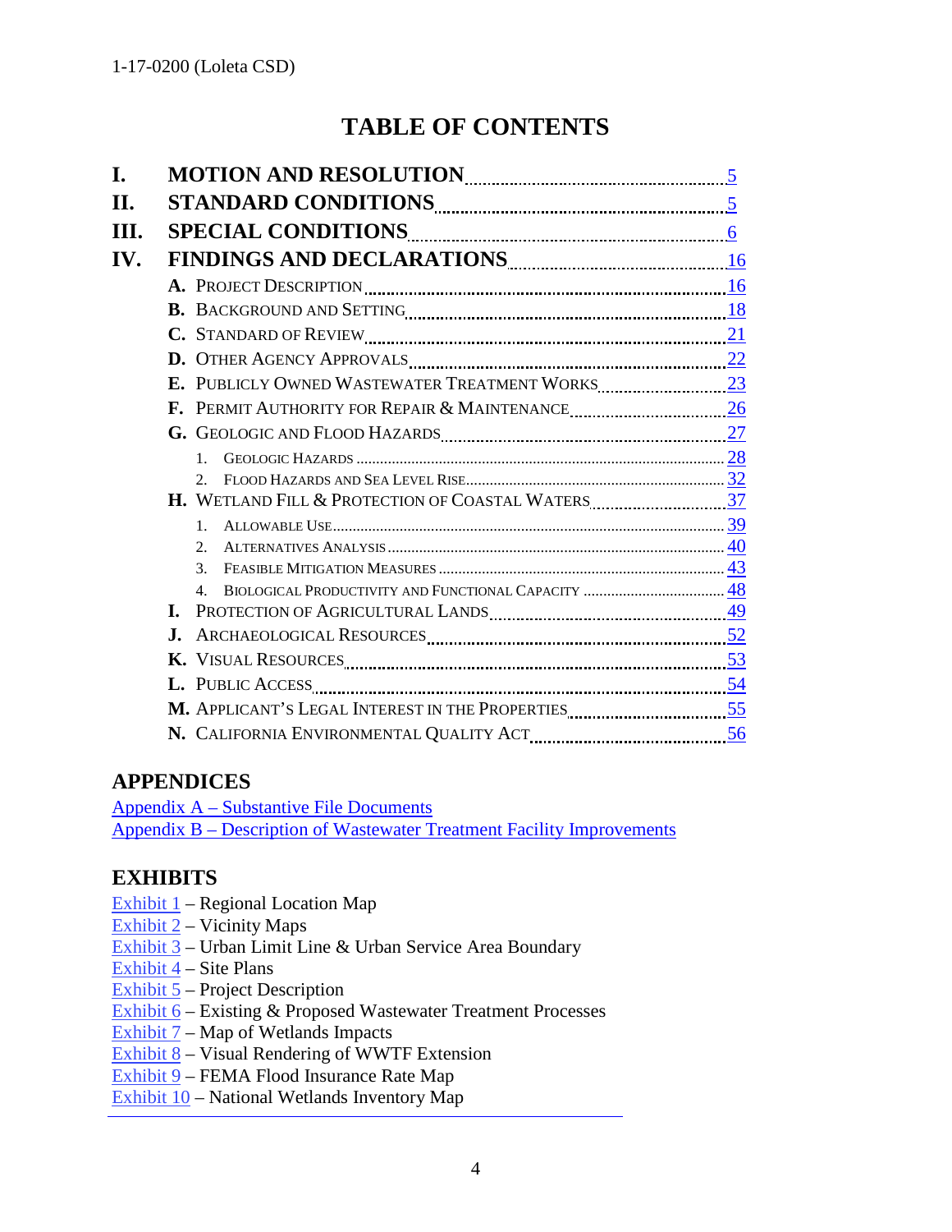# TABLE OF CONTENTS

- **I. MOTION AND RESOLUTION** .......... 5
- **II. STANDARD CONDITIONS** .......... 5
- **III. SPECIAL CONDITIONS** .......... 6
- **IV. FINDINGS AND DECLARATIONS** .......... 16
  - **A.** PROJECT DESCRIPTION .......... 16
  - **B.** BACKGROUND AND SETTING .......... 18
  - **C.** STANDARD OF REVIEW .......... 21
  - **D.** OTHER AGENCY APPROVALS .......... 22
  - **E.** PUBLICLY OWNED WASTEWATER TREATMENT WORKS .......... 23
  - **F.** PERMIT AUTHORITY FOR REPAIR & MAINTENANCE .......... 26
  - **G.** GEOLOGIC AND FLOOD HAZARDS .......... 27
    1. GEOLOGIC HAZARDS .......... 28
    2. FLOOD HAZARDS AND SEA LEVEL RISE .......... 32
  - **H.** WETLAND FILL & PROTECTION OF COASTAL WATERS .......... 37
    1. ALLOWABLE USE .......... 39
    2. ALTERNATIVES ANALYSIS .......... 40
    3. FEASIBLE MITIGATION MEASURES .......... 43
    4. BIOLOGICAL PRODUCTIVITY AND FUNCTIONAL CAPACITY .......... 48
  - **I.** PROTECTION OF AGRICULTURAL LANDS .......... 49
  - **J.** ARCHAEOLOGICAL RESOURCES .......... 52
  - **K.** VISUAL RESOURCES .......... 53
  - **L.** PUBLIC ACCESS .......... 54
  - **M.** APPLICANT'S LEGAL INTEREST IN THE PROPERTIES .......... 55
  - **N.** CALIFORNIA ENVIRONMENTAL QUALITY ACT .......... 56

## APPENDICES

Appendix A – Substantive File Documents
Appendix B – Description of Wastewater Treatment Facility Improvements

## EXHIBITS

Exhibit 1 – Regional Location Map
Exhibit 2 – Vicinity Maps
Exhibit 3 – Urban Limit Line & Urban Service Area Boundary
Exhibit 4 – Site Plans
Exhibit 5 – Project Description
Exhibit 6 – Existing & Proposed Wastewater Treatment Processes
Exhibit 7 – Map of Wetlands Impacts
Exhibit 8 – Visual Rendering of WWTF Extension
Exhibit 9 – FEMA Flood Insurance Rate Map
Exhibit 10 – National Wetlands Inventory Map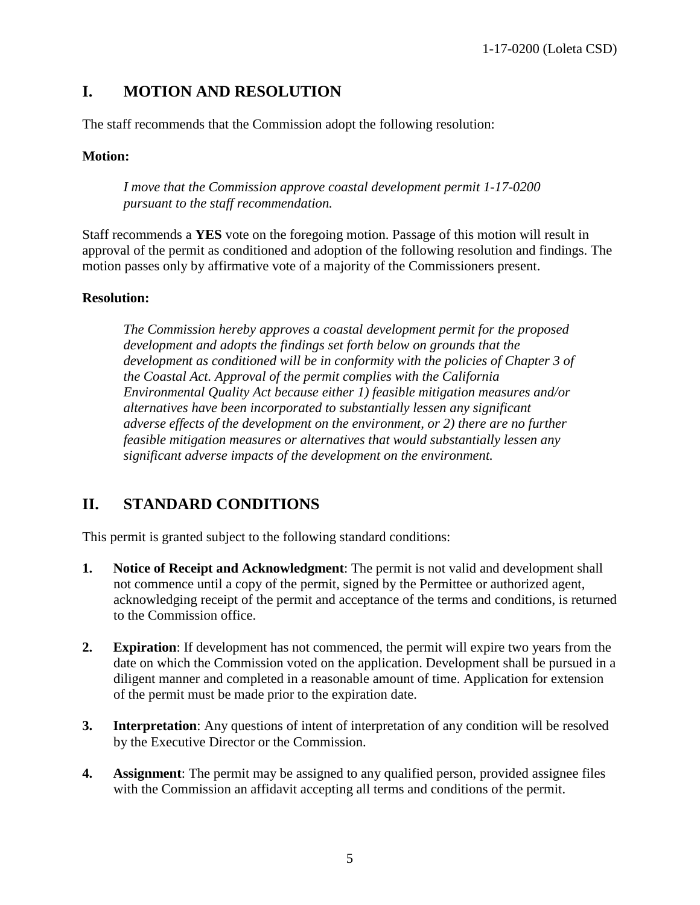## I. MOTION AND RESOLUTION

The staff recommends that the Commission adopt the following resolution:

**Motion:**

> *I move that the Commission approve coastal development permit 1-17-0200 pursuant to the staff recommendation.*

Staff recommends a **YES** vote on the foregoing motion. Passage of this motion will result in approval of the permit as conditioned and adoption of the following resolution and findings. The motion passes only by affirmative vote of a majority of the Commissioners present.

**Resolution:**

> *The Commission hereby approves a coastal development permit for the proposed development and adopts the findings set forth below on grounds that the development as conditioned will be in conformity with the policies of Chapter 3 of the Coastal Act. Approval of the permit complies with the California Environmental Quality Act because either 1) feasible mitigation measures and/or alternatives have been incorporated to substantially lessen any significant adverse effects of the development on the environment, or 2) there are no further feasible mitigation measures or alternatives that would substantially lessen any significant adverse impacts of the development on the environment.*

## II. STANDARD CONDITIONS

This permit is granted subject to the following standard conditions:

1. **Notice of Receipt and Acknowledgment**: The permit is not valid and development shall not commence until a copy of the permit, signed by the Permittee or authorized agent, acknowledging receipt of the permit and acceptance of the terms and conditions, is returned to the Commission office.

2. **Expiration**: If development has not commenced, the permit will expire two years from the date on which the Commission voted on the application. Development shall be pursued in a diligent manner and completed in a reasonable amount of time. Application for extension of the permit must be made prior to the expiration date.

3. **Interpretation**: Any questions of intent of interpretation of any condition will be resolved by the Executive Director or the Commission.

4. **Assignment**: The permit may be assigned to any qualified person, provided assignee files with the Commission an affidavit accepting all terms and conditions of the permit.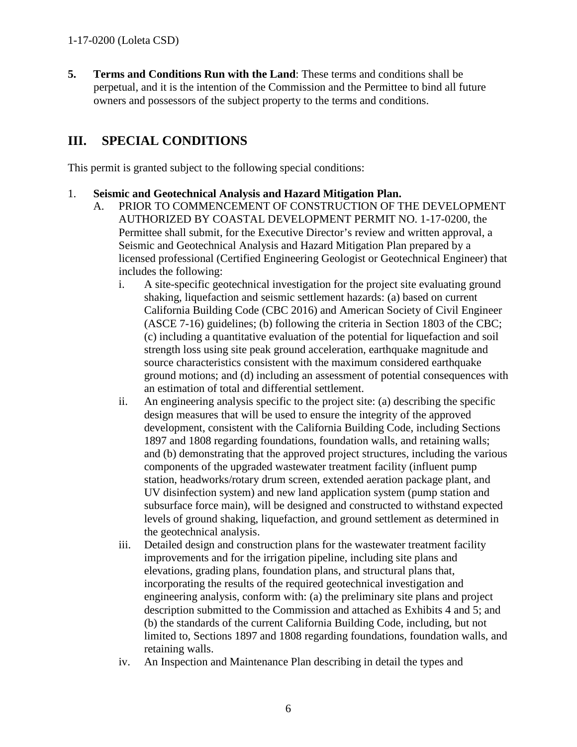5. **Terms and Conditions Run with the Land**: These terms and conditions shall be perpetual, and it is the intention of the Commission and the Permittee to bind all future owners and possessors of the subject property to the terms and conditions.

## III. SPECIAL CONDITIONS

This permit is granted subject to the following special conditions:

1. **Seismic and Geotechnical Analysis and Hazard Mitigation Plan.**
   - A. PRIOR TO COMMENCEMENT OF CONSTRUCTION OF THE DEVELOPMENT AUTHORIZED BY COASTAL DEVELOPMENT PERMIT NO. 1-17-0200, the Permittee shall submit, for the Executive Director's review and written approval, a Seismic and Geotechnical Analysis and Hazard Mitigation Plan prepared by a licensed professional (Certified Engineering Geologist or Geotechnical Engineer) that includes the following:
     - i. A site-specific geotechnical investigation for the project site evaluating ground shaking, liquefaction and seismic settlement hazards: (a) based on current California Building Code (CBC 2016) and American Society of Civil Engineer (ASCE 7-16) guidelines; (b) following the criteria in Section 1803 of the CBC; (c) including a quantitative evaluation of the potential for liquefaction and soil strength loss using site peak ground acceleration, earthquake magnitude and source characteristics consistent with the maximum considered earthquake ground motions; and (d) including an assessment of potential consequences with an estimation of total and differential settlement.
     - ii. An engineering analysis specific to the project site: (a) describing the specific design measures that will be used to ensure the integrity of the approved development, consistent with the California Building Code, including Sections 1897 and 1808 regarding foundations, foundation walls, and retaining walls; and (b) demonstrating that the approved project structures, including the various components of the upgraded wastewater treatment facility (influent pump station, headworks/rotary drum screen, extended aeration package plant, and UV disinfection system) and new land application system (pump station and subsurface force main), will be designed and constructed to withstand expected levels of ground shaking, liquefaction, and ground settlement as determined in the geotechnical analysis.
     - iii. Detailed design and construction plans for the wastewater treatment facility improvements and for the irrigation pipeline, including site plans and elevations, grading plans, foundation plans, and structural plans that, incorporating the results of the required geotechnical investigation and engineering analysis, conform with: (a) the preliminary site plans and project description submitted to the Commission and attached as Exhibits 4 and 5; and (b) the standards of the current California Building Code, including, but not limited to, Sections 1897 and 1808 regarding foundations, foundation walls, and retaining walls.
     - iv. An Inspection and Maintenance Plan describing in detail the types and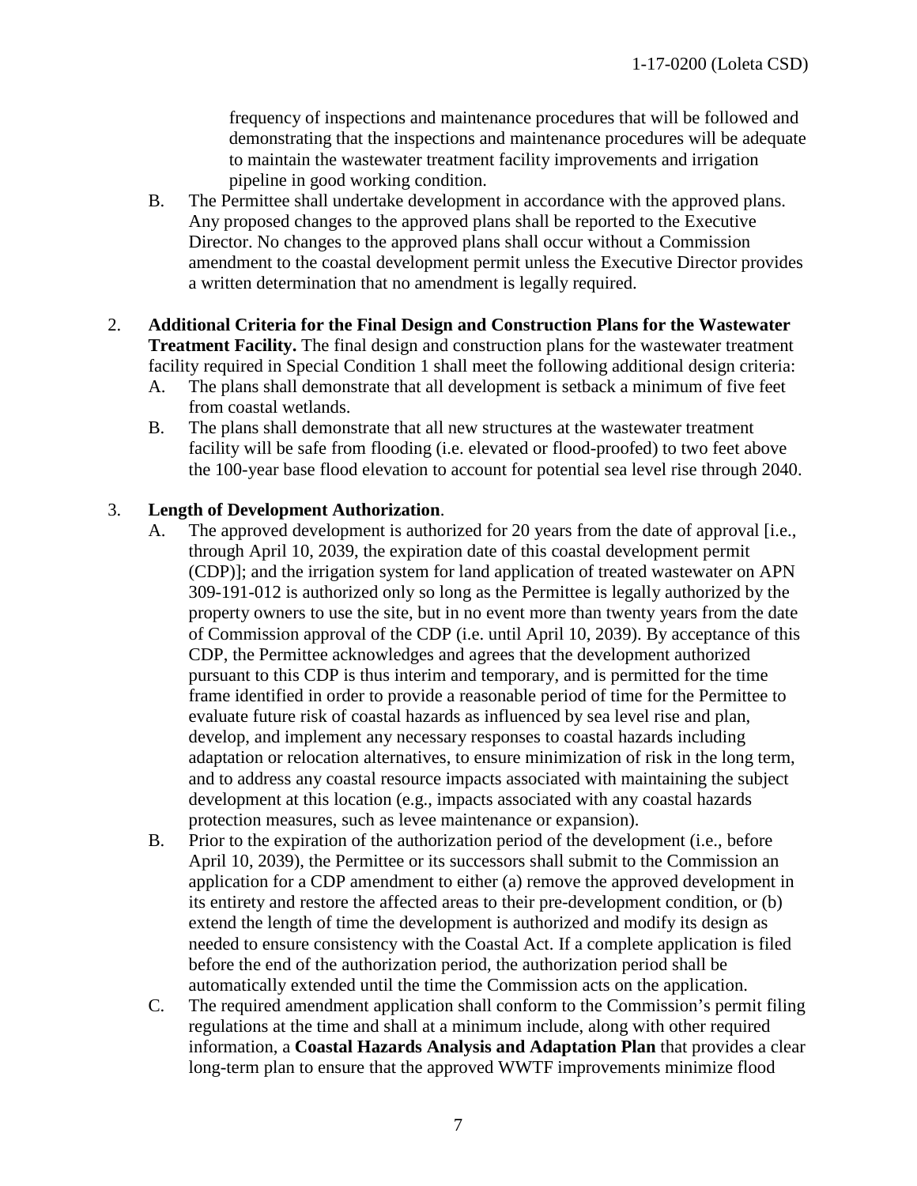frequency of inspections and maintenance procedures that will be followed and demonstrating that the inspections and maintenance procedures will be adequate to maintain the wastewater treatment facility improvements and irrigation pipeline in good working condition.

B. The Permittee shall undertake development in accordance with the approved plans. Any proposed changes to the approved plans shall be reported to the Executive Director. No changes to the approved plans shall occur without a Commission amendment to the coastal development permit unless the Executive Director provides a written determination that no amendment is legally required.

2. **Additional Criteria for the Final Design and Construction Plans for the Wastewater Treatment Facility.** The final design and construction plans for the wastewater treatment facility required in Special Condition 1 shall meet the following additional design criteria:
   A. The plans shall demonstrate that all development is setback a minimum of five feet from coastal wetlands.
   B. The plans shall demonstrate that all new structures at the wastewater treatment facility will be safe from flooding (i.e. elevated or flood-proofed) to two feet above the 100-year base flood elevation to account for potential sea level rise through 2040.

3. **Length of Development Authorization**.
   A. The approved development is authorized for 20 years from the date of approval [i.e., through April 10, 2039, the expiration date of this coastal development permit (CDP)]; and the irrigation system for land application of treated wastewater on APN 309-191-012 is authorized only so long as the Permittee is legally authorized by the property owners to use the site, but in no event more than twenty years from the date of Commission approval of the CDP (i.e. until April 10, 2039). By acceptance of this CDP, the Permittee acknowledges and agrees that the development authorized pursuant to this CDP is thus interim and temporary, and is permitted for the time frame identified in order to provide a reasonable period of time for the Permittee to evaluate future risk of coastal hazards as influenced by sea level rise and plan, develop, and implement any necessary responses to coastal hazards including adaptation or relocation alternatives, to ensure minimization of risk in the long term, and to address any coastal resource impacts associated with maintaining the subject development at this location (e.g., impacts associated with any coastal hazards protection measures, such as levee maintenance or expansion).
   B. Prior to the expiration of the authorization period of the development (i.e., before April 10, 2039), the Permittee or its successors shall submit to the Commission an application for a CDP amendment to either (a) remove the approved development in its entirety and restore the affected areas to their pre-development condition, or (b) extend the length of time the development is authorized and modify its design as needed to ensure consistency with the Coastal Act. If a complete application is filed before the end of the authorization period, the authorization period shall be automatically extended until the time the Commission acts on the application.
   C. The required amendment application shall conform to the Commission's permit filing regulations at the time and shall at a minimum include, along with other required information, a **Coastal Hazards Analysis and Adaptation Plan** that provides a clear long-term plan to ensure that the approved WWTF improvements minimize flood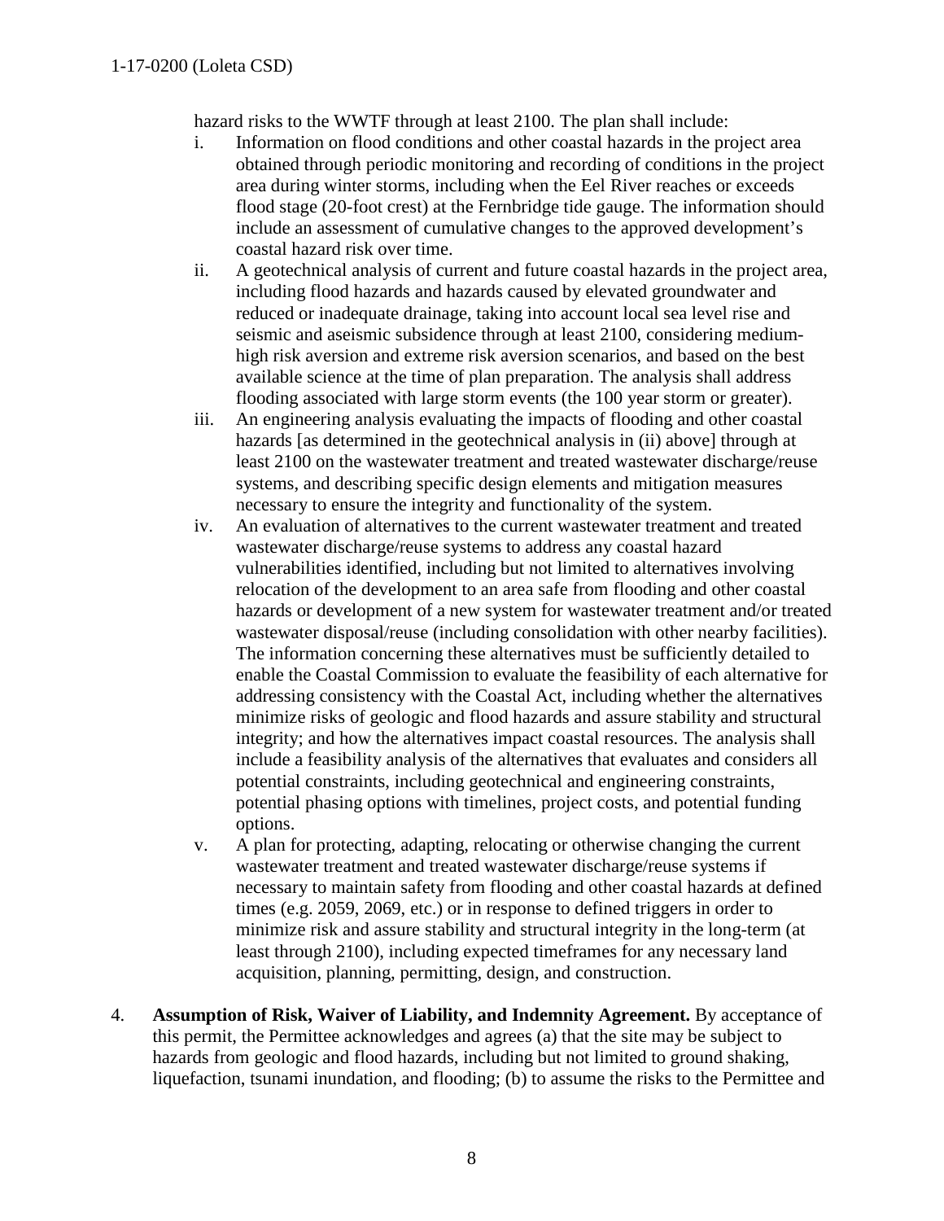hazard risks to the WWTF through at least 2100. The plan shall include:

i. Information on flood conditions and other coastal hazards in the project area obtained through periodic monitoring and recording of conditions in the project area during winter storms, including when the Eel River reaches or exceeds flood stage (20-foot crest) at the Fernbridge tide gauge. The information should include an assessment of cumulative changes to the approved development's coastal hazard risk over time.

ii. A geotechnical analysis of current and future coastal hazards in the project area, including flood hazards and hazards caused by elevated groundwater and reduced or inadequate drainage, taking into account local sea level rise and seismic and aseismic subsidence through at least 2100, considering medium-high risk aversion and extreme risk aversion scenarios, and based on the best available science at the time of plan preparation. The analysis shall address flooding associated with large storm events (the 100 year storm or greater).

iii. An engineering analysis evaluating the impacts of flooding and other coastal hazards [as determined in the geotechnical analysis in (ii) above] through at least 2100 on the wastewater treatment and treated wastewater discharge/reuse systems, and describing specific design elements and mitigation measures necessary to ensure the integrity and functionality of the system.

iv. An evaluation of alternatives to the current wastewater treatment and treated wastewater discharge/reuse systems to address any coastal hazard vulnerabilities identified, including but not limited to alternatives involving relocation of the development to an area safe from flooding and other coastal hazards or development of a new system for wastewater treatment and/or treated wastewater disposal/reuse (including consolidation with other nearby facilities). The information concerning these alternatives must be sufficiently detailed to enable the Coastal Commission to evaluate the feasibility of each alternative for addressing consistency with the Coastal Act, including whether the alternatives minimize risks of geologic and flood hazards and assure stability and structural integrity; and how the alternatives impact coastal resources. The analysis shall include a feasibility analysis of the alternatives that evaluates and considers all potential constraints, including geotechnical and engineering constraints, potential phasing options with timelines, project costs, and potential funding options.

v. A plan for protecting, adapting, relocating or otherwise changing the current wastewater treatment and treated wastewater discharge/reuse systems if necessary to maintain safety from flooding and other coastal hazards at defined times (e.g. 2059, 2069, etc.) or in response to defined triggers in order to minimize risk and assure stability and structural integrity in the long-term (at least through 2100), including expected timeframes for any necessary land acquisition, planning, permitting, design, and construction.

4. **Assumption of Risk, Waiver of Liability, and Indemnity Agreement.** By acceptance of this permit, the Permittee acknowledges and agrees (a) that the site may be subject to hazards from geologic and flood hazards, including but not limited to ground shaking, liquefaction, tsunami inundation, and flooding; (b) to assume the risks to the Permittee and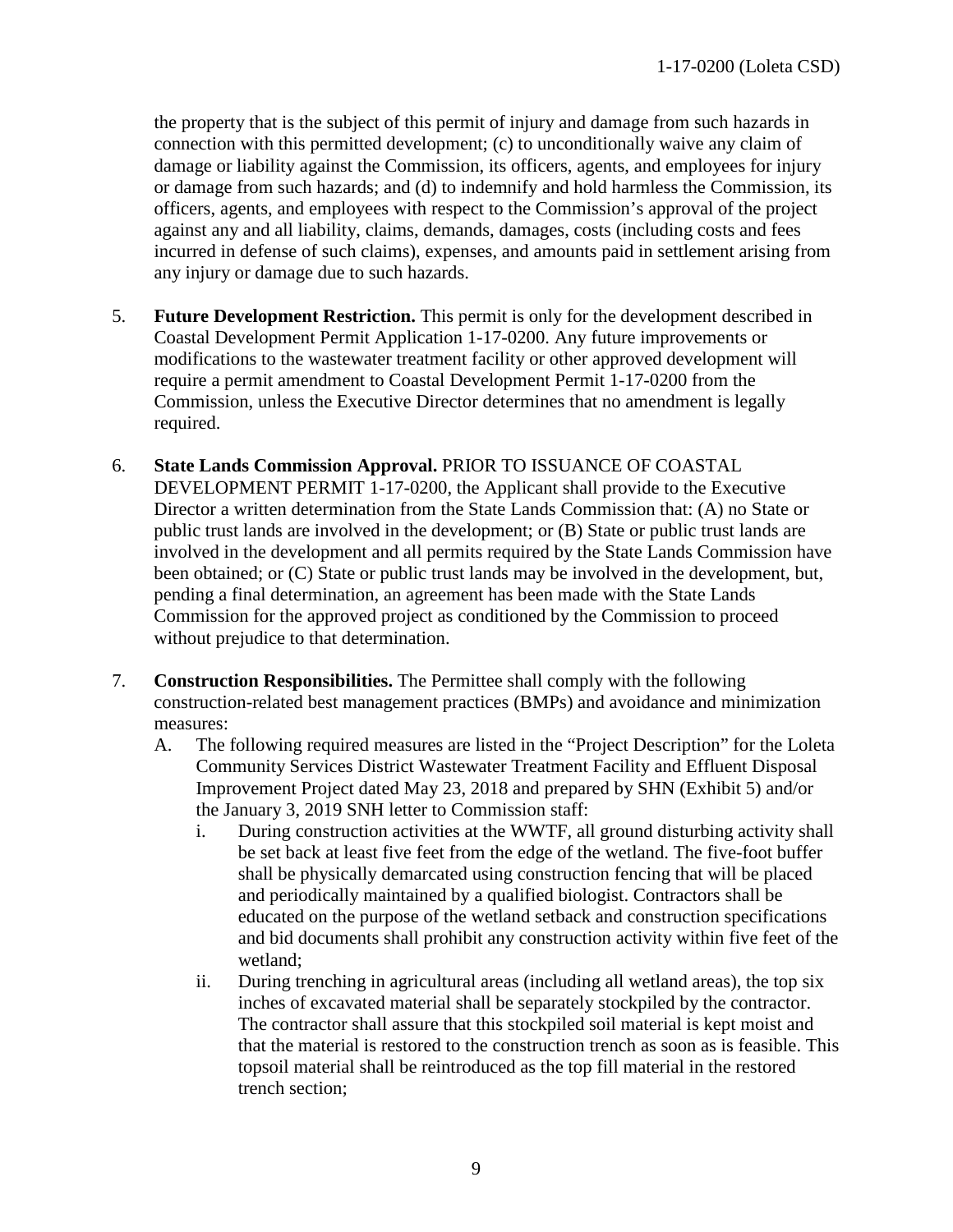the property that is the subject of this permit of injury and damage from such hazards in connection with this permitted development; (c) to unconditionally waive any claim of damage or liability against the Commission, its officers, agents, and employees for injury or damage from such hazards; and (d) to indemnify and hold harmless the Commission, its officers, agents, and employees with respect to the Commission's approval of the project against any and all liability, claims, demands, damages, costs (including costs and fees incurred in defense of such claims), expenses, and amounts paid in settlement arising from any injury or damage due to such hazards.

5. **Future Development Restriction.** This permit is only for the development described in Coastal Development Permit Application 1-17-0200. Any future improvements or modifications to the wastewater treatment facility or other approved development will require a permit amendment to Coastal Development Permit 1-17-0200 from the Commission, unless the Executive Director determines that no amendment is legally required.

6. **State Lands Commission Approval.** PRIOR TO ISSUANCE OF COASTAL DEVELOPMENT PERMIT 1-17-0200, the Applicant shall provide to the Executive Director a written determination from the State Lands Commission that: (A) no State or public trust lands are involved in the development; or (B) State or public trust lands are involved in the development and all permits required by the State Lands Commission have been obtained; or (C) State or public trust lands may be involved in the development, but, pending a final determination, an agreement has been made with the State Lands Commission for the approved project as conditioned by the Commission to proceed without prejudice to that determination.

7. **Construction Responsibilities.** The Permittee shall comply with the following construction-related best management practices (BMPs) and avoidance and minimization measures:
   A. The following required measures are listed in the "Project Description" for the Loleta Community Services District Wastewater Treatment Facility and Effluent Disposal Improvement Project dated May 23, 2018 and prepared by SHN (Exhibit 5) and/or the January 3, 2019 SNH letter to Commission staff:
      i. During construction activities at the WWTF, all ground disturbing activity shall be set back at least five feet from the edge of the wetland. The five-foot buffer shall be physically demarcated using construction fencing that will be placed and periodically maintained by a qualified biologist. Contractors shall be educated on the purpose of the wetland setback and construction specifications and bid documents shall prohibit any construction activity within five feet of the wetland;
      ii. During trenching in agricultural areas (including all wetland areas), the top six inches of excavated material shall be separately stockpiled by the contractor. The contractor shall assure that this stockpiled soil material is kept moist and that the material is restored to the construction trench as soon as is feasible. This topsoil material shall be reintroduced as the top fill material in the restored trench section;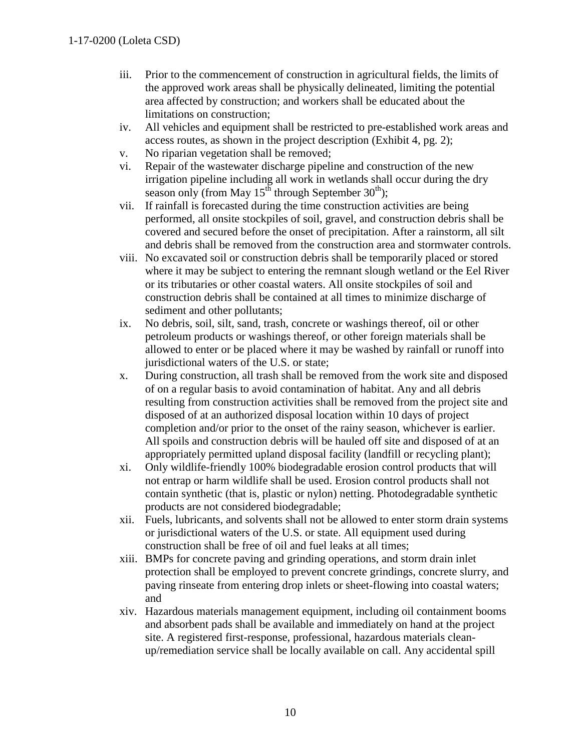iii. Prior to the commencement of construction in agricultural fields, the limits of the approved work areas shall be physically delineated, limiting the potential area affected by construction; and workers shall be educated about the limitations on construction;

iv. All vehicles and equipment shall be restricted to pre-established work areas and access routes, as shown in the project description (Exhibit 4, pg. 2);

v. No riparian vegetation shall be removed;

vi. Repair of the wastewater discharge pipeline and construction of the new irrigation pipeline including all work in wetlands shall occur during the dry season only (from May 15th through September 30th);

vii. If rainfall is forecasted during the time construction activities are being performed, all onsite stockpiles of soil, gravel, and construction debris shall be covered and secured before the onset of precipitation. After a rainstorm, all silt and debris shall be removed from the construction area and stormwater controls.

viii. No excavated soil or construction debris shall be temporarily placed or stored where it may be subject to entering the remnant slough wetland or the Eel River or its tributaries or other coastal waters. All onsite stockpiles of soil and construction debris shall be contained at all times to minimize discharge of sediment and other pollutants;

ix. No debris, soil, silt, sand, trash, concrete or washings thereof, oil or other petroleum products or washings thereof, or other foreign materials shall be allowed to enter or be placed where it may be washed by rainfall or runoff into jurisdictional waters of the U.S. or state;

x. During construction, all trash shall be removed from the work site and disposed of on a regular basis to avoid contamination of habitat. Any and all debris resulting from construction activities shall be removed from the project site and disposed of at an authorized disposal location within 10 days of project completion and/or prior to the onset of the rainy season, whichever is earlier. All spoils and construction debris will be hauled off site and disposed of at an appropriately permitted upland disposal facility (landfill or recycling plant);

xi. Only wildlife-friendly 100% biodegradable erosion control products that will not entrap or harm wildlife shall be used. Erosion control products shall not contain synthetic (that is, plastic or nylon) netting. Photodegradable synthetic products are not considered biodegradable;

xii. Fuels, lubricants, and solvents shall not be allowed to enter storm drain systems or jurisdictional waters of the U.S. or state. All equipment used during construction shall be free of oil and fuel leaks at all times;

xiii. BMPs for concrete paving and grinding operations, and storm drain inlet protection shall be employed to prevent concrete grindings, concrete slurry, and paving rinseate from entering drop inlets or sheet-flowing into coastal waters; and

xiv. Hazardous materials management equipment, including oil containment booms and absorbent pads shall be available and immediately on hand at the project site. A registered first-response, professional, hazardous materials clean-up/remediation service shall be locally available on call. Any accidental spill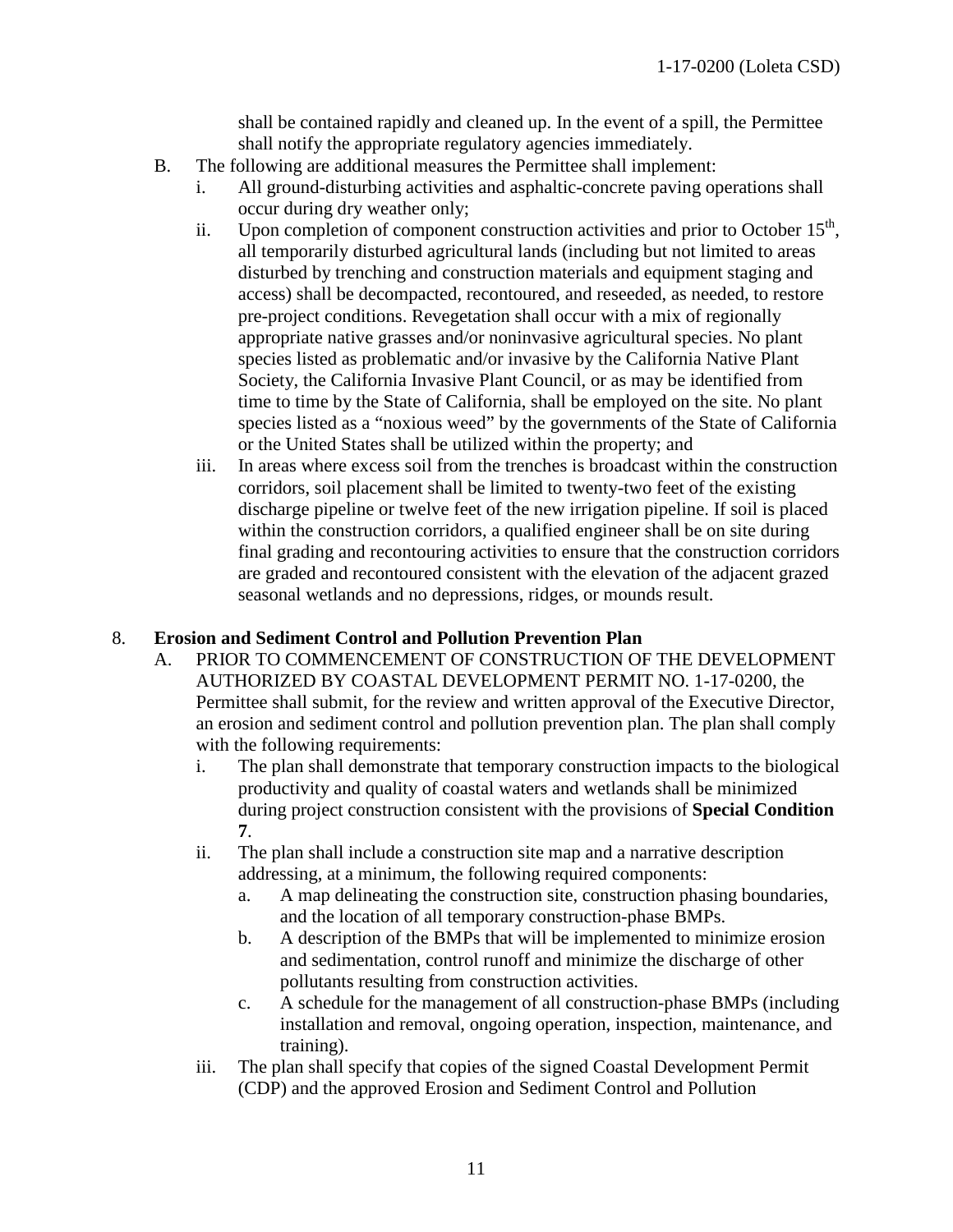shall be contained rapidly and cleaned up. In the event of a spill, the Permittee shall notify the appropriate regulatory agencies immediately.

B. The following are additional measures the Permittee shall implement:
   i. All ground-disturbing activities and asphaltic-concrete paving operations shall occur during dry weather only;
   ii. Upon completion of component construction activities and prior to October 15th, all temporarily disturbed agricultural lands (including but not limited to areas disturbed by trenching and construction materials and equipment staging and access) shall be decompacted, recontoured, and reseeded, as needed, to restore pre-project conditions. Revegetation shall occur with a mix of regionally appropriate native grasses and/or noninvasive agricultural species. No plant species listed as problematic and/or invasive by the California Native Plant Society, the California Invasive Plant Council, or as may be identified from time to time by the State of California, shall be employed on the site. No plant species listed as a "noxious weed" by the governments of the State of California or the United States shall be utilized within the property; and
   iii. In areas where excess soil from the trenches is broadcast within the construction corridors, soil placement shall be limited to twenty-two feet of the existing discharge pipeline or twelve feet of the new irrigation pipeline. If soil is placed within the construction corridors, a qualified engineer shall be on site during final grading and recontouring activities to ensure that the construction corridors are graded and recontoured consistent with the elevation of the adjacent grazed seasonal wetlands and no depressions, ridges, or mounds result.

8. **Erosion and Sediment Control and Pollution Prevention Plan**

A. PRIOR TO COMMENCEMENT OF CONSTRUCTION OF THE DEVELOPMENT AUTHORIZED BY COASTAL DEVELOPMENT PERMIT NO. 1-17-0200, the Permittee shall submit, for the review and written approval of the Executive Director, an erosion and sediment control and pollution prevention plan. The plan shall comply with the following requirements:
   i. The plan shall demonstrate that temporary construction impacts to the biological productivity and quality of coastal waters and wetlands shall be minimized during project construction consistent with the provisions of **Special Condition 7**.
   ii. The plan shall include a construction site map and a narrative description addressing, at a minimum, the following required components:
      a. A map delineating the construction site, construction phasing boundaries, and the location of all temporary construction-phase BMPs.
      b. A description of the BMPs that will be implemented to minimize erosion and sedimentation, control runoff and minimize the discharge of other pollutants resulting from construction activities.
      c. A schedule for the management of all construction-phase BMPs (including installation and removal, ongoing operation, inspection, maintenance, and training).
   iii. The plan shall specify that copies of the signed Coastal Development Permit (CDP) and the approved Erosion and Sediment Control and Pollution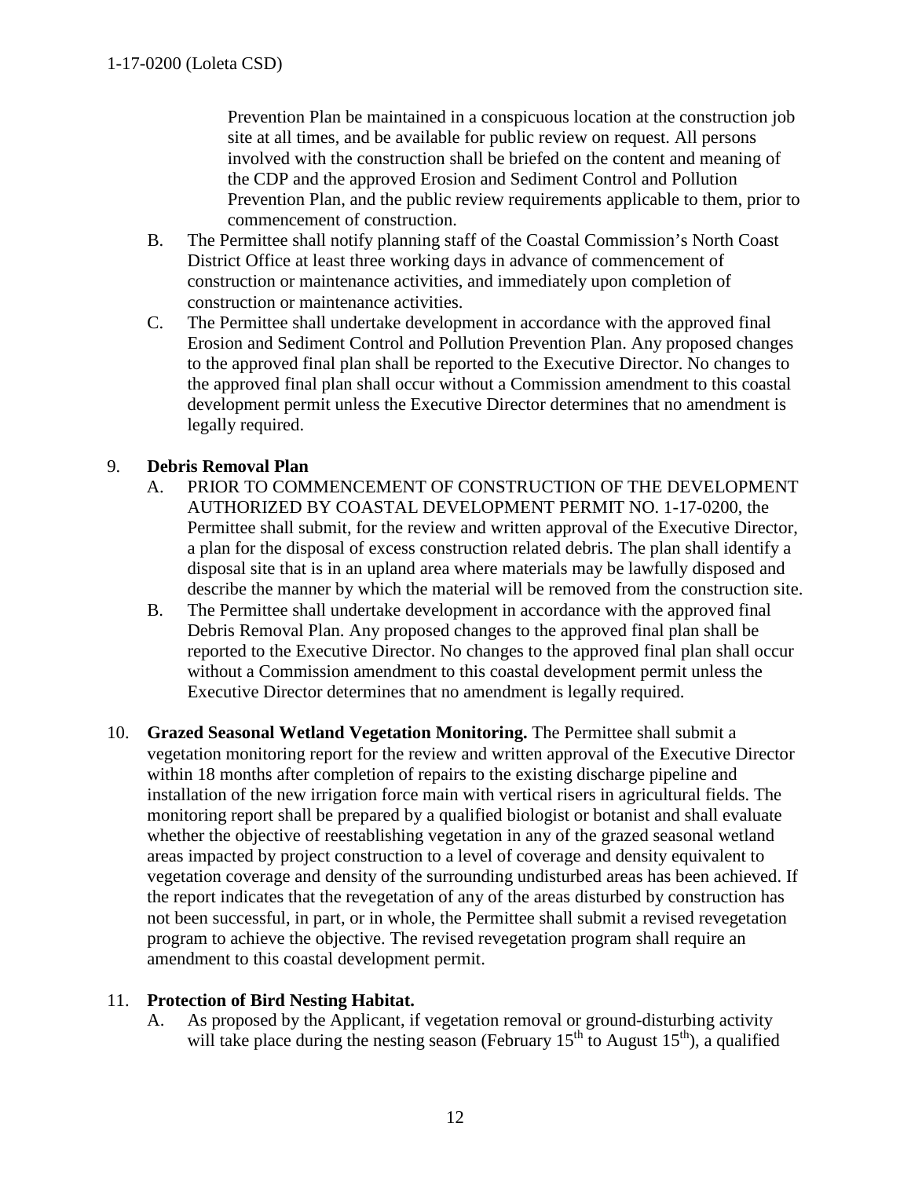Prevention Plan be maintained in a conspicuous location at the construction job site at all times, and be available for public review on request. All persons involved with the construction shall be briefed on the content and meaning of the CDP and the approved Erosion and Sediment Control and Pollution Prevention Plan, and the public review requirements applicable to them, prior to commencement of construction.

B. The Permittee shall notify planning staff of the Coastal Commission's North Coast District Office at least three working days in advance of commencement of construction or maintenance activities, and immediately upon completion of construction or maintenance activities.

C. The Permittee shall undertake development in accordance with the approved final Erosion and Sediment Control and Pollution Prevention Plan. Any proposed changes to the approved final plan shall be reported to the Executive Director. No changes to the approved final plan shall occur without a Commission amendment to this coastal development permit unless the Executive Director determines that no amendment is legally required.

9. **Debris Removal Plan**

A. PRIOR TO COMMENCEMENT OF CONSTRUCTION OF THE DEVELOPMENT AUTHORIZED BY COASTAL DEVELOPMENT PERMIT NO. 1-17-0200, the Permittee shall submit, for the review and written approval of the Executive Director, a plan for the disposal of excess construction related debris. The plan shall identify a disposal site that is in an upland area where materials may be lawfully disposed and describe the manner by which the material will be removed from the construction site.

B. The Permittee shall undertake development in accordance with the approved final Debris Removal Plan. Any proposed changes to the approved final plan shall be reported to the Executive Director. No changes to the approved final plan shall occur without a Commission amendment to this coastal development permit unless the Executive Director determines that no amendment is legally required.

10. **Grazed Seasonal Wetland Vegetation Monitoring.** The Permittee shall submit a vegetation monitoring report for the review and written approval of the Executive Director within 18 months after completion of repairs to the existing discharge pipeline and installation of the new irrigation force main with vertical risers in agricultural fields. The monitoring report shall be prepared by a qualified biologist or botanist and shall evaluate whether the objective of reestablishing vegetation in any of the grazed seasonal wetland areas impacted by project construction to a level of coverage and density equivalent to vegetation coverage and density of the surrounding undisturbed areas has been achieved. If the report indicates that the revegetation of any of the areas disturbed by construction has not been successful, in part, or in whole, the Permittee shall submit a revised revegetation program to achieve the objective. The revised revegetation program shall require an amendment to this coastal development permit.

11. **Protection of Bird Nesting Habitat.**

A. As proposed by the Applicant, if vegetation removal or ground-disturbing activity will take place during the nesting season (February 15th to August 15th), a qualified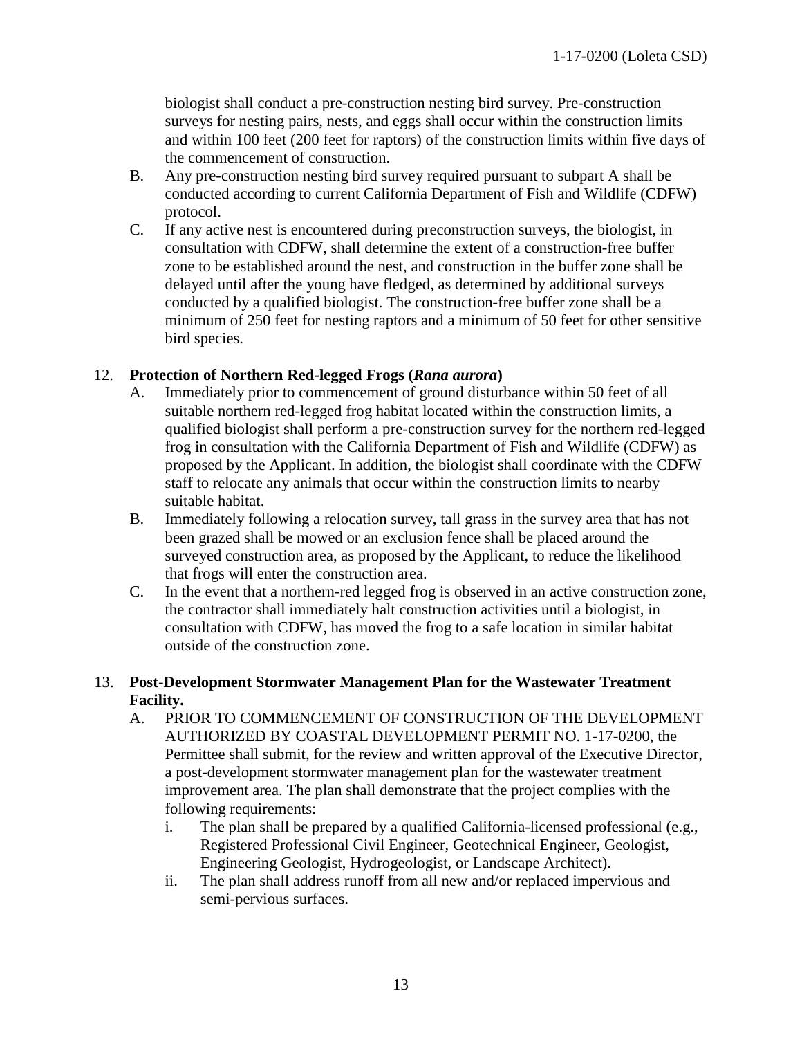biologist shall conduct a pre-construction nesting bird survey. Pre-construction surveys for nesting pairs, nests, and eggs shall occur within the construction limits and within 100 feet (200 feet for raptors) of the construction limits within five days of the commencement of construction.

B. Any pre-construction nesting bird survey required pursuant to subpart A shall be conducted according to current California Department of Fish and Wildlife (CDFW) protocol.

C. If any active nest is encountered during preconstruction surveys, the biologist, in consultation with CDFW, shall determine the extent of a construction-free buffer zone to be established around the nest, and construction in the buffer zone shall be delayed until after the young have fledged, as determined by additional surveys conducted by a qualified biologist. The construction-free buffer zone shall be a minimum of 250 feet for nesting raptors and a minimum of 50 feet for other sensitive bird species.

12. **Protection of Northern Red-legged Frogs (*Rana aurora*)**

A. Immediately prior to commencement of ground disturbance within 50 feet of all suitable northern red-legged frog habitat located within the construction limits, a qualified biologist shall perform a pre-construction survey for the northern red-legged frog in consultation with the California Department of Fish and Wildlife (CDFW) as proposed by the Applicant. In addition, the biologist shall coordinate with the CDFW staff to relocate any animals that occur within the construction limits to nearby suitable habitat.

B. Immediately following a relocation survey, tall grass in the survey area that has not been grazed shall be mowed or an exclusion fence shall be placed around the surveyed construction area, as proposed by the Applicant, to reduce the likelihood that frogs will enter the construction area.

C. In the event that a northern-red legged frog is observed in an active construction zone, the contractor shall immediately halt construction activities until a biologist, in consultation with CDFW, has moved the frog to a safe location in similar habitat outside of the construction zone.

13. **Post-Development Stormwater Management Plan for the Wastewater Treatment Facility.**

A. PRIOR TO COMMENCEMENT OF CONSTRUCTION OF THE DEVELOPMENT AUTHORIZED BY COASTAL DEVELOPMENT PERMIT NO. 1-17-0200, the Permittee shall submit, for the review and written approval of the Executive Director, a post-development stormwater management plan for the wastewater treatment improvement area. The plan shall demonstrate that the project complies with the following requirements:

i. The plan shall be prepared by a qualified California-licensed professional (e.g., Registered Professional Civil Engineer, Geotechnical Engineer, Geologist, Engineering Geologist, Hydrogeologist, or Landscape Architect).

ii. The plan shall address runoff from all new and/or replaced impervious and semi-pervious surfaces.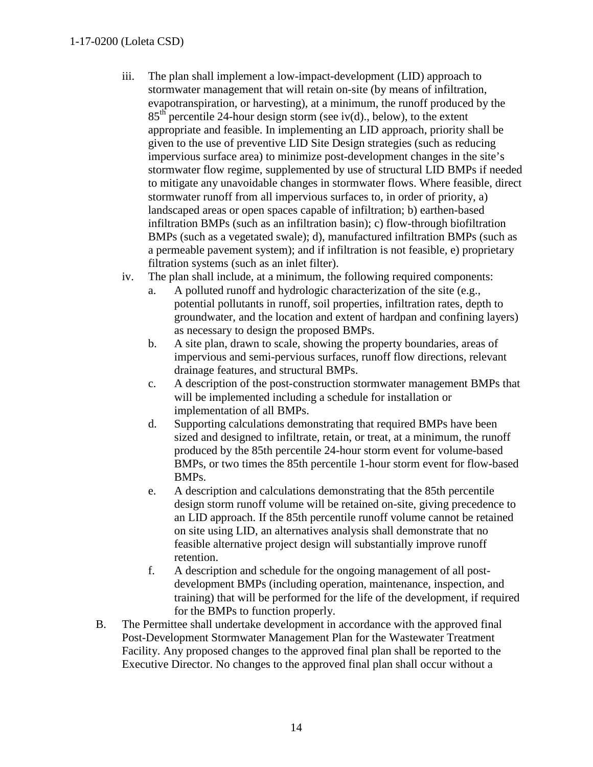iii. The plan shall implement a low-impact-development (LID) approach to stormwater management that will retain on-site (by means of infiltration, evapotranspiration, or harvesting), at a minimum, the runoff produced by the $85^{th}$ percentile 24-hour design storm (see iv(d)., below), to the extent appropriate and feasible. In implementing an LID approach, priority shall be given to the use of preventive LID Site Design strategies (such as reducing impervious surface area) to minimize post-development changes in the site's stormwater flow regime, supplemented by use of structural LID BMPs if needed to mitigate any unavoidable changes in stormwater flows. Where feasible, direct stormwater runoff from all impervious surfaces to, in order of priority, a) landscaped areas or open spaces capable of infiltration; b) earthen-based infiltration BMPs (such as an infiltration basin); c) flow-through biofiltration BMPs (such as a vegetated swale); d), manufactured infiltration BMPs (such as a permeable pavement system); and if infiltration is not feasible, e) proprietary filtration systems (such as an inlet filter).

iv. The plan shall include, at a minimum, the following required components:

   a. A polluted runoff and hydrologic characterization of the site (e.g., potential pollutants in runoff, soil properties, infiltration rates, depth to groundwater, and the location and extent of hardpan and confining layers) as necessary to design the proposed BMPs.

   b. A site plan, drawn to scale, showing the property boundaries, areas of impervious and semi-pervious surfaces, runoff flow directions, relevant drainage features, and structural BMPs.

   c. A description of the post-construction stormwater management BMPs that will be implemented including a schedule for installation or implementation of all BMPs.

   d. Supporting calculations demonstrating that required BMPs have been sized and designed to infiltrate, retain, or treat, at a minimum, the runoff produced by the 85th percentile 24-hour storm event for volume-based BMPs, or two times the 85th percentile 1-hour storm event for flow-based BMPs.

   e. A description and calculations demonstrating that the 85th percentile design storm runoff volume will be retained on-site, giving precedence to an LID approach. If the 85th percentile runoff volume cannot be retained on site using LID, an alternatives analysis shall demonstrate that no feasible alternative project design will substantially improve runoff retention.

   f. A description and schedule for the ongoing management of all post-development BMPs (including operation, maintenance, inspection, and training) that will be performed for the life of the development, if required for the BMPs to function properly.

B. The Permittee shall undertake development in accordance with the approved final Post-Development Stormwater Management Plan for the Wastewater Treatment Facility. Any proposed changes to the approved final plan shall be reported to the Executive Director. No changes to the approved final plan shall occur without a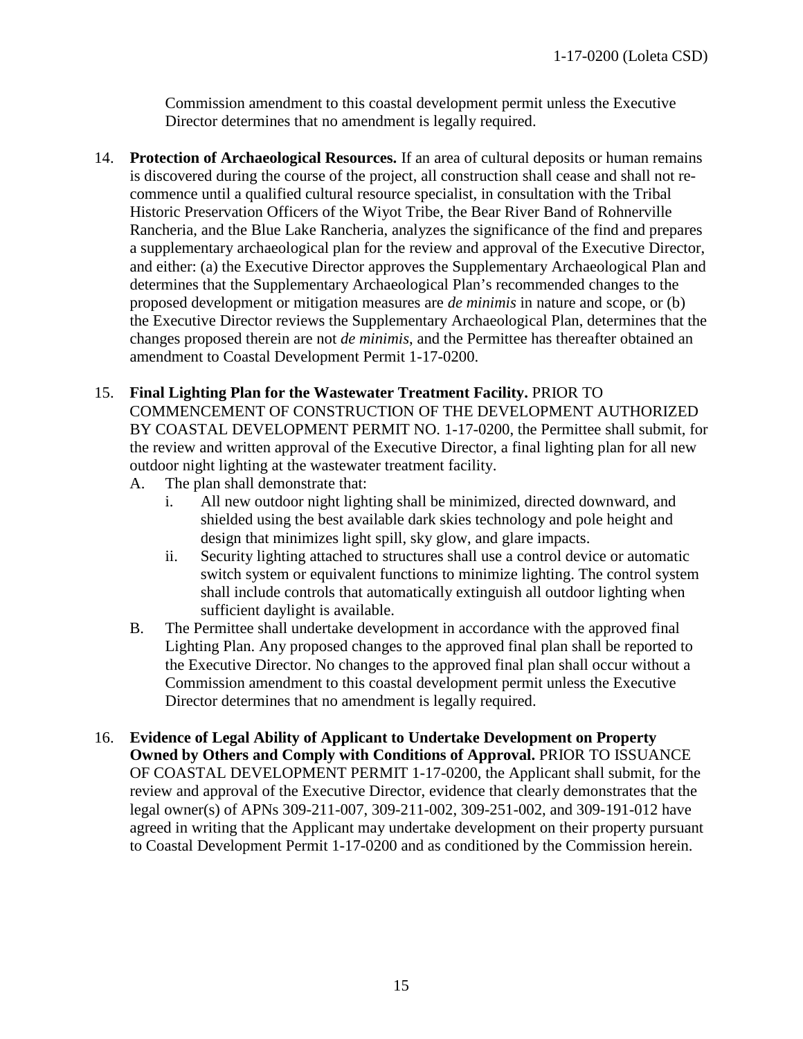Commission amendment to this coastal development permit unless the Executive Director determines that no amendment is legally required.

14. **Protection of Archaeological Resources.** If an area of cultural deposits or human remains is discovered during the course of the project, all construction shall cease and shall not re-commence until a qualified cultural resource specialist, in consultation with the Tribal Historic Preservation Officers of the Wiyot Tribe, the Bear River Band of Rohnerville Rancheria, and the Blue Lake Rancheria, analyzes the significance of the find and prepares a supplementary archaeological plan for the review and approval of the Executive Director, and either: (a) the Executive Director approves the Supplementary Archaeological Plan and determines that the Supplementary Archaeological Plan's recommended changes to the proposed development or mitigation measures are *de minimis* in nature and scope, or (b) the Executive Director reviews the Supplementary Archaeological Plan, determines that the changes proposed therein are not *de minimis*, and the Permittee has thereafter obtained an amendment to Coastal Development Permit 1-17-0200.

15. **Final Lighting Plan for the Wastewater Treatment Facility.** PRIOR TO COMMENCEMENT OF CONSTRUCTION OF THE DEVELOPMENT AUTHORIZED BY COASTAL DEVELOPMENT PERMIT NO. 1-17-0200, the Permittee shall submit, for the review and written approval of the Executive Director, a final lighting plan for all new outdoor night lighting at the wastewater treatment facility.
    A. The plan shall demonstrate that:
        i. All new outdoor night lighting shall be minimized, directed downward, and shielded using the best available dark skies technology and pole height and design that minimizes light spill, sky glow, and glare impacts.
        ii. Security lighting attached to structures shall use a control device or automatic switch system or equivalent functions to minimize lighting. The control system shall include controls that automatically extinguish all outdoor lighting when sufficient daylight is available.
    B. The Permittee shall undertake development in accordance with the approved final Lighting Plan. Any proposed changes to the approved final plan shall be reported to the Executive Director. No changes to the approved final plan shall occur without a Commission amendment to this coastal development permit unless the Executive Director determines that no amendment is legally required.

16. **Evidence of Legal Ability of Applicant to Undertake Development on Property Owned by Others and Comply with Conditions of Approval.** PRIOR TO ISSUANCE OF COASTAL DEVELOPMENT PERMIT 1-17-0200, the Applicant shall submit, for the review and approval of the Executive Director, evidence that clearly demonstrates that the legal owner(s) of APNs 309-211-007, 309-211-002, 309-251-002, and 309-191-012 have agreed in writing that the Applicant may undertake development on their property pursuant to Coastal Development Permit 1-17-0200 and as conditioned by the Commission herein.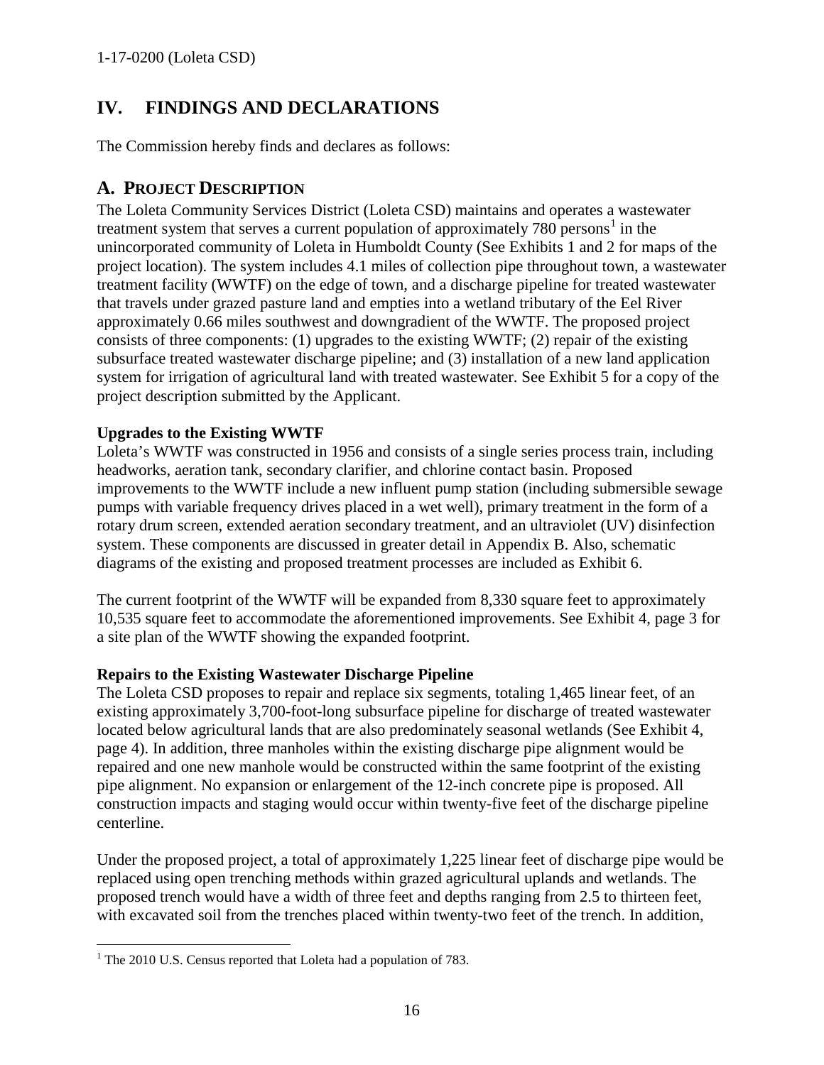# IV. FINDINGS AND DECLARATIONS

The Commission hereby finds and declares as follows:

## A. PROJECT DESCRIPTION

The Loleta Community Services District (Loleta CSD) maintains and operates a wastewater treatment system that serves a current population of approximately 780 persons[1] in the unincorporated community of Loleta in Humboldt County (See Exhibits 1 and 2 for maps of the project location). The system includes 4.1 miles of collection pipe throughout town, a wastewater treatment facility (WWTF) on the edge of town, and a discharge pipeline for treated wastewater that travels under grazed pasture land and empties into a wetland tributary of the Eel River approximately 0.66 miles southwest and downgradient of the WWTF. The proposed project consists of three components: (1) upgrades to the existing WWTF; (2) repair of the existing subsurface treated wastewater discharge pipeline; and (3) installation of a new land application system for irrigation of agricultural land with treated wastewater. See Exhibit 5 for a copy of the project description submitted by the Applicant.

**Upgrades to the Existing WWTF**

Loleta's WWTF was constructed in 1956 and consists of a single series process train, including headworks, aeration tank, secondary clarifier, and chlorine contact basin. Proposed improvements to the WWTF include a new influent pump station (including submersible sewage pumps with variable frequency drives placed in a wet well), primary treatment in the form of a rotary drum screen, extended aeration secondary treatment, and an ultraviolet (UV) disinfection system. These components are discussed in greater detail in Appendix B. Also, schematic diagrams of the existing and proposed treatment processes are included as Exhibit 6.

The current footprint of the WWTF will be expanded from 8,330 square feet to approximately 10,535 square feet to accommodate the aforementioned improvements. See Exhibit 4, page 3 for a site plan of the WWTF showing the expanded footprint.

**Repairs to the Existing Wastewater Discharge Pipeline**

The Loleta CSD proposes to repair and replace six segments, totaling 1,465 linear feet, of an existing approximately 3,700-foot-long subsurface pipeline for discharge of treated wastewater located below agricultural lands that are also predominately seasonal wetlands (See Exhibit 4, page 4). In addition, three manholes within the existing discharge pipe alignment would be repaired and one new manhole would be constructed within the same footprint of the existing pipe alignment. No expansion or enlargement of the 12-inch concrete pipe is proposed. All construction impacts and staging would occur within twenty-five feet of the discharge pipeline centerline.

Under the proposed project, a total of approximately 1,225 linear feet of discharge pipe would be replaced using open trenching methods within grazed agricultural uplands and wetlands. The proposed trench would have a width of three feet and depths ranging from 2.5 to thirteen feet, with excavated soil from the trenches placed within twenty-two feet of the trench. In addition,

[1] The 2010 U.S. Census reported that Loleta had a population of 783.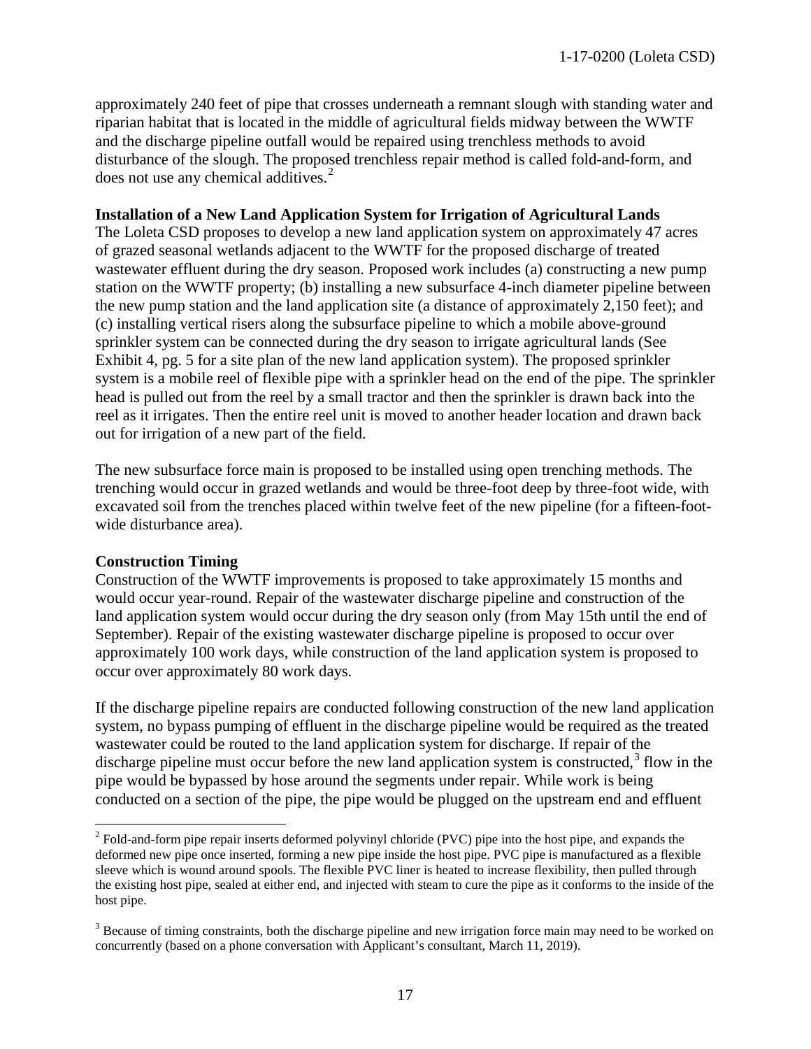approximately 240 feet of pipe that crosses underneath a remnant slough with standing water and riparian habitat that is located in the middle of agricultural fields midway between the WWTF and the discharge pipeline outfall would be repaired using trenchless methods to avoid disturbance of the slough. The proposed trenchless repair method is called fold-and-form, and does not use any chemical additives.[2]

**Installation of a New Land Application System for Irrigation of Agricultural Lands**

The Loleta CSD proposes to develop a new land application system on approximately 47 acres of grazed seasonal wetlands adjacent to the WWTF for the proposed discharge of treated wastewater effluent during the dry season. Proposed work includes (a) constructing a new pump station on the WWTF property; (b) installing a new subsurface 4-inch diameter pipeline between the new pump station and the land application site (a distance of approximately 2,150 feet); and (c) installing vertical risers along the subsurface pipeline to which a mobile above-ground sprinkler system can be connected during the dry season to irrigate agricultural lands (See Exhibit 4, pg. 5 for a site plan of the new land application system). The proposed sprinkler system is a mobile reel of flexible pipe with a sprinkler head on the end of the pipe. The sprinkler head is pulled out from the reel by a small tractor and then the sprinkler is drawn back into the reel as it irrigates. Then the entire reel unit is moved to another header location and drawn back out for irrigation of a new part of the field.

The new subsurface force main is proposed to be installed using open trenching methods. The trenching would occur in grazed wetlands and would be three-foot deep by three-foot wide, with excavated soil from the trenches placed within twelve feet of the new pipeline (for a fifteen-foot-wide disturbance area).

**Construction Timing**

Construction of the WWTF improvements is proposed to take approximately 15 months and would occur year-round. Repair of the wastewater discharge pipeline and construction of the land application system would occur during the dry season only (from May 15th until the end of September). Repair of the existing wastewater discharge pipeline is proposed to occur over approximately 100 work days, while construction of the land application system is proposed to occur over approximately 80 work days.

If the discharge pipeline repairs are conducted following construction of the new land application system, no bypass pumping of effluent in the discharge pipeline would be required as the treated wastewater could be routed to the land application system for discharge. If repair of the discharge pipeline must occur before the new land application system is constructed,[3] flow in the pipe would be bypassed by hose around the segments under repair. While work is being conducted on a section of the pipe, the pipe would be plugged on the upstream end and effluent

---

[2] Fold-and-form pipe repair inserts deformed polyvinyl chloride (PVC) pipe into the host pipe, and expands the deformed new pipe once inserted, forming a new pipe inside the host pipe. PVC pipe is manufactured as a flexible sleeve which is wound around spools. The flexible PVC liner is heated to increase flexibility, then pulled through the existing host pipe, sealed at either end, and injected with steam to cure the pipe as it conforms to the inside of the host pipe.

[3] Because of timing constraints, both the discharge pipeline and new irrigation force main may need to be worked on concurrently (based on a phone conversation with Applicant's consultant, March 11, 2019).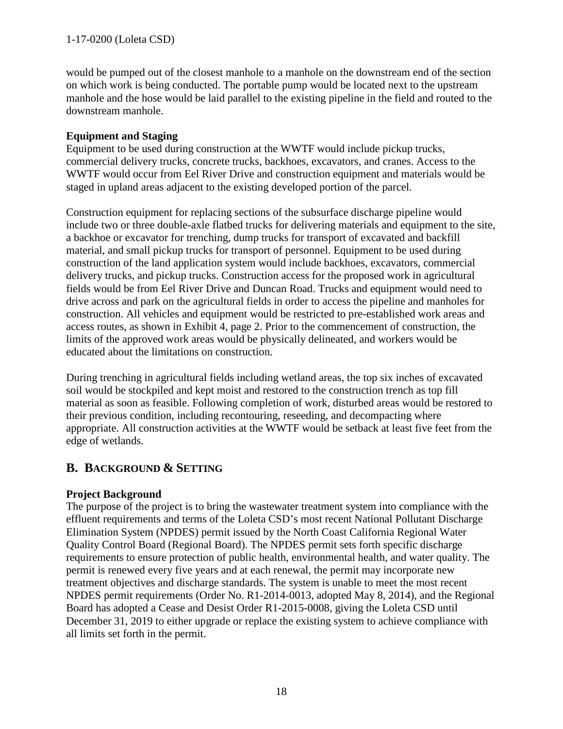would be pumped out of the closest manhole to a manhole on the downstream end of the section on which work is being conducted. The portable pump would be located next to the upstream manhole and the hose would be laid parallel to the existing pipeline in the field and routed to the downstream manhole.

**Equipment and Staging**

Equipment to be used during construction at the WWTF would include pickup trucks, commercial delivery trucks, concrete trucks, backhoes, excavators, and cranes. Access to the WWTF would occur from Eel River Drive and construction equipment and materials would be staged in upland areas adjacent to the existing developed portion of the parcel.

Construction equipment for replacing sections of the subsurface discharge pipeline would include two or three double-axle flatbed trucks for delivering materials and equipment to the site, a backhoe or excavator for trenching, dump trucks for transport of excavated and backfill material, and small pickup trucks for transport of personnel. Equipment to be used during construction of the land application system would include backhoes, excavators, commercial delivery trucks, and pickup trucks. Construction access for the proposed work in agricultural fields would be from Eel River Drive and Duncan Road. Trucks and equipment would need to drive across and park on the agricultural fields in order to access the pipeline and manholes for construction. All vehicles and equipment would be restricted to pre-established work areas and access routes, as shown in Exhibit 4, page 2. Prior to the commencement of construction, the limits of the approved work areas would be physically delineated, and workers would be educated about the limitations on construction.

During trenching in agricultural fields including wetland areas, the top six inches of excavated soil would be stockpiled and kept moist and restored to the construction trench as top fill material as soon as feasible. Following completion of work, disturbed areas would be restored to their previous condition, including recontouring, reseeding, and decompacting where appropriate. All construction activities at the WWTF would be setback at least five feet from the edge of wetlands.

## B. BACKGROUND & SETTING

**Project Background**

The purpose of the project is to bring the wastewater treatment system into compliance with the effluent requirements and terms of the Loleta CSD's most recent National Pollutant Discharge Elimination System (NPDES) permit issued by the North Coast California Regional Water Quality Control Board (Regional Board). The NPDES permit sets forth specific discharge requirements to ensure protection of public health, environmental health, and water quality. The permit is renewed every five years and at each renewal, the permit may incorporate new treatment objectives and discharge standards. The system is unable to meet the most recent NPDES permit requirements (Order No. R1-2014-0013, adopted May 8, 2014), and the Regional Board has adopted a Cease and Desist Order R1-2015-0008, giving the Loleta CSD until December 31, 2019 to either upgrade or replace the existing system to achieve compliance with all limits set forth in the permit.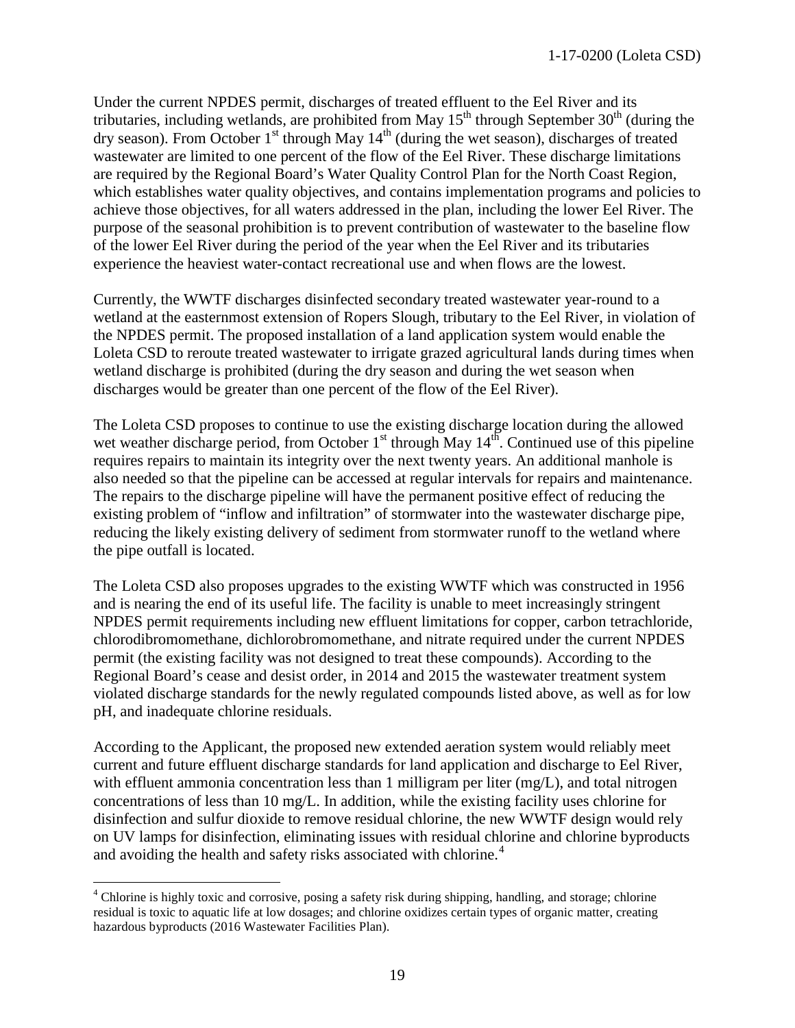Under the current NPDES permit, discharges of treated effluent to the Eel River and its tributaries, including wetlands, are prohibited from May 15th through September 30th (during the dry season). From October 1st through May 14th (during the wet season), discharges of treated wastewater are limited to one percent of the flow of the Eel River. These discharge limitations are required by the Regional Board's Water Quality Control Plan for the North Coast Region, which establishes water quality objectives, and contains implementation programs and policies to achieve those objectives, for all waters addressed in the plan, including the lower Eel River. The purpose of the seasonal prohibition is to prevent contribution of wastewater to the baseline flow of the lower Eel River during the period of the year when the Eel River and its tributaries experience the heaviest water-contact recreational use and when flows are the lowest.

Currently, the WWTF discharges disinfected secondary treated wastewater year-round to a wetland at the easternmost extension of Ropers Slough, tributary to the Eel River, in violation of the NPDES permit. The proposed installation of a land application system would enable the Loleta CSD to reroute treated wastewater to irrigate grazed agricultural lands during times when wetland discharge is prohibited (during the dry season and during the wet season when discharges would be greater than one percent of the flow of the Eel River).

The Loleta CSD proposes to continue to use the existing discharge location during the allowed wet weather discharge period, from October 1st through May 14th. Continued use of this pipeline requires repairs to maintain its integrity over the next twenty years. An additional manhole is also needed so that the pipeline can be accessed at regular intervals for repairs and maintenance. The repairs to the discharge pipeline will have the permanent positive effect of reducing the existing problem of "inflow and infiltration" of stormwater into the wastewater discharge pipe, reducing the likely existing delivery of sediment from stormwater runoff to the wetland where the pipe outfall is located.

The Loleta CSD also proposes upgrades to the existing WWTF which was constructed in 1956 and is nearing the end of its useful life. The facility is unable to meet increasingly stringent NPDES permit requirements including new effluent limitations for copper, carbon tetrachloride, chlorodibromomethane, dichlorobromomethane, and nitrate required under the current NPDES permit (the existing facility was not designed to treat these compounds). According to the Regional Board's cease and desist order, in 2014 and 2015 the wastewater treatment system violated discharge standards for the newly regulated compounds listed above, as well as for low pH, and inadequate chlorine residuals.

According to the Applicant, the proposed new extended aeration system would reliably meet current and future effluent discharge standards for land application and discharge to Eel River, with effluent ammonia concentration less than 1 milligram per liter (mg/L), and total nitrogen concentrations of less than 10 mg/L. In addition, while the existing facility uses chlorine for disinfection and sulfur dioxide to remove residual chlorine, the new WWTF design would rely on UV lamps for disinfection, eliminating issues with residual chlorine and chlorine byproducts and avoiding the health and safety risks associated with chlorine.[4]

---

[4] Chlorine is highly toxic and corrosive, posing a safety risk during shipping, handling, and storage; chlorine residual is toxic to aquatic life at low dosages; and chlorine oxidizes certain types of organic matter, creating hazardous byproducts (2016 Wastewater Facilities Plan).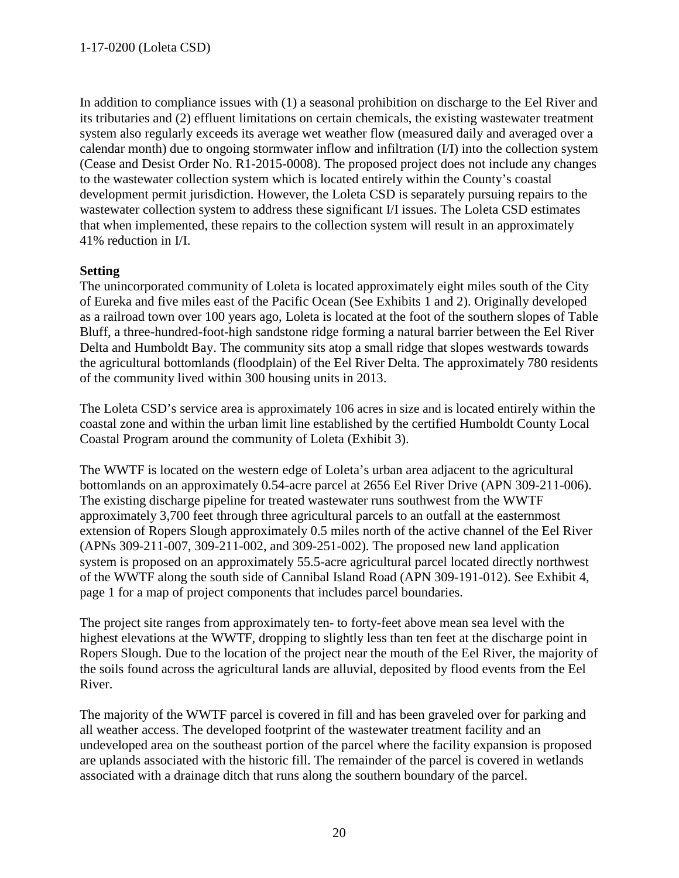In addition to compliance issues with (1) a seasonal prohibition on discharge to the Eel River and its tributaries and (2) effluent limitations on certain chemicals, the existing wastewater treatment system also regularly exceeds its average wet weather flow (measured daily and averaged over a calendar month) due to ongoing stormwater inflow and infiltration (I/I) into the collection system (Cease and Desist Order No. R1-2015-0008). The proposed project does not include any changes to the wastewater collection system which is located entirely within the County's coastal development permit jurisdiction. However, the Loleta CSD is separately pursuing repairs to the wastewater collection system to address these significant I/I issues. The Loleta CSD estimates that when implemented, these repairs to the collection system will result in an approximately 41% reduction in I/I.

**Setting**

The unincorporated community of Loleta is located approximately eight miles south of the City of Eureka and five miles east of the Pacific Ocean (See Exhibits 1 and 2). Originally developed as a railroad town over 100 years ago, Loleta is located at the foot of the southern slopes of Table Bluff, a three-hundred-foot-high sandstone ridge forming a natural barrier between the Eel River Delta and Humboldt Bay. The community sits atop a small ridge that slopes westwards towards the agricultural bottomlands (floodplain) of the Eel River Delta. The approximately 780 residents of the community lived within 300 housing units in 2013.

The Loleta CSD's service area is approximately 106 acres in size and is located entirely within the coastal zone and within the urban limit line established by the certified Humboldt County Local Coastal Program around the community of Loleta (Exhibit 3).

The WWTF is located on the western edge of Loleta's urban area adjacent to the agricultural bottomlands on an approximately 0.54-acre parcel at 2656 Eel River Drive (APN 309-211-006). The existing discharge pipeline for treated wastewater runs southwest from the WWTF approximately 3,700 feet through three agricultural parcels to an outfall at the easternmost extension of Ropers Slough approximately 0.5 miles north of the active channel of the Eel River (APNs 309-211-007, 309-211-002, and 309-251-002). The proposed new land application system is proposed on an approximately 55.5-acre agricultural parcel located directly northwest of the WWTF along the south side of Cannibal Island Road (APN 309-191-012). See Exhibit 4, page 1 for a map of project components that includes parcel boundaries.

The project site ranges from approximately ten- to forty-feet above mean sea level with the highest elevations at the WWTF, dropping to slightly less than ten feet at the discharge point in Ropers Slough. Due to the location of the project near the mouth of the Eel River, the majority of the soils found across the agricultural lands are alluvial, deposited by flood events from the Eel River.

The majority of the WWTF parcel is covered in fill and has been graveled over for parking and all weather access. The developed footprint of the wastewater treatment facility and an undeveloped area on the southeast portion of the parcel where the facility expansion is proposed are uplands associated with the historic fill. The remainder of the parcel is covered in wetlands associated with a drainage ditch that runs along the southern boundary of the parcel.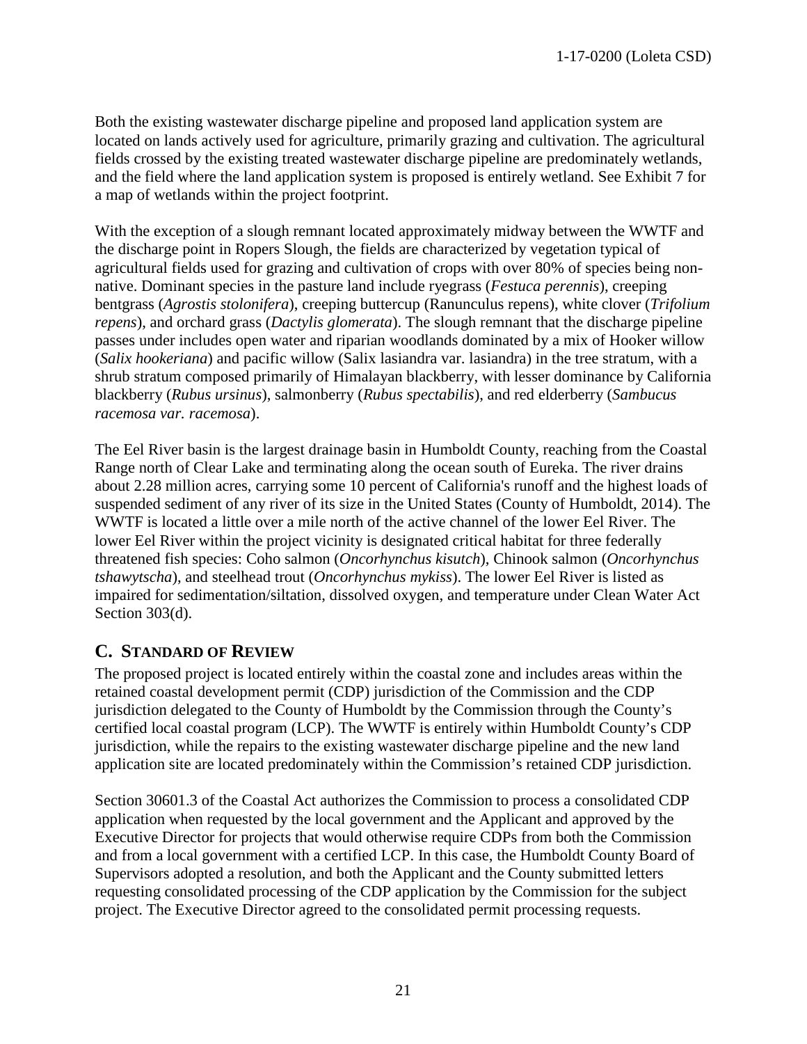Both the existing wastewater discharge pipeline and proposed land application system are located on lands actively used for agriculture, primarily grazing and cultivation. The agricultural fields crossed by the existing treated wastewater discharge pipeline are predominately wetlands, and the field where the land application system is proposed is entirely wetland. See Exhibit 7 for a map of wetlands within the project footprint.

With the exception of a slough remnant located approximately midway between the WWTF and the discharge point in Ropers Slough, the fields are characterized by vegetation typical of agricultural fields used for grazing and cultivation of crops with over 80% of species being non-native. Dominant species in the pasture land include ryegrass (*Festuca perennis*), creeping bentgrass (*Agrostis stolonifera*), creeping buttercup (Ranunculus repens), white clover (*Trifolium repens*), and orchard grass (*Dactylis glomerata*). The slough remnant that the discharge pipeline passes under includes open water and riparian woodlands dominated by a mix of Hooker willow (*Salix hookeriana*) and pacific willow (Salix lasiandra var. lasiandra) in the tree stratum, with a shrub stratum composed primarily of Himalayan blackberry, with lesser dominance by California blackberry (*Rubus ursinus*), salmonberry (*Rubus spectabilis*), and red elderberry (*Sambucus racemosa var. racemosa*).

The Eel River basin is the largest drainage basin in Humboldt County, reaching from the Coastal Range north of Clear Lake and terminating along the ocean south of Eureka. The river drains about 2.28 million acres, carrying some 10 percent of California's runoff and the highest loads of suspended sediment of any river of its size in the United States (County of Humboldt, 2014). The WWTF is located a little over a mile north of the active channel of the lower Eel River. The lower Eel River within the project vicinity is designated critical habitat for three federally threatened fish species: Coho salmon (*Oncorhynchus kisutch*), Chinook salmon (*Oncorhynchus tshawytscha*), and steelhead trout (*Oncorhynchus mykiss*). The lower Eel River is listed as impaired for sedimentation/siltation, dissolved oxygen, and temperature under Clean Water Act Section 303(d).

## C. Standard of Review

The proposed project is located entirely within the coastal zone and includes areas within the retained coastal development permit (CDP) jurisdiction of the Commission and the CDP jurisdiction delegated to the County of Humboldt by the Commission through the County's certified local coastal program (LCP). The WWTF is entirely within Humboldt County's CDP jurisdiction, while the repairs to the existing wastewater discharge pipeline and the new land application site are located predominately within the Commission's retained CDP jurisdiction.

Section 30601.3 of the Coastal Act authorizes the Commission to process a consolidated CDP application when requested by the local government and the Applicant and approved by the Executive Director for projects that would otherwise require CDPs from both the Commission and from a local government with a certified LCP. In this case, the Humboldt County Board of Supervisors adopted a resolution, and both the Applicant and the County submitted letters requesting consolidated processing of the CDP application by the Commission for the subject project. The Executive Director agreed to the consolidated permit processing requests.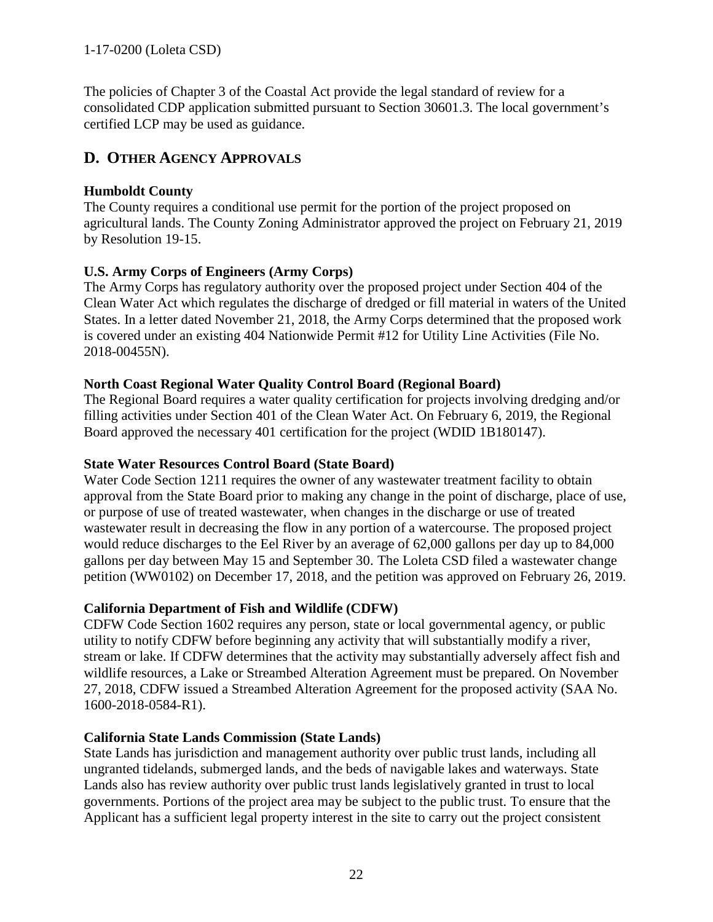The policies of Chapter 3 of the Coastal Act provide the legal standard of review for a consolidated CDP application submitted pursuant to Section 30601.3. The local government's certified LCP may be used as guidance.

## D. OTHER AGENCY APPROVALS

**Humboldt County**

The County requires a conditional use permit for the portion of the project proposed on agricultural lands. The County Zoning Administrator approved the project on February 21, 2019 by Resolution 19-15.

**U.S. Army Corps of Engineers (Army Corps)**

The Army Corps has regulatory authority over the proposed project under Section 404 of the Clean Water Act which regulates the discharge of dredged or fill material in waters of the United States. In a letter dated November 21, 2018, the Army Corps determined that the proposed work is covered under an existing 404 Nationwide Permit #12 for Utility Line Activities (File No. 2018-00455N).

**North Coast Regional Water Quality Control Board (Regional Board)**

The Regional Board requires a water quality certification for projects involving dredging and/or filling activities under Section 401 of the Clean Water Act. On February 6, 2019, the Regional Board approved the necessary 401 certification for the project (WDID 1B180147).

**State Water Resources Control Board (State Board)**

Water Code Section 1211 requires the owner of any wastewater treatment facility to obtain approval from the State Board prior to making any change in the point of discharge, place of use, or purpose of use of treated wastewater, when changes in the discharge or use of treated wastewater result in decreasing the flow in any portion of a watercourse. The proposed project would reduce discharges to the Eel River by an average of 62,000 gallons per day up to 84,000 gallons per day between May 15 and September 30. The Loleta CSD filed a wastewater change petition (WW0102) on December 17, 2018, and the petition was approved on February 26, 2019.

**California Department of Fish and Wildlife (CDFW)**

CDFW Code Section 1602 requires any person, state or local governmental agency, or public utility to notify CDFW before beginning any activity that will substantially modify a river, stream or lake. If CDFW determines that the activity may substantially adversely affect fish and wildlife resources, a Lake or Streambed Alteration Agreement must be prepared. On November 27, 2018, CDFW issued a Streambed Alteration Agreement for the proposed activity (SAA No. 1600-2018-0584-R1).

**California State Lands Commission (State Lands)**

State Lands has jurisdiction and management authority over public trust lands, including all ungranted tidelands, submerged lands, and the beds of navigable lakes and waterways. State Lands also has review authority over public trust lands legislatively granted in trust to local governments. Portions of the project area may be subject to the public trust. To ensure that the Applicant has a sufficient legal property interest in the site to carry out the project consistent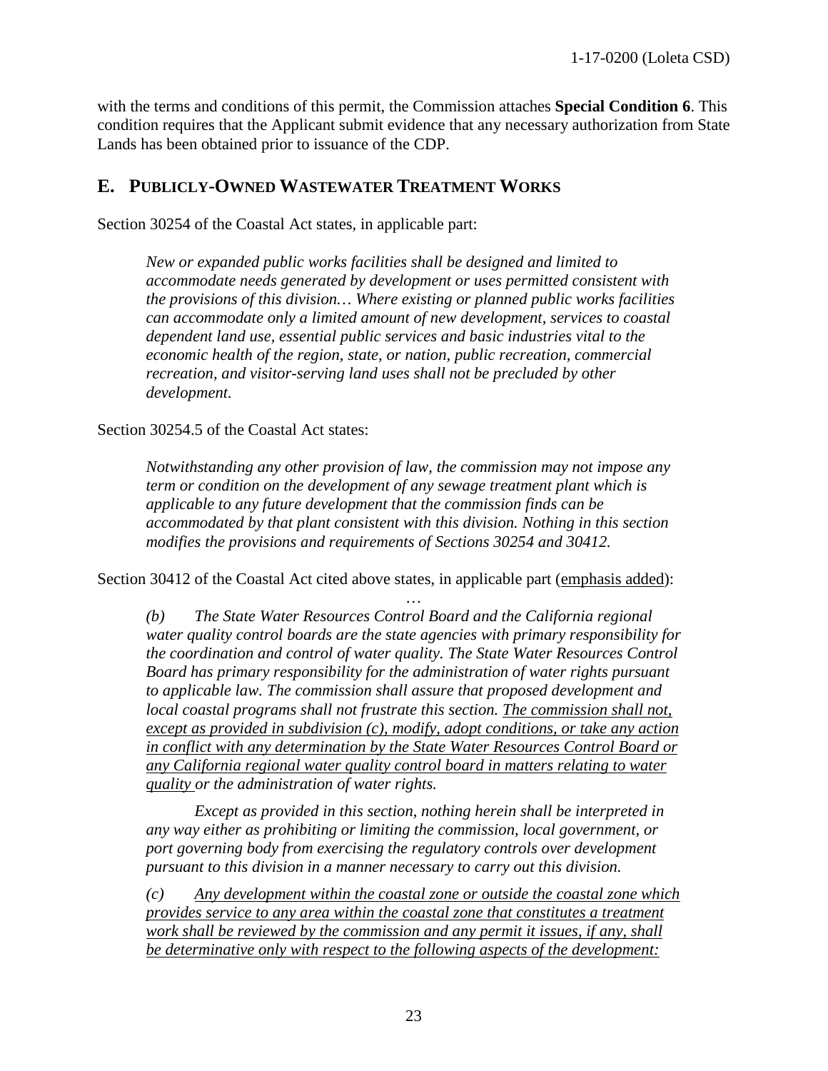with the terms and conditions of this permit, the Commission attaches **Special Condition 6**. This condition requires that the Applicant submit evidence that any necessary authorization from State Lands has been obtained prior to issuance of the CDP.

## E. PUBLICLY-OWNED WASTEWATER TREATMENT WORKS

Section 30254 of the Coastal Act states, in applicable part:

> *New or expanded public works facilities shall be designed and limited to accommodate needs generated by development or uses permitted consistent with the provisions of this division… Where existing or planned public works facilities can accommodate only a limited amount of new development, services to coastal dependent land use, essential public services and basic industries vital to the economic health of the region, state, or nation, public recreation, commercial recreation, and visitor-serving land uses shall not be precluded by other development.*

Section 30254.5 of the Coastal Act states:

> *Notwithstanding any other provision of law, the commission may not impose any term or condition on the development of any sewage treatment plant which is applicable to any future development that the commission finds can be accommodated by that plant consistent with this division. Nothing in this section modifies the provisions and requirements of Sections 30254 and 30412.*

Section 30412 of the Coastal Act cited above states, in applicable part (<u>emphasis added</u>):

…

> *(b) The State Water Resources Control Board and the California regional water quality control boards are the state agencies with primary responsibility for the coordination and control of water quality. The State Water Resources Control Board has primary responsibility for the administration of water rights pursuant to applicable law. The commission shall assure that proposed development and local coastal programs shall not frustrate this section. <u>The commission shall not, except as provided in subdivision (c), modify, adopt conditions, or take any action in conflict with any determination by the State Water Resources Control Board or any California regional water quality control board in matters relating to water quality</u> or the administration of water rights.*
>
> *Except as provided in this section, nothing herein shall be interpreted in any way either as prohibiting or limiting the commission, local government, or port governing body from exercising the regulatory controls over development pursuant to this division in a manner necessary to carry out this division.*
>
> *(c) <u>Any development within the coastal zone or outside the coastal zone which provides service to any area within the coastal zone that constitutes a treatment work shall be reviewed by the commission and any permit it issues, if any, shall be determinative only with respect to the following aspects of the development:</u>*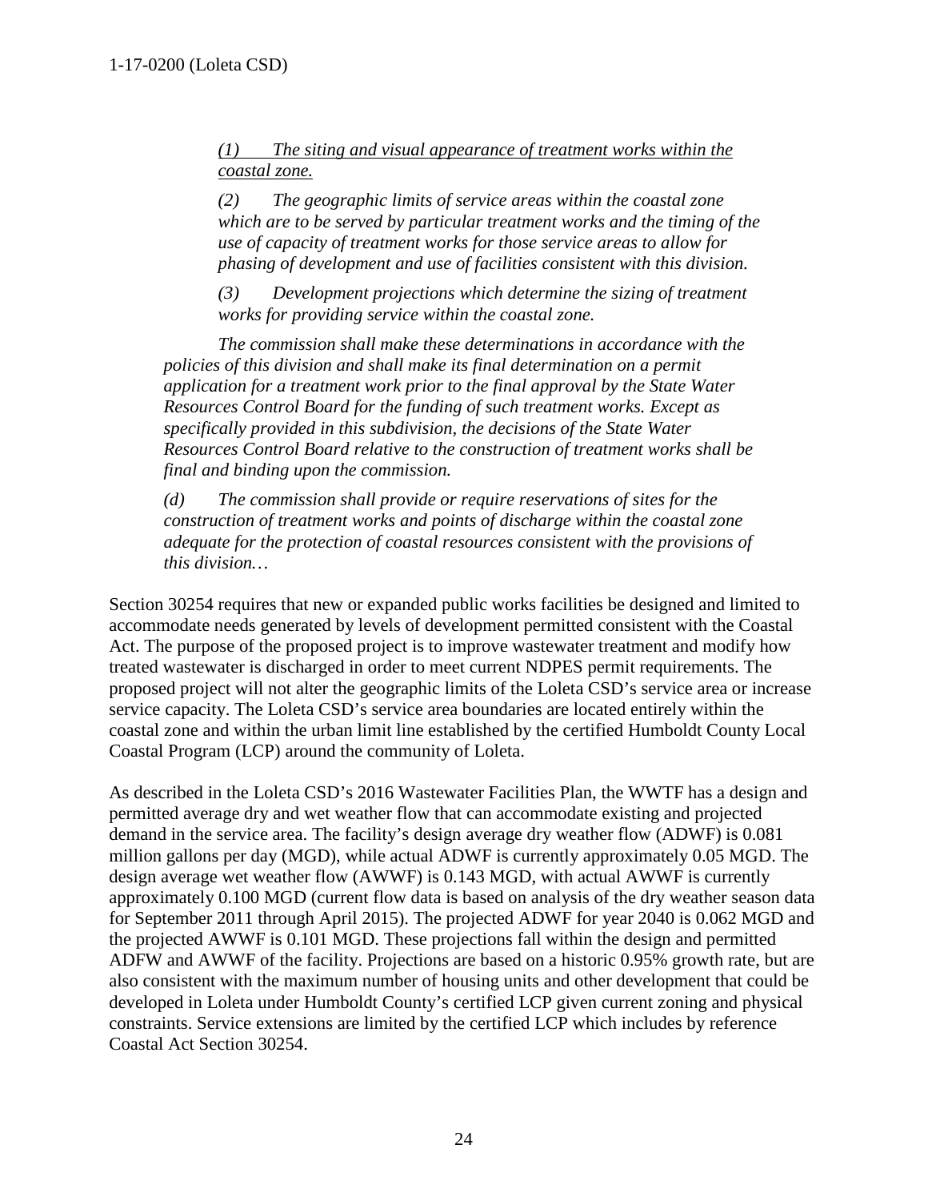> *<u>(1) The siting and visual appearance of treatment works within the coastal zone.</u>*
>
> *(2) The geographic limits of service areas within the coastal zone which are to be served by particular treatment works and the timing of the use of capacity of treatment works for those service areas to allow for phasing of development and use of facilities consistent with this division.*
>
> *(3) Development projections which determine the sizing of treatment works for providing service within the coastal zone.*
>
> *The commission shall make these determinations in accordance with the policies of this division and shall make its final determination on a permit application for a treatment work prior to the final approval by the State Water Resources Control Board for the funding of such treatment works. Except as specifically provided in this subdivision, the decisions of the State Water Resources Control Board relative to the construction of treatment works shall be final and binding upon the commission.*
>
> *(d) The commission shall provide or require reservations of sites for the construction of treatment works and points of discharge within the coastal zone adequate for the protection of coastal resources consistent with the provisions of this division…*

Section 30254 requires that new or expanded public works facilities be designed and limited to accommodate needs generated by levels of development permitted consistent with the Coastal Act. The purpose of the proposed project is to improve wastewater treatment and modify how treated wastewater is discharged in order to meet current NDPES permit requirements. The proposed project will not alter the geographic limits of the Loleta CSD's service area or increase service capacity. The Loleta CSD's service area boundaries are located entirely within the coastal zone and within the urban limit line established by the certified Humboldt County Local Coastal Program (LCP) around the community of Loleta.

As described in the Loleta CSD's 2016 Wastewater Facilities Plan, the WWTF has a design and permitted average dry and wet weather flow that can accommodate existing and projected demand in the service area. The facility's design average dry weather flow (ADWF) is 0.081 million gallons per day (MGD), while actual ADWF is currently approximately 0.05 MGD. The design average wet weather flow (AWWF) is 0.143 MGD, with actual AWWF is currently approximately 0.100 MGD (current flow data is based on analysis of the dry weather season data for September 2011 through April 2015). The projected ADWF for year 2040 is 0.062 MGD and the projected AWWF is 0.101 MGD. These projections fall within the design and permitted ADFW and AWWF of the facility. Projections are based on a historic 0.95% growth rate, but are also consistent with the maximum number of housing units and other development that could be developed in Loleta under Humboldt County's certified LCP given current zoning and physical constraints. Service extensions are limited by the certified LCP which includes by reference Coastal Act Section 30254.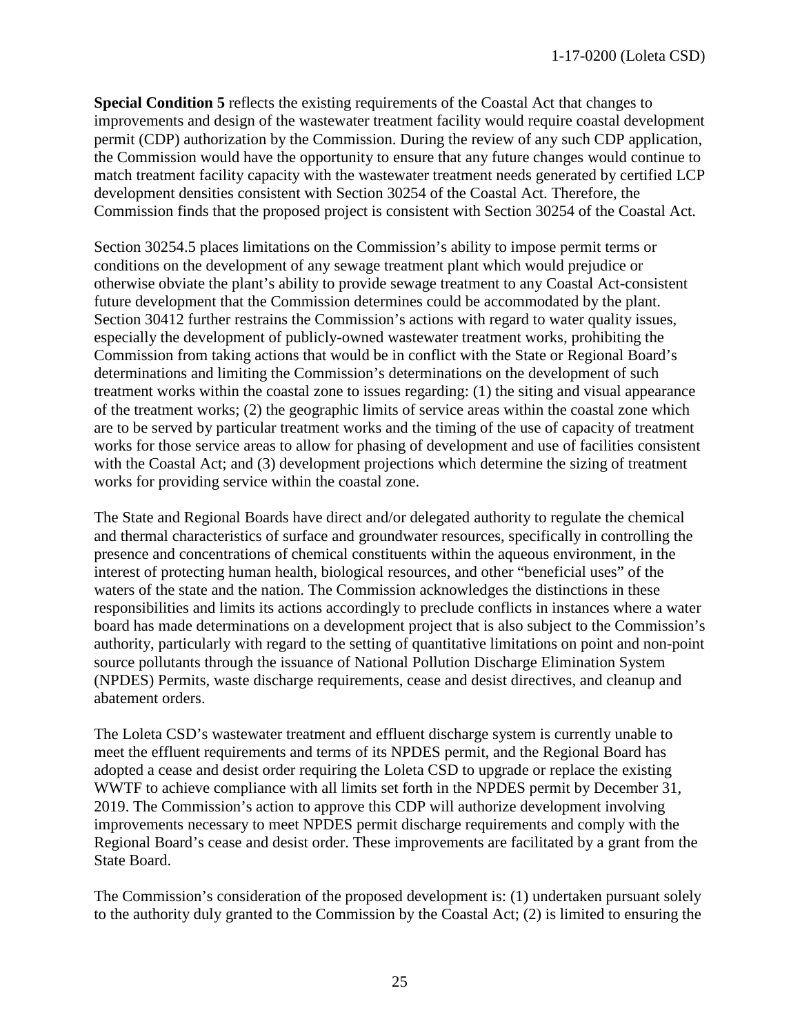**Special Condition 5** reflects the existing requirements of the Coastal Act that changes to improvements and design of the wastewater treatment facility would require coastal development permit (CDP) authorization by the Commission. During the review of any such CDP application, the Commission would have the opportunity to ensure that any future changes would continue to match treatment facility capacity with the wastewater treatment needs generated by certified LCP development densities consistent with Section 30254 of the Coastal Act. Therefore, the Commission finds that the proposed project is consistent with Section 30254 of the Coastal Act.

Section 30254.5 places limitations on the Commission's ability to impose permit terms or conditions on the development of any sewage treatment plant which would prejudice or otherwise obviate the plant's ability to provide sewage treatment to any Coastal Act-consistent future development that the Commission determines could be accommodated by the plant. Section 30412 further restrains the Commission's actions with regard to water quality issues, especially the development of publicly-owned wastewater treatment works, prohibiting the Commission from taking actions that would be in conflict with the State or Regional Board's determinations and limiting the Commission's determinations on the development of such treatment works within the coastal zone to issues regarding: (1) the siting and visual appearance of the treatment works; (2) the geographic limits of service areas within the coastal zone which are to be served by particular treatment works and the timing of the use of capacity of treatment works for those service areas to allow for phasing of development and use of facilities consistent with the Coastal Act; and (3) development projections which determine the sizing of treatment works for providing service within the coastal zone.

The State and Regional Boards have direct and/or delegated authority to regulate the chemical and thermal characteristics of surface and groundwater resources, specifically in controlling the presence and concentrations of chemical constituents within the aqueous environment, in the interest of protecting human health, biological resources, and other "beneficial uses" of the waters of the state and the nation. The Commission acknowledges the distinctions in these responsibilities and limits its actions accordingly to preclude conflicts in instances where a water board has made determinations on a development project that is also subject to the Commission's authority, particularly with regard to the setting of quantitative limitations on point and non-point source pollutants through the issuance of National Pollution Discharge Elimination System (NPDES) Permits, waste discharge requirements, cease and desist directives, and cleanup and abatement orders.

The Loleta CSD's wastewater treatment and effluent discharge system is currently unable to meet the effluent requirements and terms of its NPDES permit, and the Regional Board has adopted a cease and desist order requiring the Loleta CSD to upgrade or replace the existing WWTF to achieve compliance with all limits set forth in the NPDES permit by December 31, 2019. The Commission's action to approve this CDP will authorize development involving improvements necessary to meet NPDES permit discharge requirements and comply with the Regional Board's cease and desist order. These improvements are facilitated by a grant from the State Board.

The Commission's consideration of the proposed development is: (1) undertaken pursuant solely to the authority duly granted to the Commission by the Coastal Act; (2) is limited to ensuring the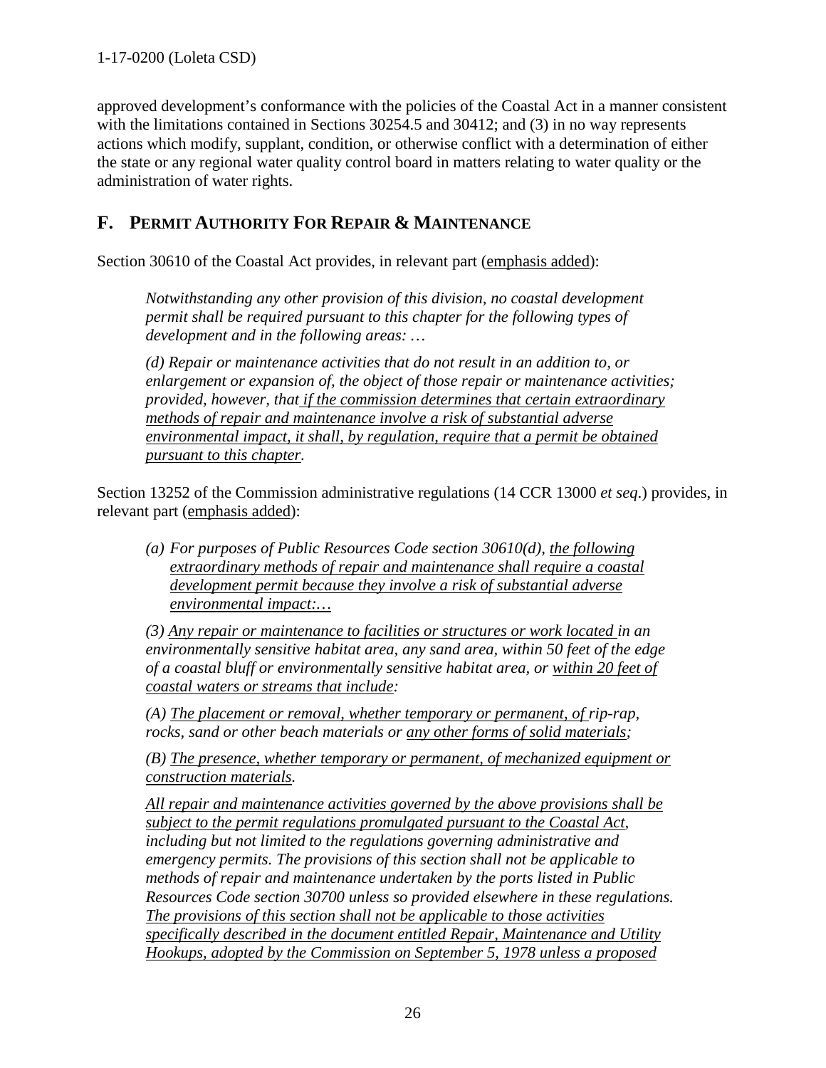approved development's conformance with the policies of the Coastal Act in a manner consistent with the limitations contained in Sections 30254.5 and 30412; and (3) in no way represents actions which modify, supplant, condition, or otherwise conflict with a determination of either the state or any regional water quality control board in matters relating to water quality or the administration of water rights.

## F. PERMIT AUTHORITY FOR REPAIR & MAINTENANCE

Section 30610 of the Coastal Act provides, in relevant part (<u>emphasis added</u>):

> *Notwithstanding any other provision of this division, no coastal development permit shall be required pursuant to this chapter for the following types of development and in the following areas: …*
>
> *(d) Repair or maintenance activities that do not result in an addition to, or enlargement or expansion of, the object of those repair or maintenance activities; provided, however, that <u>if the commission determines that certain extraordinary methods of repair and maintenance involve a risk of substantial adverse environmental impact, it shall, by regulation, require that a permit be obtained pursuant to this chapter</u>.*

Section 13252 of the Commission administrative regulations (14 CCR 13000 *et seq*.) provides, in relevant part (<u>emphasis added</u>):

> *(a) For purposes of Public Resources Code section 30610(d), <u>the following extraordinary methods of repair and maintenance shall require a coastal development permit because they involve a risk of substantial adverse environmental impact:…</u>*
>
> *(3) <u>Any repair or maintenance to facilities or structures or work located</u> in an environmentally sensitive habitat area, any sand area, within 50 feet of the edge of a coastal bluff or environmentally sensitive habitat area, or <u>within 20 feet of coastal waters or streams that include</u>:*
>
> *(A) <u>The placement or removal, whether temporary or permanent, of</u> rip-rap, rocks, sand or other beach materials or <u>any other forms of solid materials</u>;*
>
> *(B) <u>The presence, whether temporary or permanent, of mechanized equipment or construction materials</u>.*
>
> *<u>All repair and maintenance activities governed by the above provisions shall be subject to the permit regulations promulgated pursuant to the Coastal Act</u>, including but not limited to the regulations governing administrative and emergency permits. The provisions of this section shall not be applicable to methods of repair and maintenance undertaken by the ports listed in Public Resources Code section 30700 unless so provided elsewhere in these regulations. <u>The provisions of this section shall not be applicable to those activities specifically described in the document entitled Repair, Maintenance and Utility Hookups, adopted by the Commission on September 5, 1978 unless a proposed</u>*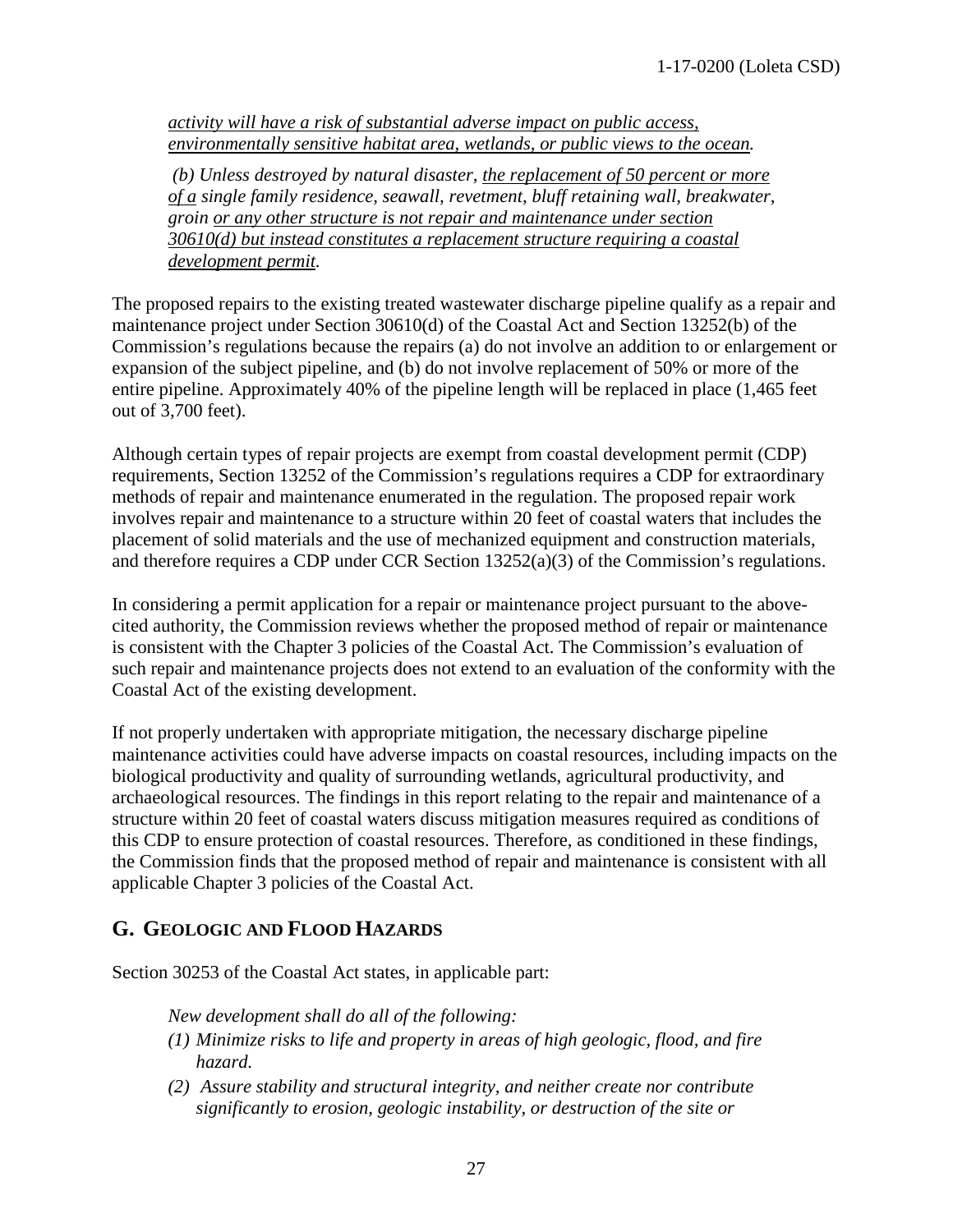> *activity will have a risk of substantial adverse impact on public access, environmentally sensitive habitat area, wetlands, or public views to the ocean.*
>
> *(b) Unless destroyed by natural disaster, the replacement of 50 percent or more of a single family residence, seawall, revetment, bluff retaining wall, breakwater, groin or any other structure is not repair and maintenance under section 30610(d) but instead constitutes a replacement structure requiring a coastal development permit.*

The proposed repairs to the existing treated wastewater discharge pipeline qualify as a repair and maintenance project under Section 30610(d) of the Coastal Act and Section 13252(b) of the Commission's regulations because the repairs (a) do not involve an addition to or enlargement or expansion of the subject pipeline, and (b) do not involve replacement of 50% or more of the entire pipeline. Approximately 40% of the pipeline length will be replaced in place (1,465 feet out of 3,700 feet).

Although certain types of repair projects are exempt from coastal development permit (CDP) requirements, Section 13252 of the Commission's regulations requires a CDP for extraordinary methods of repair and maintenance enumerated in the regulation. The proposed repair work involves repair and maintenance to a structure within 20 feet of coastal waters that includes the placement of solid materials and the use of mechanized equipment and construction materials, and therefore requires a CDP under CCR Section 13252(a)(3) of the Commission's regulations.

In considering a permit application for a repair or maintenance project pursuant to the above-cited authority, the Commission reviews whether the proposed method of repair or maintenance is consistent with the Chapter 3 policies of the Coastal Act. The Commission's evaluation of such repair and maintenance projects does not extend to an evaluation of the conformity with the Coastal Act of the existing development.

If not properly undertaken with appropriate mitigation, the necessary discharge pipeline maintenance activities could have adverse impacts on coastal resources, including impacts on the biological productivity and quality of surrounding wetlands, agricultural productivity, and archaeological resources. The findings in this report relating to the repair and maintenance of a structure within 20 feet of coastal waters discuss mitigation measures required as conditions of this CDP to ensure protection of coastal resources. Therefore, as conditioned in these findings, the Commission finds that the proposed method of repair and maintenance is consistent with all applicable Chapter 3 policies of the Coastal Act.

## G. Geologic and Flood Hazards

Section 30253 of the Coastal Act states, in applicable part:

> *New development shall do all of the following:*
>
> *(1) Minimize risks to life and property in areas of high geologic, flood, and fire hazard.*
>
> *(2) Assure stability and structural integrity, and neither create nor contribute significantly to erosion, geologic instability, or destruction of the site or*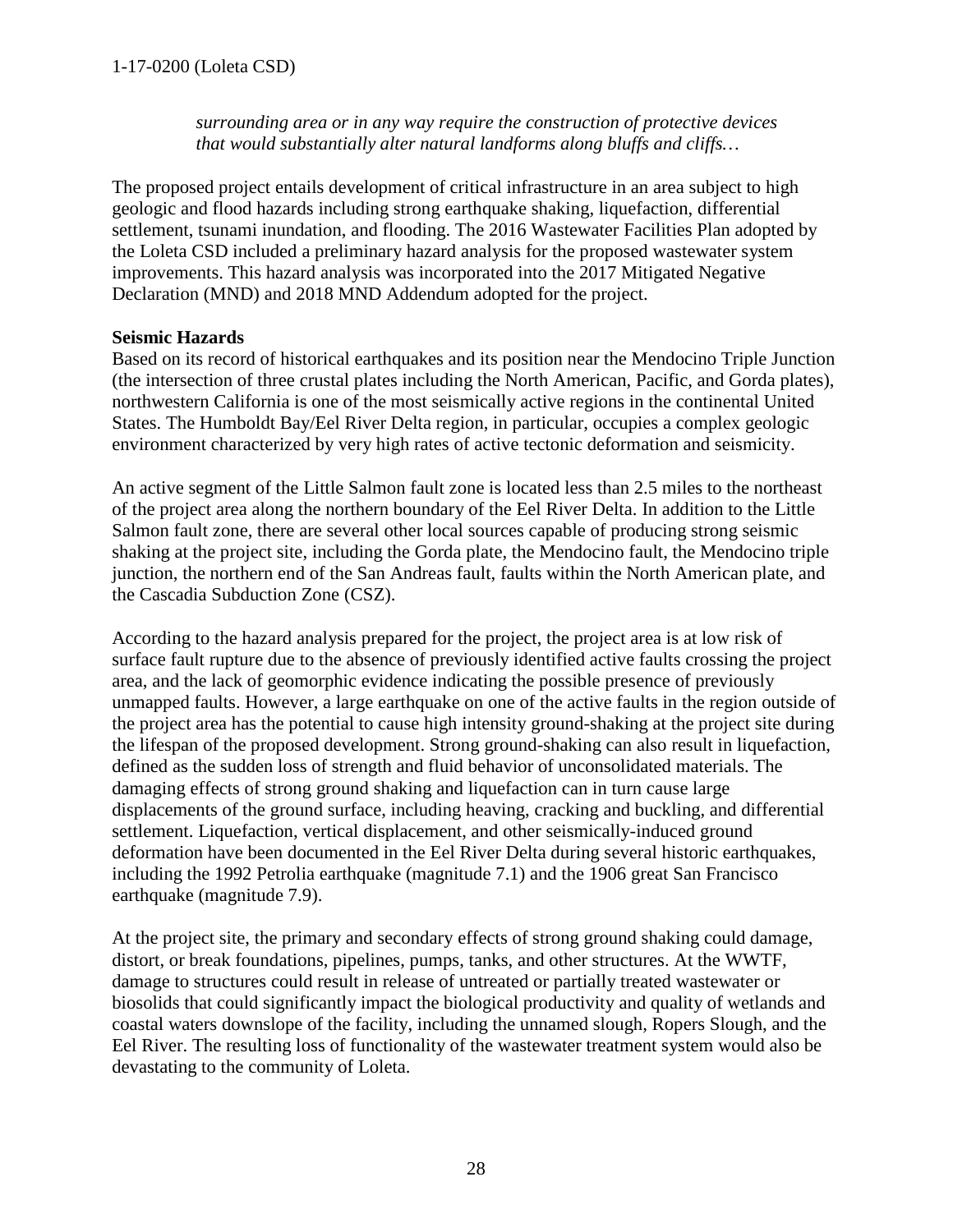> *surrounding area or in any way require the construction of protective devices that would substantially alter natural landforms along bluffs and cliffs…*

The proposed project entails development of critical infrastructure in an area subject to high geologic and flood hazards including strong earthquake shaking, liquefaction, differential settlement, tsunami inundation, and flooding. The 2016 Wastewater Facilities Plan adopted by the Loleta CSD included a preliminary hazard analysis for the proposed wastewater system improvements. This hazard analysis was incorporated into the 2017 Mitigated Negative Declaration (MND) and 2018 MND Addendum adopted for the project.

**Seismic Hazards**

Based on its record of historical earthquakes and its position near the Mendocino Triple Junction (the intersection of three crustal plates including the North American, Pacific, and Gorda plates), northwestern California is one of the most seismically active regions in the continental United States. The Humboldt Bay/Eel River Delta region, in particular, occupies a complex geologic environment characterized by very high rates of active tectonic deformation and seismicity.

An active segment of the Little Salmon fault zone is located less than 2.5 miles to the northeast of the project area along the northern boundary of the Eel River Delta. In addition to the Little Salmon fault zone, there are several other local sources capable of producing strong seismic shaking at the project site, including the Gorda plate, the Mendocino fault, the Mendocino triple junction, the northern end of the San Andreas fault, faults within the North American plate, and the Cascadia Subduction Zone (CSZ).

According to the hazard analysis prepared for the project, the project area is at low risk of surface fault rupture due to the absence of previously identified active faults crossing the project area, and the lack of geomorphic evidence indicating the possible presence of previously unmapped faults. However, a large earthquake on one of the active faults in the region outside of the project area has the potential to cause high intensity ground-shaking at the project site during the lifespan of the proposed development. Strong ground-shaking can also result in liquefaction, defined as the sudden loss of strength and fluid behavior of unconsolidated materials. The damaging effects of strong ground shaking and liquefaction can in turn cause large displacements of the ground surface, including heaving, cracking and buckling, and differential settlement. Liquefaction, vertical displacement, and other seismically-induced ground deformation have been documented in the Eel River Delta during several historic earthquakes, including the 1992 Petrolia earthquake (magnitude 7.1) and the 1906 great San Francisco earthquake (magnitude 7.9).

At the project site, the primary and secondary effects of strong ground shaking could damage, distort, or break foundations, pipelines, pumps, tanks, and other structures. At the WWTF, damage to structures could result in release of untreated or partially treated wastewater or biosolids that could significantly impact the biological productivity and quality of wetlands and coastal waters downslope of the facility, including the unnamed slough, Ropers Slough, and the Eel River. The resulting loss of functionality of the wastewater treatment system would also be devastating to the community of Loleta.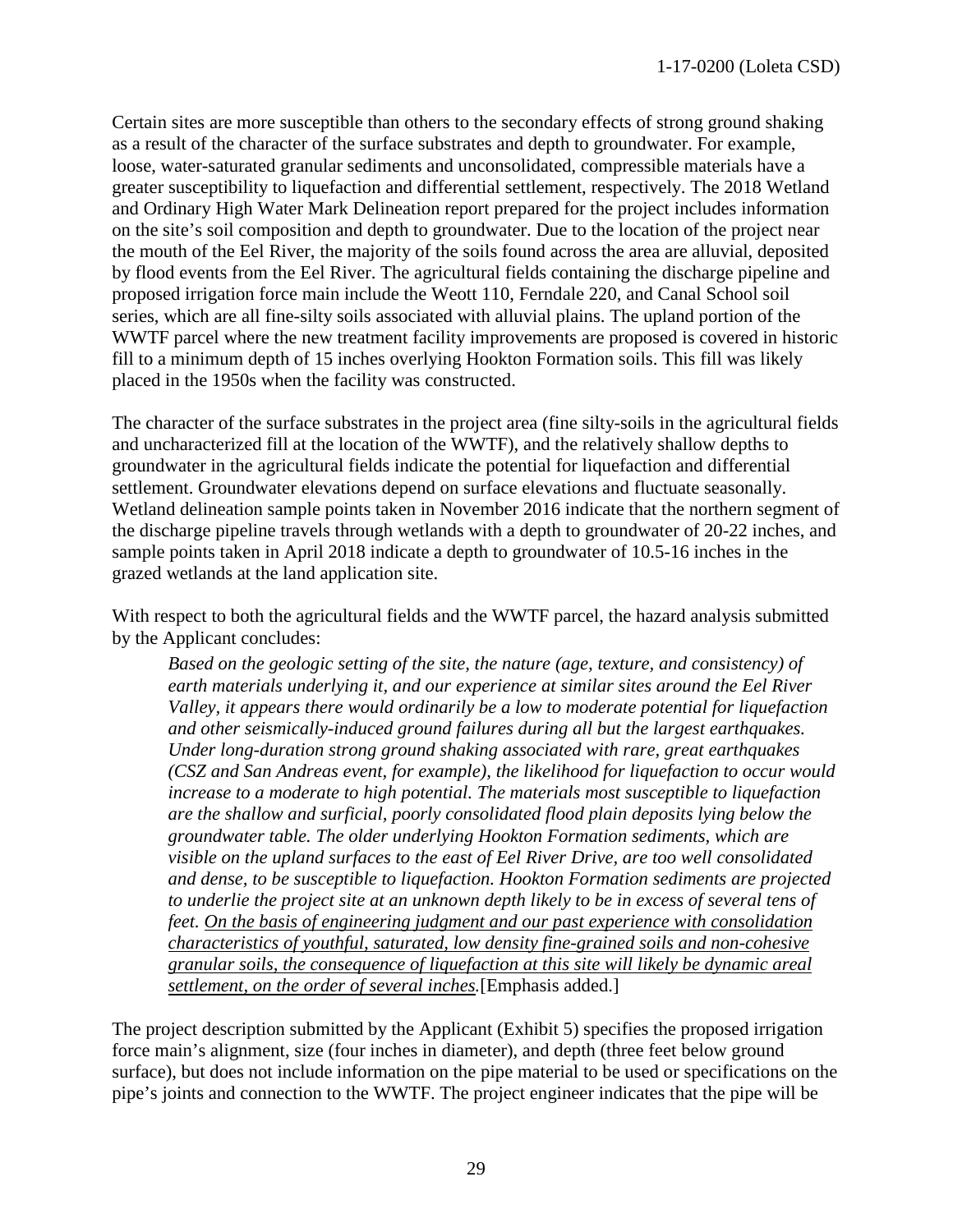Certain sites are more susceptible than others to the secondary effects of strong ground shaking as a result of the character of the surface substrates and depth to groundwater. For example, loose, water-saturated granular sediments and unconsolidated, compressible materials have a greater susceptibility to liquefaction and differential settlement, respectively. The 2018 Wetland and Ordinary High Water Mark Delineation report prepared for the project includes information on the site's soil composition and depth to groundwater. Due to the location of the project near the mouth of the Eel River, the majority of the soils found across the area are alluvial, deposited by flood events from the Eel River. The agricultural fields containing the discharge pipeline and proposed irrigation force main include the Weott 110, Ferndale 220, and Canal School soil series, which are all fine-silty soils associated with alluvial plains. The upland portion of the WWTF parcel where the new treatment facility improvements are proposed is covered in historic fill to a minimum depth of 15 inches overlying Hookton Formation soils. This fill was likely placed in the 1950s when the facility was constructed.

The character of the surface substrates in the project area (fine silty-soils in the agricultural fields and uncharacterized fill at the location of the WWTF), and the relatively shallow depths to groundwater in the agricultural fields indicate the potential for liquefaction and differential settlement. Groundwater elevations depend on surface elevations and fluctuate seasonally. Wetland delineation sample points taken in November 2016 indicate that the northern segment of the discharge pipeline travels through wetlands with a depth to groundwater of 20-22 inches, and sample points taken in April 2018 indicate a depth to groundwater of 10.5-16 inches in the grazed wetlands at the land application site.

With respect to both the agricultural fields and the WWTF parcel, the hazard analysis submitted by the Applicant concludes:

> *Based on the geologic setting of the site, the nature (age, texture, and consistency) of earth materials underlying it, and our experience at similar sites around the Eel River Valley, it appears there would ordinarily be a low to moderate potential for liquefaction and other seismically-induced ground failures during all but the largest earthquakes. Under long-duration strong ground shaking associated with rare, great earthquakes (CSZ and San Andreas event, for example), the likelihood for liquefaction to occur would increase to a moderate to high potential. The materials most susceptible to liquefaction are the shallow and surficial, poorly consolidated flood plain deposits lying below the groundwater table. The older underlying Hookton Formation sediments, which are visible on the upland surfaces to the east of Eel River Drive, are too well consolidated and dense, to be susceptible to liquefaction. Hookton Formation sediments are projected to underlie the project site at an unknown depth likely to be in excess of several tens of feet. <u>On the basis of engineering judgment and our past experience with consolidation characteristics of youthful, saturated, low density fine-grained soils and non-cohesive granular soils, the consequence of liquefaction at this site will likely be dynamic areal settlement, on the order of several inches</u>.* [Emphasis added.]

The project description submitted by the Applicant (Exhibit 5) specifies the proposed irrigation force main's alignment, size (four inches in diameter), and depth (three feet below ground surface), but does not include information on the pipe material to be used or specifications on the pipe's joints and connection to the WWTF. The project engineer indicates that the pipe will be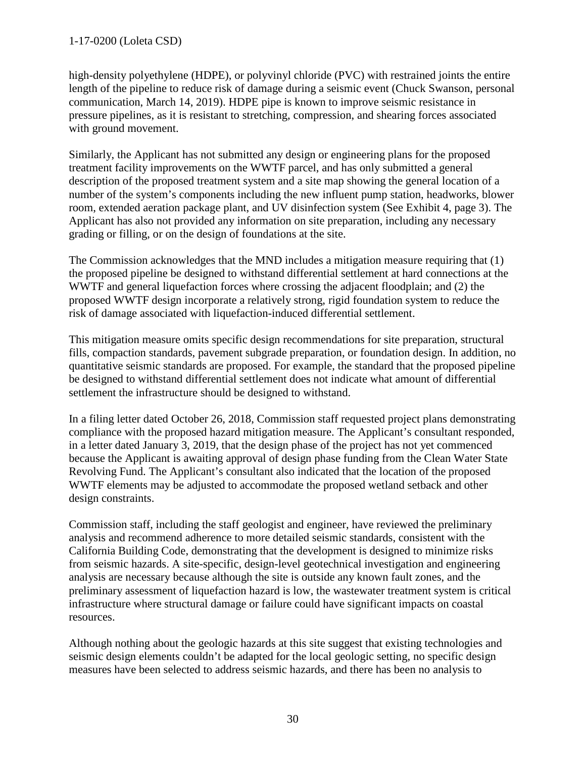high-density polyethylene (HDPE), or polyvinyl chloride (PVC) with restrained joints the entire length of the pipeline to reduce risk of damage during a seismic event (Chuck Swanson, personal communication, March 14, 2019). HDPE pipe is known to improve seismic resistance in pressure pipelines, as it is resistant to stretching, compression, and shearing forces associated with ground movement.

Similarly, the Applicant has not submitted any design or engineering plans for the proposed treatment facility improvements on the WWTF parcel, and has only submitted a general description of the proposed treatment system and a site map showing the general location of a number of the system's components including the new influent pump station, headworks, blower room, extended aeration package plant, and UV disinfection system (See Exhibit 4, page 3). The Applicant has also not provided any information on site preparation, including any necessary grading or filling, or on the design of foundations at the site.

The Commission acknowledges that the MND includes a mitigation measure requiring that (1) the proposed pipeline be designed to withstand differential settlement at hard connections at the WWTF and general liquefaction forces where crossing the adjacent floodplain; and (2) the proposed WWTF design incorporate a relatively strong, rigid foundation system to reduce the risk of damage associated with liquefaction-induced differential settlement.

This mitigation measure omits specific design recommendations for site preparation, structural fills, compaction standards, pavement subgrade preparation, or foundation design. In addition, no quantitative seismic standards are proposed. For example, the standard that the proposed pipeline be designed to withstand differential settlement does not indicate what amount of differential settlement the infrastructure should be designed to withstand.

In a filing letter dated October 26, 2018, Commission staff requested project plans demonstrating compliance with the proposed hazard mitigation measure. The Applicant's consultant responded, in a letter dated January 3, 2019, that the design phase of the project has not yet commenced because the Applicant is awaiting approval of design phase funding from the Clean Water State Revolving Fund. The Applicant's consultant also indicated that the location of the proposed WWTF elements may be adjusted to accommodate the proposed wetland setback and other design constraints.

Commission staff, including the staff geologist and engineer, have reviewed the preliminary analysis and recommend adherence to more detailed seismic standards, consistent with the California Building Code, demonstrating that the development is designed to minimize risks from seismic hazards. A site-specific, design-level geotechnical investigation and engineering analysis are necessary because although the site is outside any known fault zones, and the preliminary assessment of liquefaction hazard is low, the wastewater treatment system is critical infrastructure where structural damage or failure could have significant impacts on coastal resources.

Although nothing about the geologic hazards at this site suggest that existing technologies and seismic design elements couldn't be adapted for the local geologic setting, no specific design measures have been selected to address seismic hazards, and there has been no analysis to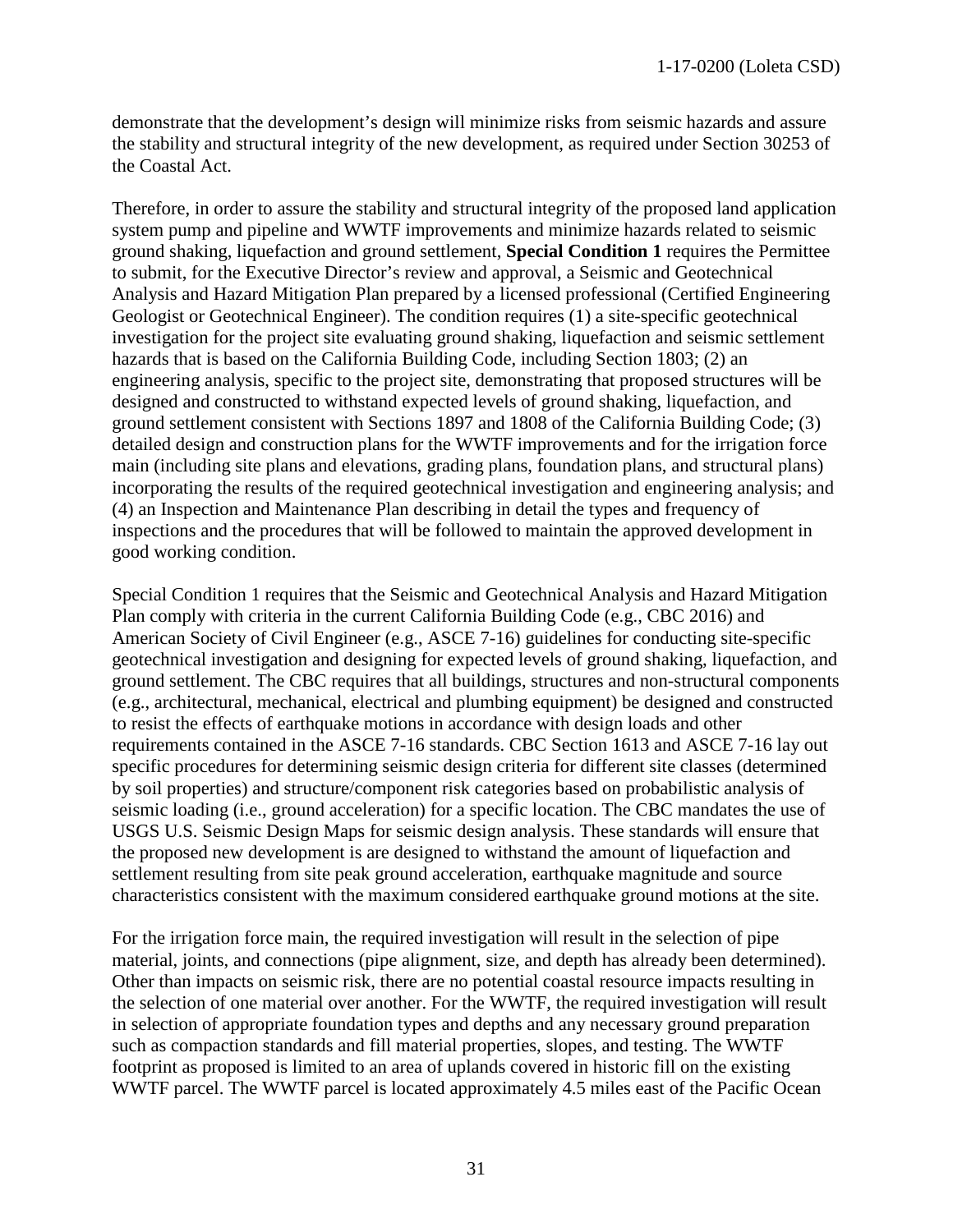demonstrate that the development's design will minimize risks from seismic hazards and assure the stability and structural integrity of the new development, as required under Section 30253 of the Coastal Act.

Therefore, in order to assure the stability and structural integrity of the proposed land application system pump and pipeline and WWTF improvements and minimize hazards related to seismic ground shaking, liquefaction and ground settlement, **Special Condition 1** requires the Permittee to submit, for the Executive Director's review and approval, a Seismic and Geotechnical Analysis and Hazard Mitigation Plan prepared by a licensed professional (Certified Engineering Geologist or Geotechnical Engineer). The condition requires (1) a site-specific geotechnical investigation for the project site evaluating ground shaking, liquefaction and seismic settlement hazards that is based on the California Building Code, including Section 1803; (2) an engineering analysis, specific to the project site, demonstrating that proposed structures will be designed and constructed to withstand expected levels of ground shaking, liquefaction, and ground settlement consistent with Sections 1897 and 1808 of the California Building Code; (3) detailed design and construction plans for the WWTF improvements and for the irrigation force main (including site plans and elevations, grading plans, foundation plans, and structural plans) incorporating the results of the required geotechnical investigation and engineering analysis; and (4) an Inspection and Maintenance Plan describing in detail the types and frequency of inspections and the procedures that will be followed to maintain the approved development in good working condition.

Special Condition 1 requires that the Seismic and Geotechnical Analysis and Hazard Mitigation Plan comply with criteria in the current California Building Code (e.g., CBC 2016) and American Society of Civil Engineer (e.g., ASCE 7-16) guidelines for conducting site-specific geotechnical investigation and designing for expected levels of ground shaking, liquefaction, and ground settlement. The CBC requires that all buildings, structures and non-structural components (e.g., architectural, mechanical, electrical and plumbing equipment) be designed and constructed to resist the effects of earthquake motions in accordance with design loads and other requirements contained in the ASCE 7-16 standards. CBC Section 1613 and ASCE 7-16 lay out specific procedures for determining seismic design criteria for different site classes (determined by soil properties) and structure/component risk categories based on probabilistic analysis of seismic loading (i.e., ground acceleration) for a specific location. The CBC mandates the use of USGS U.S. Seismic Design Maps for seismic design analysis. These standards will ensure that the proposed new development is are designed to withstand the amount of liquefaction and settlement resulting from site peak ground acceleration, earthquake magnitude and source characteristics consistent with the maximum considered earthquake ground motions at the site.

For the irrigation force main, the required investigation will result in the selection of pipe material, joints, and connections (pipe alignment, size, and depth has already been determined). Other than impacts on seismic risk, there are no potential coastal resource impacts resulting in the selection of one material over another. For the WWTF, the required investigation will result in selection of appropriate foundation types and depths and any necessary ground preparation such as compaction standards and fill material properties, slopes, and testing. The WWTF footprint as proposed is limited to an area of uplands covered in historic fill on the existing WWTF parcel. The WWTF parcel is located approximately 4.5 miles east of the Pacific Ocean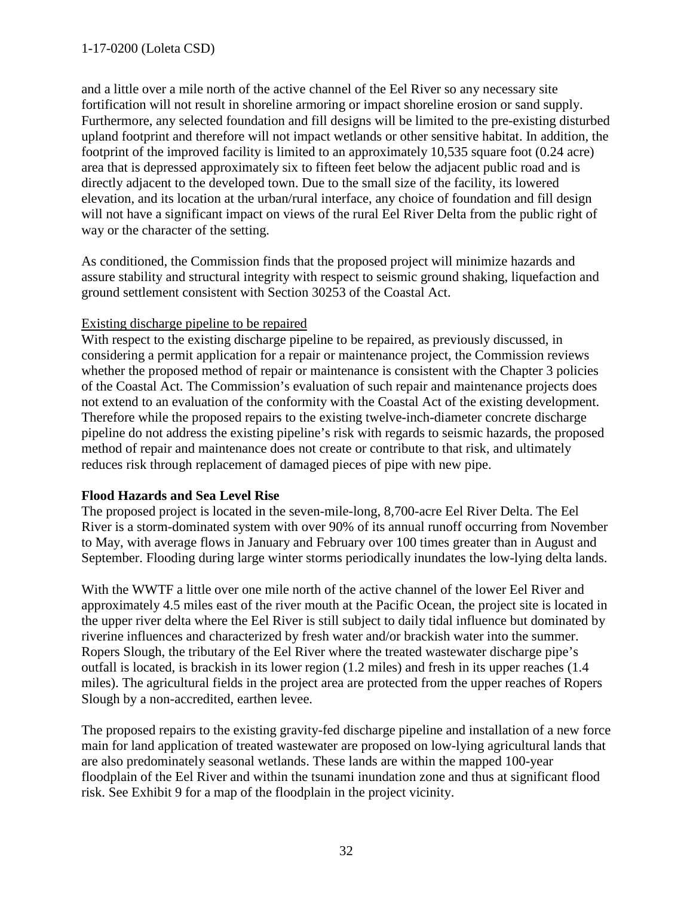and a little over a mile north of the active channel of the Eel River so any necessary site fortification will not result in shoreline armoring or impact shoreline erosion or sand supply. Furthermore, any selected foundation and fill designs will be limited to the pre-existing disturbed upland footprint and therefore will not impact wetlands or other sensitive habitat. In addition, the footprint of the improved facility is limited to an approximately 10,535 square foot (0.24 acre) area that is depressed approximately six to fifteen feet below the adjacent public road and is directly adjacent to the developed town. Due to the small size of the facility, its lowered elevation, and its location at the urban/rural interface, any choice of foundation and fill design will not have a significant impact on views of the rural Eel River Delta from the public right of way or the character of the setting.

As conditioned, the Commission finds that the proposed project will minimize hazards and assure stability and structural integrity with respect to seismic ground shaking, liquefaction and ground settlement consistent with Section 30253 of the Coastal Act.

<u>Existing discharge pipeline to be repaired</u>

With respect to the existing discharge pipeline to be repaired, as previously discussed, in considering a permit application for a repair or maintenance project, the Commission reviews whether the proposed method of repair or maintenance is consistent with the Chapter 3 policies of the Coastal Act. The Commission's evaluation of such repair and maintenance projects does not extend to an evaluation of the conformity with the Coastal Act of the existing development. Therefore while the proposed repairs to the existing twelve-inch-diameter concrete discharge pipeline do not address the existing pipeline's risk with regards to seismic hazards, the proposed method of repair and maintenance does not create or contribute to that risk, and ultimately reduces risk through replacement of damaged pieces of pipe with new pipe.

**Flood Hazards and Sea Level Rise**

The proposed project is located in the seven-mile-long, 8,700-acre Eel River Delta. The Eel River is a storm-dominated system with over 90% of its annual runoff occurring from November to May, with average flows in January and February over 100 times greater than in August and September. Flooding during large winter storms periodically inundates the low-lying delta lands.

With the WWTF a little over one mile north of the active channel of the lower Eel River and approximately 4.5 miles east of the river mouth at the Pacific Ocean, the project site is located in the upper river delta where the Eel River is still subject to daily tidal influence but dominated by riverine influences and characterized by fresh water and/or brackish water into the summer. Ropers Slough, the tributary of the Eel River where the treated wastewater discharge pipe's outfall is located, is brackish in its lower region (1.2 miles) and fresh in its upper reaches (1.4 miles). The agricultural fields in the project area are protected from the upper reaches of Ropers Slough by a non-accredited, earthen levee.

The proposed repairs to the existing gravity-fed discharge pipeline and installation of a new force main for land application of treated wastewater are proposed on low-lying agricultural lands that are also predominately seasonal wetlands. These lands are within the mapped 100-year floodplain of the Eel River and within the tsunami inundation zone and thus at significant flood risk. See Exhibit 9 for a map of the floodplain in the project vicinity.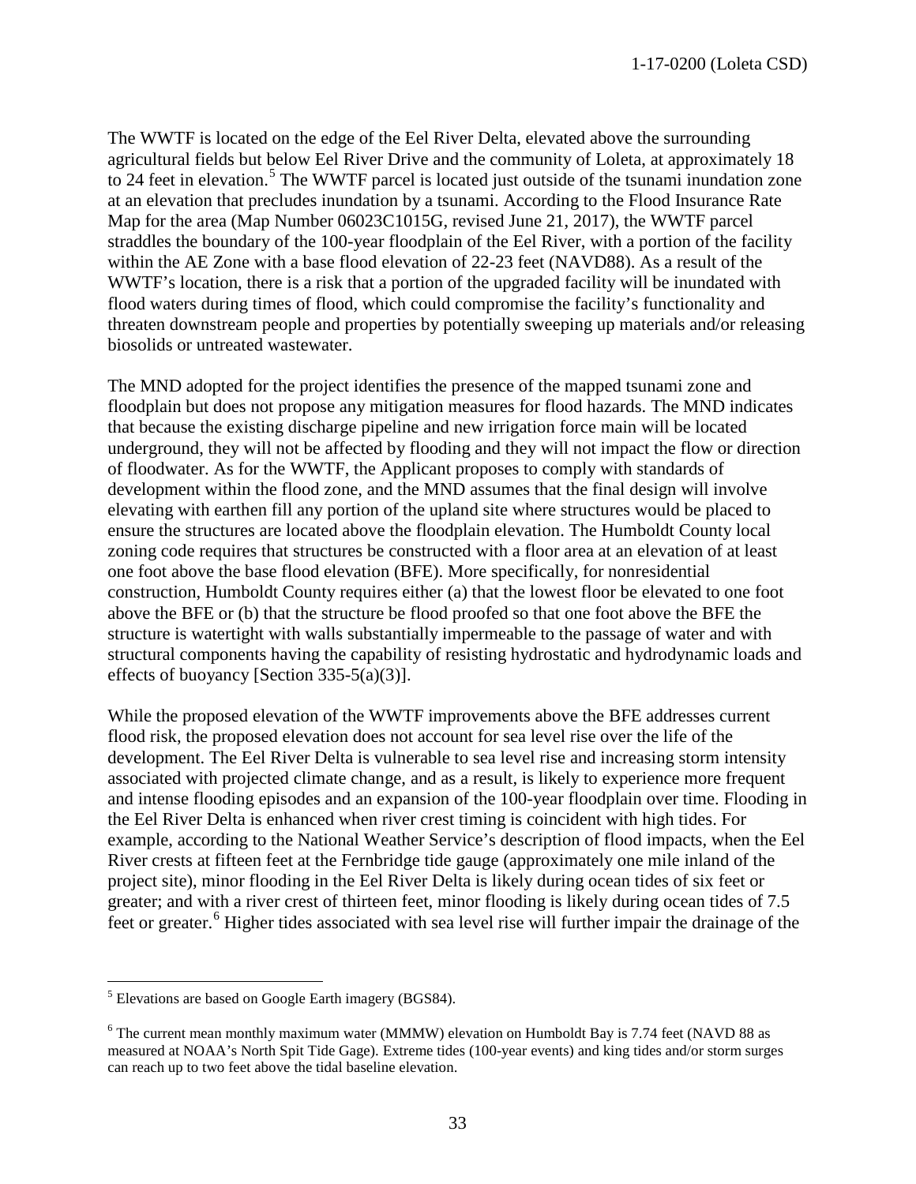The WWTF is located on the edge of the Eel River Delta, elevated above the surrounding agricultural fields but below Eel River Drive and the community of Loleta, at approximately 18 to 24 feet in elevation.[5] The WWTF parcel is located just outside of the tsunami inundation zone at an elevation that precludes inundation by a tsunami. According to the Flood Insurance Rate Map for the area (Map Number 06023C1015G, revised June 21, 2017), the WWTF parcel straddles the boundary of the 100-year floodplain of the Eel River, with a portion of the facility within the AE Zone with a base flood elevation of 22-23 feet (NAVD88). As a result of the WWTF's location, there is a risk that a portion of the upgraded facility will be inundated with flood waters during times of flood, which could compromise the facility's functionality and threaten downstream people and properties by potentially sweeping up materials and/or releasing biosolids or untreated wastewater.

The MND adopted for the project identifies the presence of the mapped tsunami zone and floodplain but does not propose any mitigation measures for flood hazards. The MND indicates that because the existing discharge pipeline and new irrigation force main will be located underground, they will not be affected by flooding and they will not impact the flow or direction of floodwater. As for the WWTF, the Applicant proposes to comply with standards of development within the flood zone, and the MND assumes that the final design will involve elevating with earthen fill any portion of the upland site where structures would be placed to ensure the structures are located above the floodplain elevation. The Humboldt County local zoning code requires that structures be constructed with a floor area at an elevation of at least one foot above the base flood elevation (BFE). More specifically, for nonresidential construction, Humboldt County requires either (a) that the lowest floor be elevated to one foot above the BFE or (b) that the structure be flood proofed so that one foot above the BFE the structure is watertight with walls substantially impermeable to the passage of water and with structural components having the capability of resisting hydrostatic and hydrodynamic loads and effects of buoyancy [Section 335-5(a)(3)].

While the proposed elevation of the WWTF improvements above the BFE addresses current flood risk, the proposed elevation does not account for sea level rise over the life of the development. The Eel River Delta is vulnerable to sea level rise and increasing storm intensity associated with projected climate change, and as a result, is likely to experience more frequent and intense flooding episodes and an expansion of the 100-year floodplain over time. Flooding in the Eel River Delta is enhanced when river crest timing is coincident with high tides. For example, according to the National Weather Service's description of flood impacts, when the Eel River crests at fifteen feet at the Fernbridge tide gauge (approximately one mile inland of the project site), minor flooding in the Eel River Delta is likely during ocean tides of six feet or greater; and with a river crest of thirteen feet, minor flooding is likely during ocean tides of 7.5 feet or greater.[6] Higher tides associated with sea level rise will further impair the drainage of the

---

[5] Elevations are based on Google Earth imagery (BGS84).

[6] The current mean monthly maximum water (MMMW) elevation on Humboldt Bay is 7.74 feet (NAVD 88 as measured at NOAA's North Spit Tide Gage). Extreme tides (100-year events) and king tides and/or storm surges can reach up to two feet above the tidal baseline elevation.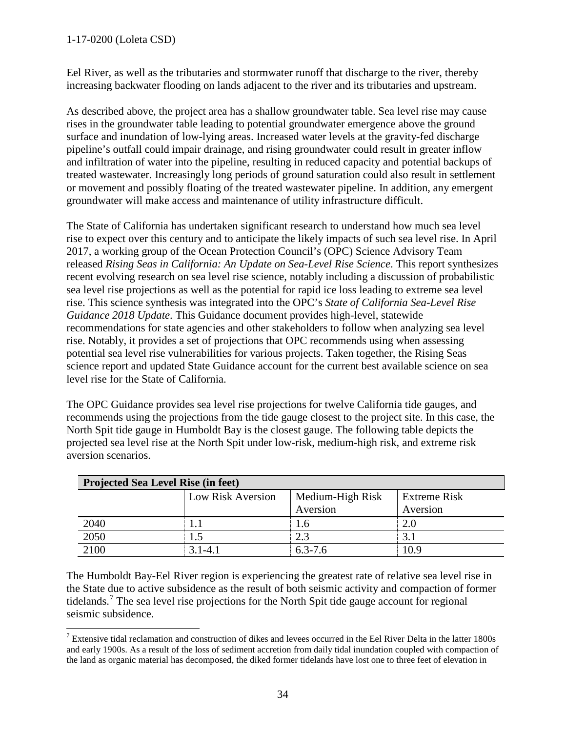Eel River, as well as the tributaries and stormwater runoff that discharge to the river, thereby increasing backwater flooding on lands adjacent to the river and its tributaries and upstream.

As described above, the project area has a shallow groundwater table. Sea level rise may cause rises in the groundwater table leading to potential groundwater emergence above the ground surface and inundation of low-lying areas. Increased water levels at the gravity-fed discharge pipeline's outfall could impair drainage, and rising groundwater could result in greater inflow and infiltration of water into the pipeline, resulting in reduced capacity and potential backups of treated wastewater. Increasingly long periods of ground saturation could also result in settlement or movement and possibly floating of the treated wastewater pipeline. In addition, any emergent groundwater will make access and maintenance of utility infrastructure difficult.

The State of California has undertaken significant research to understand how much sea level rise to expect over this century and to anticipate the likely impacts of such sea level rise. In April 2017, a working group of the Ocean Protection Council's (OPC) Science Advisory Team released *Rising Seas in California: An Update on Sea-Level Rise Science*. This report synthesizes recent evolving research on sea level rise science, notably including a discussion of probabilistic sea level rise projections as well as the potential for rapid ice loss leading to extreme sea level rise. This science synthesis was integrated into the OPC's *State of California Sea-Level Rise Guidance 2018 Update*. This Guidance document provides high-level, statewide recommendations for state agencies and other stakeholders to follow when analyzing sea level rise. Notably, it provides a set of projections that OPC recommends using when assessing potential sea level rise vulnerabilities for various projects. Taken together, the Rising Seas science report and updated State Guidance account for the current best available science on sea level rise for the State of California.

The OPC Guidance provides sea level rise projections for twelve California tide gauges, and recommends using the projections from the tide gauge closest to the project site. In this case, the North Spit tide gauge in Humboldt Bay is the closest gauge. The following table depicts the projected sea level rise at the North Spit under low-risk, medium-high risk, and extreme risk aversion scenarios.

| **Projected Sea Level Rise (in feet)** | | | |
|---|---|---|---|
| | Low Risk Aversion | Medium-High Risk Aversion | Extreme Risk Aversion |
| 2040 | 1.1 | 1.6 | 2.0 |
| 2050 | 1.5 | 2.3 | 3.1 |
| 2100 | 3.1-4.1 | 6.3-7.6 | 10.9 |

The Humboldt Bay-Eel River region is experiencing the greatest rate of relative sea level rise in the State due to active subsidence as the result of both seismic activity and compaction of former tidelands.[7] The sea level rise projections for the North Spit tide gauge account for regional seismic subsidence.

[7] Extensive tidal reclamation and construction of dikes and levees occurred in the Eel River Delta in the latter 1800s and early 1900s. As a result of the loss of sediment accretion from daily tidal inundation coupled with compaction of the land as organic material has decomposed, the diked former tidelands have lost one to three feet of elevation in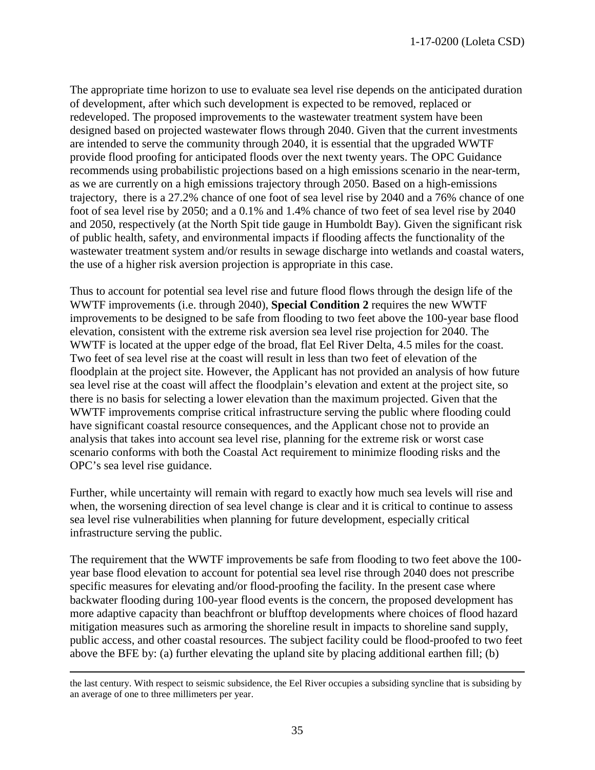The appropriate time horizon to use to evaluate sea level rise depends on the anticipated duration of development, after which such development is expected to be removed, replaced or redeveloped. The proposed improvements to the wastewater treatment system have been designed based on projected wastewater flows through 2040. Given that the current investments are intended to serve the community through 2040, it is essential that the upgraded WWTF provide flood proofing for anticipated floods over the next twenty years. The OPC Guidance recommends using probabilistic projections based on a high emissions scenario in the near-term, as we are currently on a high emissions trajectory through 2050. Based on a high-emissions trajectory, there is a 27.2% chance of one foot of sea level rise by 2040 and a 76% chance of one foot of sea level rise by 2050; and a 0.1% and 1.4% chance of two feet of sea level rise by 2040 and 2050, respectively (at the North Spit tide gauge in Humboldt Bay). Given the significant risk of public health, safety, and environmental impacts if flooding affects the functionality of the wastewater treatment system and/or results in sewage discharge into wetlands and coastal waters, the use of a higher risk aversion projection is appropriate in this case.

Thus to account for potential sea level rise and future flood flows through the design life of the WWTF improvements (i.e. through 2040), **Special Condition 2** requires the new WWTF improvements to be designed to be safe from flooding to two feet above the 100-year base flood elevation, consistent with the extreme risk aversion sea level rise projection for 2040. The WWTF is located at the upper edge of the broad, flat Eel River Delta, 4.5 miles for the coast. Two feet of sea level rise at the coast will result in less than two feet of elevation of the floodplain at the project site. However, the Applicant has not provided an analysis of how future sea level rise at the coast will affect the floodplain's elevation and extent at the project site, so there is no basis for selecting a lower elevation than the maximum projected. Given that the WWTF improvements comprise critical infrastructure serving the public where flooding could have significant coastal resource consequences, and the Applicant chose not to provide an analysis that takes into account sea level rise, planning for the extreme risk or worst case scenario conforms with both the Coastal Act requirement to minimize flooding risks and the OPC's sea level rise guidance.

Further, while uncertainty will remain with regard to exactly how much sea levels will rise and when, the worsening direction of sea level change is clear and it is critical to continue to assess sea level rise vulnerabilities when planning for future development, especially critical infrastructure serving the public.

The requirement that the WWTF improvements be safe from flooding to two feet above the 100-year base flood elevation to account for potential sea level rise through 2040 does not prescribe specific measures for elevating and/or flood-proofing the facility. In the present case where backwater flooding during 100-year flood events is the concern, the proposed development has more adaptive capacity than beachfront or blufftop developments where choices of flood hazard mitigation measures such as armoring the shoreline result in impacts to shoreline sand supply, public access, and other coastal resources. The subject facility could be flood-proofed to two feet above the BFE by: (a) further elevating the upland site by placing additional earthen fill; (b)

---

the last century. With respect to seismic subsidence, the Eel River occupies a subsiding syncline that is subsiding by an average of one to three millimeters per year.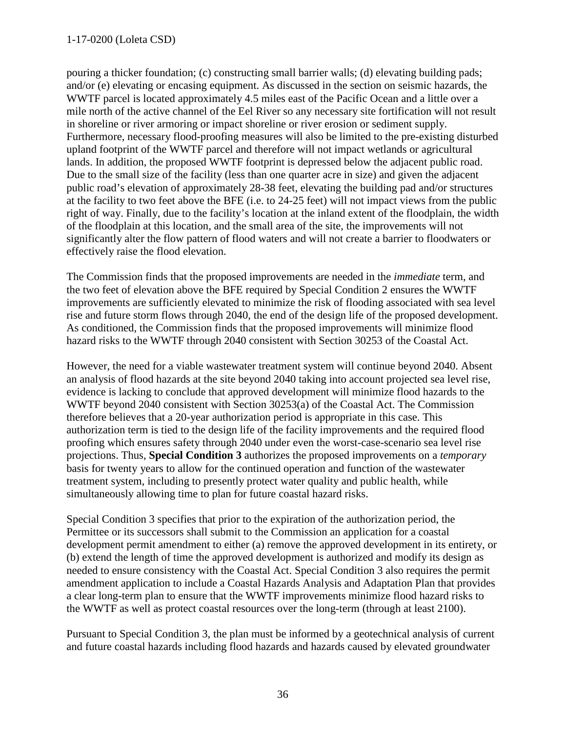pouring a thicker foundation; (c) constructing small barrier walls; (d) elevating building pads; and/or (e) elevating or encasing equipment. As discussed in the section on seismic hazards, the WWTF parcel is located approximately 4.5 miles east of the Pacific Ocean and a little over a mile north of the active channel of the Eel River so any necessary site fortification will not result in shoreline or river armoring or impact shoreline or river erosion or sediment supply. Furthermore, necessary flood-proofing measures will also be limited to the pre-existing disturbed upland footprint of the WWTF parcel and therefore will not impact wetlands or agricultural lands. In addition, the proposed WWTF footprint is depressed below the adjacent public road. Due to the small size of the facility (less than one quarter acre in size) and given the adjacent public road's elevation of approximately 28-38 feet, elevating the building pad and/or structures at the facility to two feet above the BFE (i.e. to 24-25 feet) will not impact views from the public right of way. Finally, due to the facility's location at the inland extent of the floodplain, the width of the floodplain at this location, and the small area of the site, the improvements will not significantly alter the flow pattern of flood waters and will not create a barrier to floodwaters or effectively raise the flood elevation.

The Commission finds that the proposed improvements are needed in the *immediate* term, and the two feet of elevation above the BFE required by Special Condition 2 ensures the WWTF improvements are sufficiently elevated to minimize the risk of flooding associated with sea level rise and future storm flows through 2040, the end of the design life of the proposed development. As conditioned, the Commission finds that the proposed improvements will minimize flood hazard risks to the WWTF through 2040 consistent with Section 30253 of the Coastal Act.

However, the need for a viable wastewater treatment system will continue beyond 2040. Absent an analysis of flood hazards at the site beyond 2040 taking into account projected sea level rise, evidence is lacking to conclude that approved development will minimize flood hazards to the WWTF beyond 2040 consistent with Section 30253(a) of the Coastal Act. The Commission therefore believes that a 20-year authorization period is appropriate in this case. This authorization term is tied to the design life of the facility improvements and the required flood proofing which ensures safety through 2040 under even the worst-case-scenario sea level rise projections. Thus, **Special Condition 3** authorizes the proposed improvements on a *temporary* basis for twenty years to allow for the continued operation and function of the wastewater treatment system, including to presently protect water quality and public health, while simultaneously allowing time to plan for future coastal hazard risks.

Special Condition 3 specifies that prior to the expiration of the authorization period, the Permittee or its successors shall submit to the Commission an application for a coastal development permit amendment to either (a) remove the approved development in its entirety, or (b) extend the length of time the approved development is authorized and modify its design as needed to ensure consistency with the Coastal Act. Special Condition 3 also requires the permit amendment application to include a Coastal Hazards Analysis and Adaptation Plan that provides a clear long-term plan to ensure that the WWTF improvements minimize flood hazard risks to the WWTF as well as protect coastal resources over the long-term (through at least 2100).

Pursuant to Special Condition 3, the plan must be informed by a geotechnical analysis of current and future coastal hazards including flood hazards and hazards caused by elevated groundwater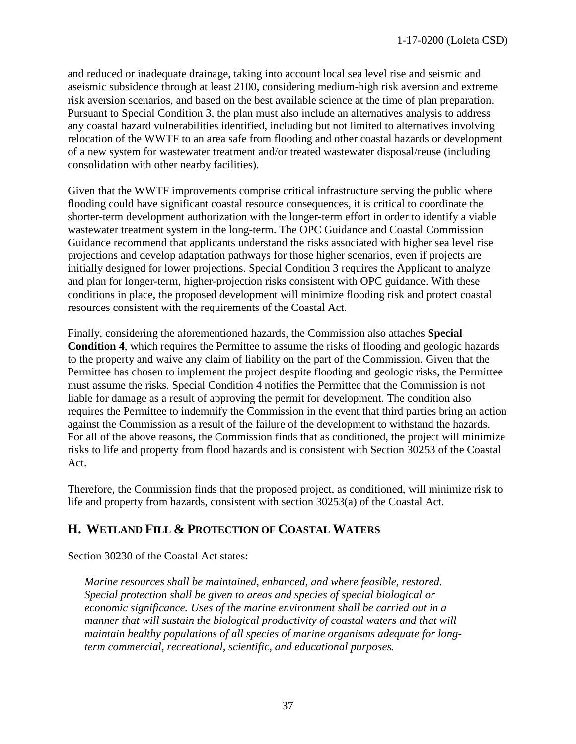and reduced or inadequate drainage, taking into account local sea level rise and seismic and aseismic subsidence through at least 2100, considering medium-high risk aversion and extreme risk aversion scenarios, and based on the best available science at the time of plan preparation. Pursuant to Special Condition 3, the plan must also include an alternatives analysis to address any coastal hazard vulnerabilities identified, including but not limited to alternatives involving relocation of the WWTF to an area safe from flooding and other coastal hazards or development of a new system for wastewater treatment and/or treated wastewater disposal/reuse (including consolidation with other nearby facilities).

Given that the WWTF improvements comprise critical infrastructure serving the public where flooding could have significant coastal resource consequences, it is critical to coordinate the shorter-term development authorization with the longer-term effort in order to identify a viable wastewater treatment system in the long-term. The OPC Guidance and Coastal Commission Guidance recommend that applicants understand the risks associated with higher sea level rise projections and develop adaptation pathways for those higher scenarios, even if projects are initially designed for lower projections. Special Condition 3 requires the Applicant to analyze and plan for longer-term, higher-projection risks consistent with OPC guidance. With these conditions in place, the proposed development will minimize flooding risk and protect coastal resources consistent with the requirements of the Coastal Act.

Finally, considering the aforementioned hazards, the Commission also attaches **Special Condition 4**, which requires the Permittee to assume the risks of flooding and geologic hazards to the property and waive any claim of liability on the part of the Commission. Given that the Permittee has chosen to implement the project despite flooding and geologic risks, the Permittee must assume the risks. Special Condition 4 notifies the Permittee that the Commission is not liable for damage as a result of approving the permit for development. The condition also requires the Permittee to indemnify the Commission in the event that third parties bring an action against the Commission as a result of the failure of the development to withstand the hazards. For all of the above reasons, the Commission finds that as conditioned, the project will minimize risks to life and property from flood hazards and is consistent with Section 30253 of the Coastal Act.

Therefore, the Commission finds that the proposed project, as conditioned, will minimize risk to life and property from hazards, consistent with section 30253(a) of the Coastal Act.

## H. WETLAND FILL & PROTECTION OF COASTAL WATERS

Section 30230 of the Coastal Act states:

> *Marine resources shall be maintained, enhanced, and where feasible, restored. Special protection shall be given to areas and species of special biological or economic significance. Uses of the marine environment shall be carried out in a manner that will sustain the biological productivity of coastal waters and that will maintain healthy populations of all species of marine organisms adequate for long-term commercial, recreational, scientific, and educational purposes.*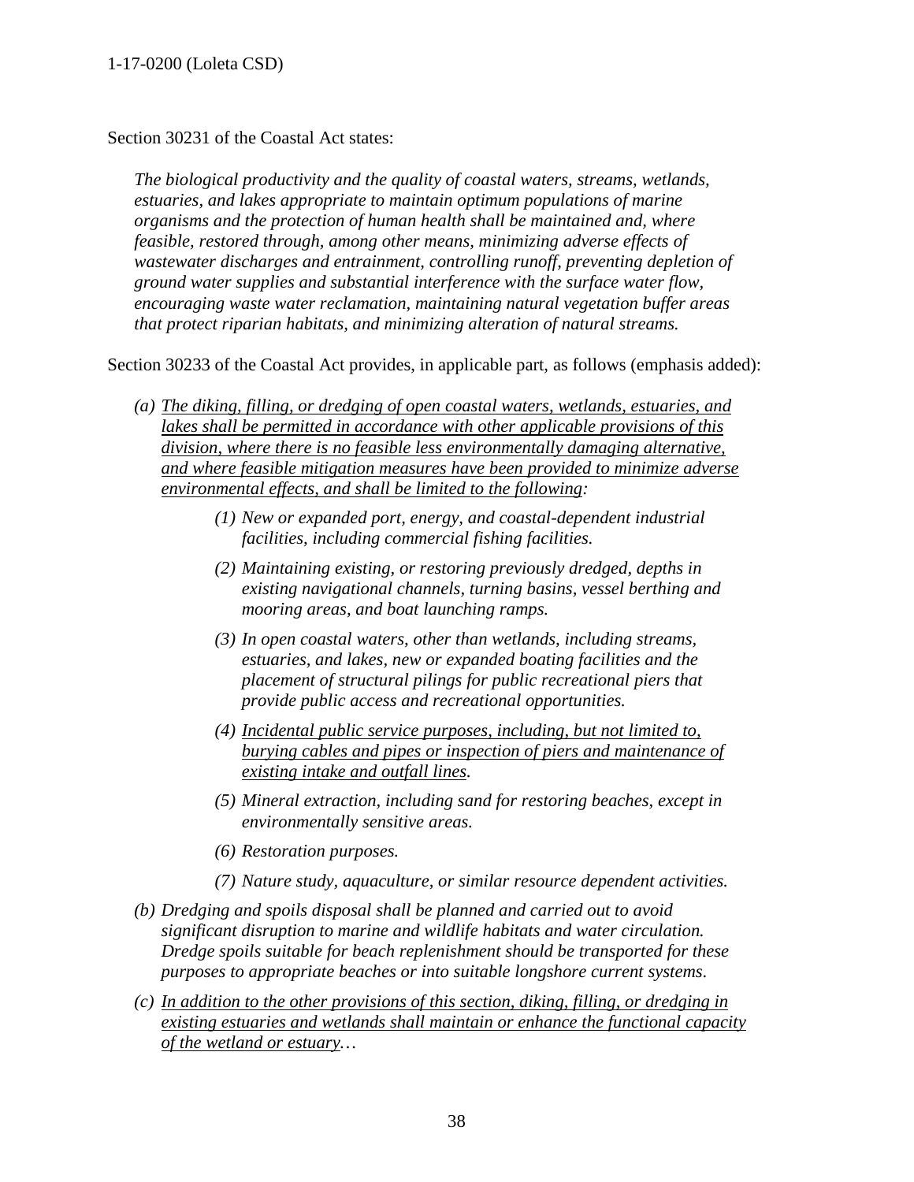Section 30231 of the Coastal Act states:

> *The biological productivity and the quality of coastal waters, streams, wetlands, estuaries, and lakes appropriate to maintain optimum populations of marine organisms and the protection of human health shall be maintained and, where feasible, restored through, among other means, minimizing adverse effects of wastewater discharges and entrainment, controlling runoff, preventing depletion of ground water supplies and substantial interference with the surface water flow, encouraging waste water reclamation, maintaining natural vegetation buffer areas that protect riparian habitats, and minimizing alteration of natural streams.*

Section 30233 of the Coastal Act provides, in applicable part, as follows (emphasis added):

> *(a) <u>The diking, filling, or dredging of open coastal waters, wetlands, estuaries, and lakes shall be permitted in accordance with other applicable provisions of this division, where there is no feasible less environmentally damaging alternative, and where feasible mitigation measures have been provided to minimize adverse environmental effects, and shall be limited to the following</u>:*
>
> > *(1) New or expanded port, energy, and coastal-dependent industrial facilities, including commercial fishing facilities.*
> >
> > *(2) Maintaining existing, or restoring previously dredged, depths in existing navigational channels, turning basins, vessel berthing and mooring areas, and boat launching ramps.*
> >
> > *(3) In open coastal waters, other than wetlands, including streams, estuaries, and lakes, new or expanded boating facilities and the placement of structural pilings for public recreational piers that provide public access and recreational opportunities.*
> >
> > *(4) <u>Incidental public service purposes, including, but not limited to, burying cables and pipes or inspection of piers and maintenance of existing intake and outfall lines</u>.*
> >
> > *(5) Mineral extraction, including sand for restoring beaches, except in environmentally sensitive areas.*
> >
> > *(6) Restoration purposes.*
> >
> > *(7) Nature study, aquaculture, or similar resource dependent activities.*
>
> *(b) Dredging and spoils disposal shall be planned and carried out to avoid significant disruption to marine and wildlife habitats and water circulation. Dredge spoils suitable for beach replenishment should be transported for these purposes to appropriate beaches or into suitable longshore current systems.*
>
> *(c) <u>In addition to the other provisions of this section, diking, filling, or dredging in existing estuaries and wetlands shall maintain or enhance the functional capacity of the wetland or estuary</u>…*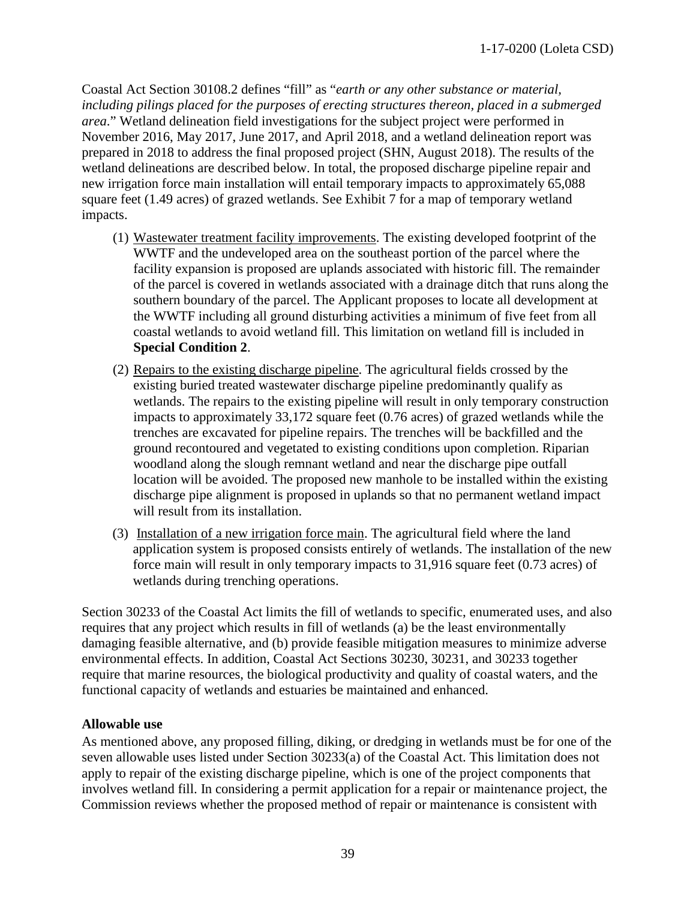Coastal Act Section 30108.2 defines "fill" as "*earth or any other substance or material, including pilings placed for the purposes of erecting structures thereon, placed in a submerged area*." Wetland delineation field investigations for the subject project were performed in November 2016, May 2017, June 2017, and April 2018, and a wetland delineation report was prepared in 2018 to address the final proposed project (SHN, August 2018). The results of the wetland delineations are described below. In total, the proposed discharge pipeline repair and new irrigation force main installation will entail temporary impacts to approximately 65,088 square feet (1.49 acres) of grazed wetlands. See Exhibit 7 for a map of temporary wetland impacts.

(1) Wastewater treatment facility improvements. The existing developed footprint of the WWTF and the undeveloped area on the southeast portion of the parcel where the facility expansion is proposed are uplands associated with historic fill. The remainder of the parcel is covered in wetlands associated with a drainage ditch that runs along the southern boundary of the parcel. The Applicant proposes to locate all development at the WWTF including all ground disturbing activities a minimum of five feet from all coastal wetlands to avoid wetland fill. This limitation on wetland fill is included in **Special Condition 2**.

(2) Repairs to the existing discharge pipeline. The agricultural fields crossed by the existing buried treated wastewater discharge pipeline predominantly qualify as wetlands. The repairs to the existing pipeline will result in only temporary construction impacts to approximately 33,172 square feet (0.76 acres) of grazed wetlands while the trenches are excavated for pipeline repairs. The trenches will be backfilled and the ground recontoured and vegetated to existing conditions upon completion. Riparian woodland along the slough remnant wetland and near the discharge pipe outfall location will be avoided. The proposed new manhole to be installed within the existing discharge pipe alignment is proposed in uplands so that no permanent wetland impact will result from its installation.

(3) Installation of a new irrigation force main. The agricultural field where the land application system is proposed consists entirely of wetlands. The installation of the new force main will result in only temporary impacts to 31,916 square feet (0.73 acres) of wetlands during trenching operations.

Section 30233 of the Coastal Act limits the fill of wetlands to specific, enumerated uses, and also requires that any project which results in fill of wetlands (a) be the least environmentally damaging feasible alternative, and (b) provide feasible mitigation measures to minimize adverse environmental effects. In addition, Coastal Act Sections 30230, 30231, and 30233 together require that marine resources, the biological productivity and quality of coastal waters, and the functional capacity of wetlands and estuaries be maintained and enhanced.

**Allowable use**

As mentioned above, any proposed filling, diking, or dredging in wetlands must be for one of the seven allowable uses listed under Section 30233(a) of the Coastal Act. This limitation does not apply to repair of the existing discharge pipeline, which is one of the project components that involves wetland fill. In considering a permit application for a repair or maintenance project, the Commission reviews whether the proposed method of repair or maintenance is consistent with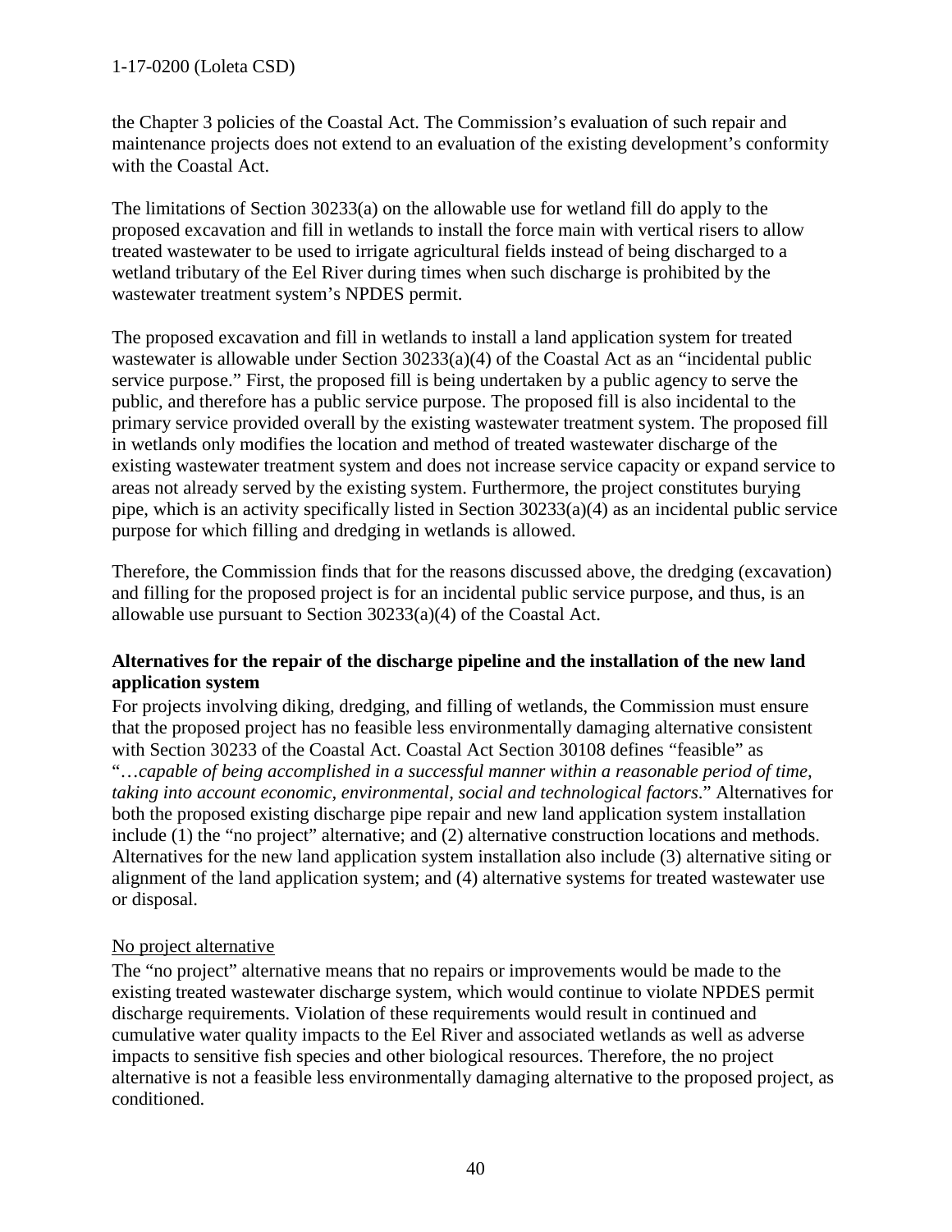the Chapter 3 policies of the Coastal Act. The Commission's evaluation of such repair and maintenance projects does not extend to an evaluation of the existing development's conformity with the Coastal Act.

The limitations of Section 30233(a) on the allowable use for wetland fill do apply to the proposed excavation and fill in wetlands to install the force main with vertical risers to allow treated wastewater to be used to irrigate agricultural fields instead of being discharged to a wetland tributary of the Eel River during times when such discharge is prohibited by the wastewater treatment system's NPDES permit.

The proposed excavation and fill in wetlands to install a land application system for treated wastewater is allowable under Section 30233(a)(4) of the Coastal Act as an "incidental public service purpose." First, the proposed fill is being undertaken by a public agency to serve the public, and therefore has a public service purpose. The proposed fill is also incidental to the primary service provided overall by the existing wastewater treatment system. The proposed fill in wetlands only modifies the location and method of treated wastewater discharge of the existing wastewater treatment system and does not increase service capacity or expand service to areas not already served by the existing system. Furthermore, the project constitutes burying pipe, which is an activity specifically listed in Section 30233(a)(4) as an incidental public service purpose for which filling and dredging in wetlands is allowed.

Therefore, the Commission finds that for the reasons discussed above, the dredging (excavation) and filling for the proposed project is for an incidental public service purpose, and thus, is an allowable use pursuant to Section 30233(a)(4) of the Coastal Act.

**Alternatives for the repair of the discharge pipeline and the installation of the new land application system**

For projects involving diking, dredging, and filling of wetlands, the Commission must ensure that the proposed project has no feasible less environmentally damaging alternative consistent with Section 30233 of the Coastal Act. Coastal Act Section 30108 defines "feasible" as "…*capable of being accomplished in a successful manner within a reasonable period of time, taking into account economic, environmental, social and technological factors*." Alternatives for both the proposed existing discharge pipe repair and new land application system installation include (1) the "no project" alternative; and (2) alternative construction locations and methods. Alternatives for the new land application system installation also include (3) alternative siting or alignment of the land application system; and (4) alternative systems for treated wastewater use or disposal.

<u>No project alternative</u>

The "no project" alternative means that no repairs or improvements would be made to the existing treated wastewater discharge system, which would continue to violate NPDES permit discharge requirements. Violation of these requirements would result in continued and cumulative water quality impacts to the Eel River and associated wetlands as well as adverse impacts to sensitive fish species and other biological resources. Therefore, the no project alternative is not a feasible less environmentally damaging alternative to the proposed project, as conditioned.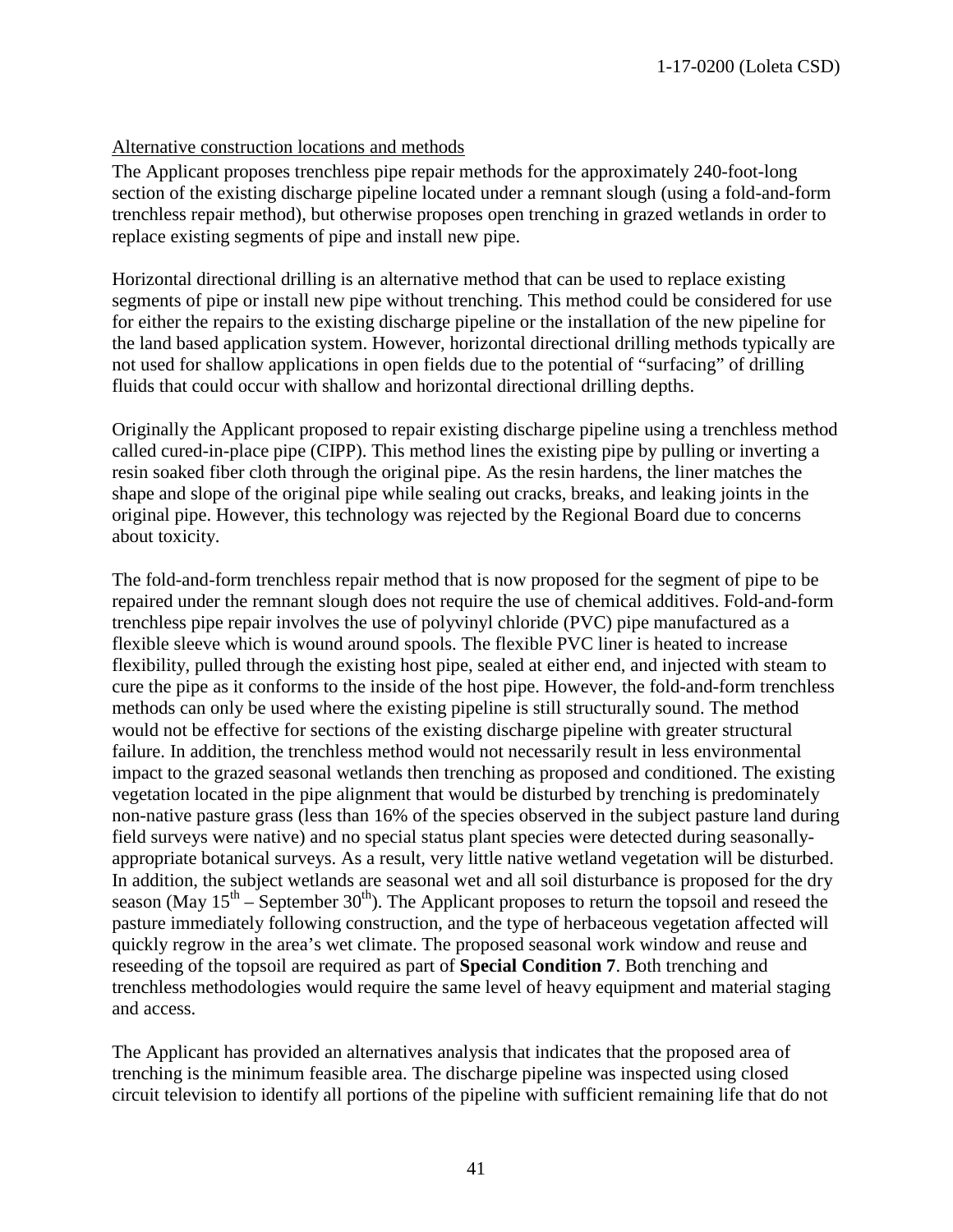Alternative construction locations and methods

The Applicant proposes trenchless pipe repair methods for the approximately 240-foot-long section of the existing discharge pipeline located under a remnant slough (using a fold-and-form trenchless repair method), but otherwise proposes open trenching in grazed wetlands in order to replace existing segments of pipe and install new pipe.

Horizontal directional drilling is an alternative method that can be used to replace existing segments of pipe or install new pipe without trenching. This method could be considered for use for either the repairs to the existing discharge pipeline or the installation of the new pipeline for the land based application system. However, horizontal directional drilling methods typically are not used for shallow applications in open fields due to the potential of "surfacing" of drilling fluids that could occur with shallow and horizontal directional drilling depths.

Originally the Applicant proposed to repair existing discharge pipeline using a trenchless method called cured-in-place pipe (CIPP). This method lines the existing pipe by pulling or inverting a resin soaked fiber cloth through the original pipe. As the resin hardens, the liner matches the shape and slope of the original pipe while sealing out cracks, breaks, and leaking joints in the original pipe. However, this technology was rejected by the Regional Board due to concerns about toxicity.

The fold-and-form trenchless repair method that is now proposed for the segment of pipe to be repaired under the remnant slough does not require the use of chemical additives. Fold-and-form trenchless pipe repair involves the use of polyvinyl chloride (PVC) pipe manufactured as a flexible sleeve which is wound around spools. The flexible PVC liner is heated to increase flexibility, pulled through the existing host pipe, sealed at either end, and injected with steam to cure the pipe as it conforms to the inside of the host pipe. However, the fold-and-form trenchless methods can only be used where the existing pipeline is still structurally sound. The method would not be effective for sections of the existing discharge pipeline with greater structural failure. In addition, the trenchless method would not necessarily result in less environmental impact to the grazed seasonal wetlands then trenching as proposed and conditioned. The existing vegetation located in the pipe alignment that would be disturbed by trenching is predominately non-native pasture grass (less than 16% of the species observed in the subject pasture land during field surveys were native) and no special status plant species were detected during seasonally-appropriate botanical surveys. As a result, very little native wetland vegetation will be disturbed. In addition, the subject wetlands are seasonal wet and all soil disturbance is proposed for the dry season (May 15th – September 30th). The Applicant proposes to return the topsoil and reseed the pasture immediately following construction, and the type of herbaceous vegetation affected will quickly regrow in the area's wet climate. The proposed seasonal work window and reuse and reseeding of the topsoil are required as part of **Special Condition 7**. Both trenching and trenchless methodologies would require the same level of heavy equipment and material staging and access.

The Applicant has provided an alternatives analysis that indicates that the proposed area of trenching is the minimum feasible area. The discharge pipeline was inspected using closed circuit television to identify all portions of the pipeline with sufficient remaining life that do not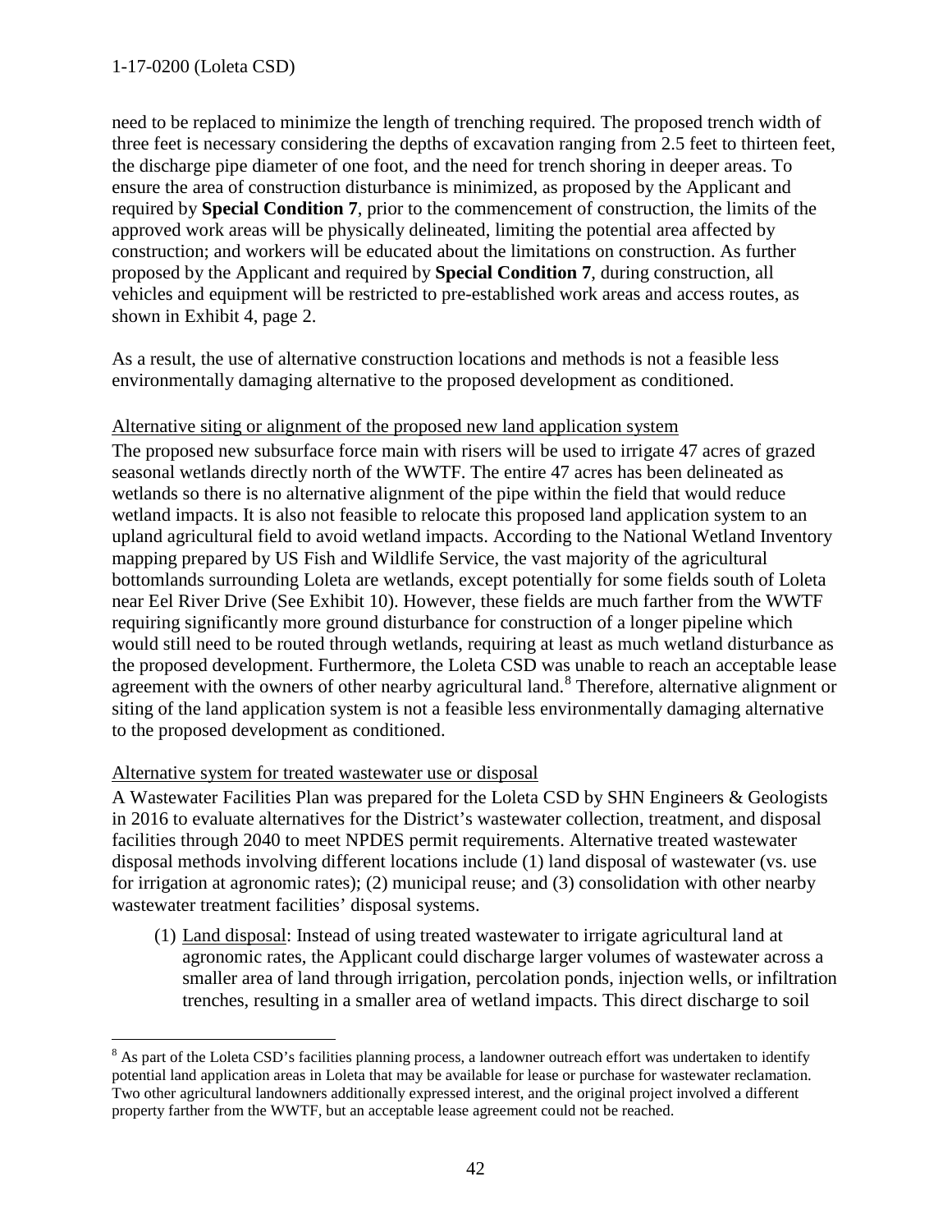need to be replaced to minimize the length of trenching required. The proposed trench width of three feet is necessary considering the depths of excavation ranging from 2.5 feet to thirteen feet, the discharge pipe diameter of one foot, and the need for trench shoring in deeper areas. To ensure the area of construction disturbance is minimized, as proposed by the Applicant and required by **Special Condition 7**, prior to the commencement of construction, the limits of the approved work areas will be physically delineated, limiting the potential area affected by construction; and workers will be educated about the limitations on construction. As further proposed by the Applicant and required by **Special Condition 7**, during construction, all vehicles and equipment will be restricted to pre-established work areas and access routes, as shown in Exhibit 4, page 2.

As a result, the use of alternative construction locations and methods is not a feasible less environmentally damaging alternative to the proposed development as conditioned.

Alternative siting or alignment of the proposed new land application system

The proposed new subsurface force main with risers will be used to irrigate 47 acres of grazed seasonal wetlands directly north of the WWTF. The entire 47 acres has been delineated as wetlands so there is no alternative alignment of the pipe within the field that would reduce wetland impacts. It is also not feasible to relocate this proposed land application system to an upland agricultural field to avoid wetland impacts. According to the National Wetland Inventory mapping prepared by US Fish and Wildlife Service, the vast majority of the agricultural bottomlands surrounding Loleta are wetlands, except potentially for some fields south of Loleta near Eel River Drive (See Exhibit 10). However, these fields are much farther from the WWTF requiring significantly more ground disturbance for construction of a longer pipeline which would still need to be routed through wetlands, requiring at least as much wetland disturbance as the proposed development. Furthermore, the Loleta CSD was unable to reach an acceptable lease agreement with the owners of other nearby agricultural land.[8] Therefore, alternative alignment or siting of the land application system is not a feasible less environmentally damaging alternative to the proposed development as conditioned.

Alternative system for treated wastewater use or disposal

A Wastewater Facilities Plan was prepared for the Loleta CSD by SHN Engineers & Geologists in 2016 to evaluate alternatives for the District's wastewater collection, treatment, and disposal facilities through 2040 to meet NPDES permit requirements. Alternative treated wastewater disposal methods involving different locations include (1) land disposal of wastewater (vs. use for irrigation at agronomic rates); (2) municipal reuse; and (3) consolidation with other nearby wastewater treatment facilities' disposal systems.

(1) Land disposal: Instead of using treated wastewater to irrigate agricultural land at agronomic rates, the Applicant could discharge larger volumes of wastewater across a smaller area of land through irrigation, percolation ponds, injection wells, or infiltration trenches, resulting in a smaller area of wetland impacts. This direct discharge to soil

[8] As part of the Loleta CSD's facilities planning process, a landowner outreach effort was undertaken to identify potential land application areas in Loleta that may be available for lease or purchase for wastewater reclamation. Two other agricultural landowners additionally expressed interest, and the original project involved a different property farther from the WWTF, but an acceptable lease agreement could not be reached.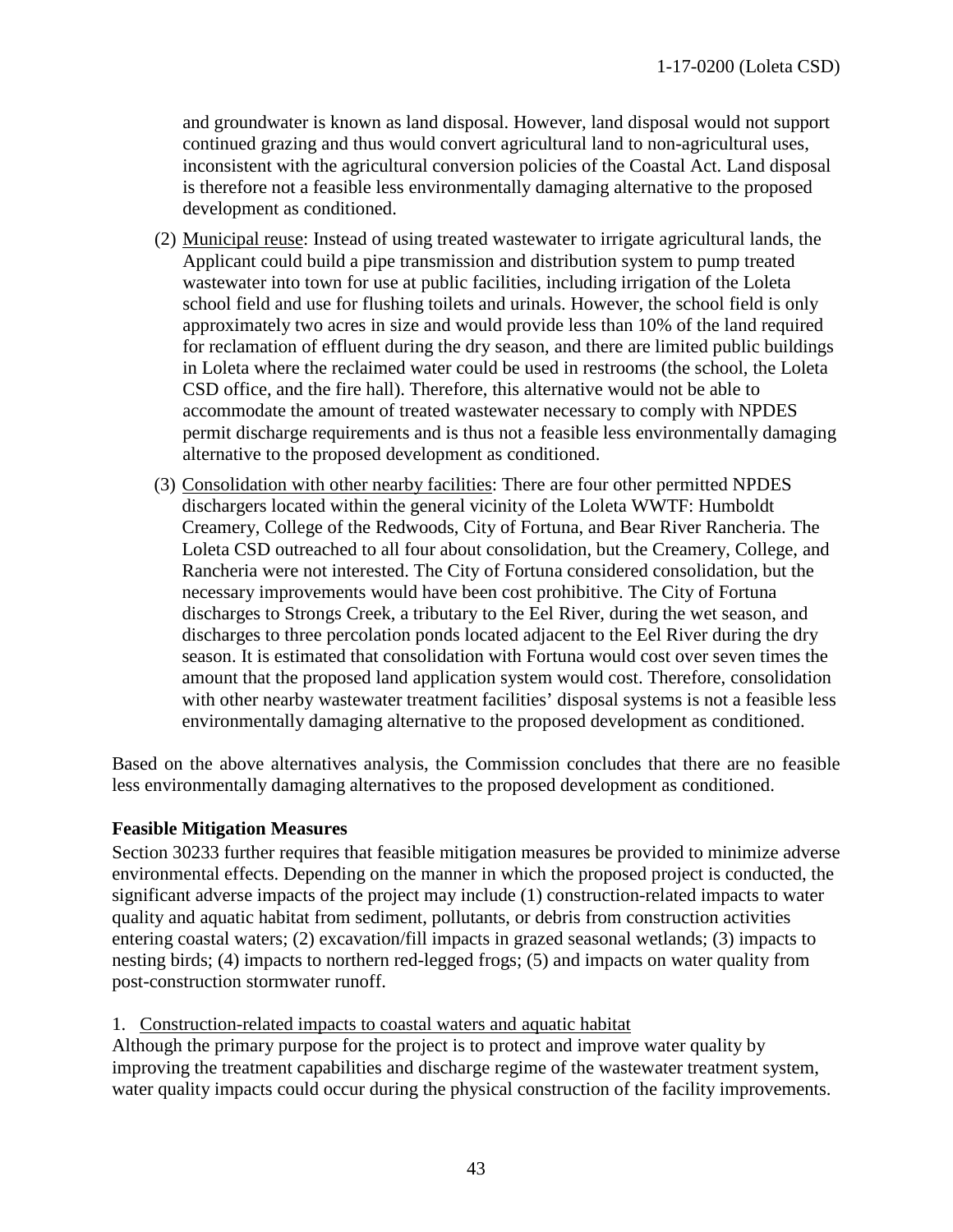and groundwater is known as land disposal. However, land disposal would not support continued grazing and thus would convert agricultural land to non-agricultural uses, inconsistent with the agricultural conversion policies of the Coastal Act. Land disposal is therefore not a feasible less environmentally damaging alternative to the proposed development as conditioned.

(2) Municipal reuse: Instead of using treated wastewater to irrigate agricultural lands, the Applicant could build a pipe transmission and distribution system to pump treated wastewater into town for use at public facilities, including irrigation of the Loleta school field and use for flushing toilets and urinals. However, the school field is only approximately two acres in size and would provide less than 10% of the land required for reclamation of effluent during the dry season, and there are limited public buildings in Loleta where the reclaimed water could be used in restrooms (the school, the Loleta CSD office, and the fire hall). Therefore, this alternative would not be able to accommodate the amount of treated wastewater necessary to comply with NPDES permit discharge requirements and is thus not a feasible less environmentally damaging alternative to the proposed development as conditioned.

(3) Consolidation with other nearby facilities: There are four other permitted NPDES dischargers located within the general vicinity of the Loleta WWTF: Humboldt Creamery, College of the Redwoods, City of Fortuna, and Bear River Rancheria. The Loleta CSD outreached to all four about consolidation, but the Creamery, College, and Rancheria were not interested. The City of Fortuna considered consolidation, but the necessary improvements would have been cost prohibitive. The City of Fortuna discharges to Strongs Creek, a tributary to the Eel River, during the wet season, and discharges to three percolation ponds located adjacent to the Eel River during the dry season. It is estimated that consolidation with Fortuna would cost over seven times the amount that the proposed land application system would cost. Therefore, consolidation with other nearby wastewater treatment facilities' disposal systems is not a feasible less environmentally damaging alternative to the proposed development as conditioned.

Based on the above alternatives analysis, the Commission concludes that there are no feasible less environmentally damaging alternatives to the proposed development as conditioned.

**Feasible Mitigation Measures**

Section 30233 further requires that feasible mitigation measures be provided to minimize adverse environmental effects. Depending on the manner in which the proposed project is conducted, the significant adverse impacts of the project may include (1) construction-related impacts to water quality and aquatic habitat from sediment, pollutants, or debris from construction activities entering coastal waters; (2) excavation/fill impacts in grazed seasonal wetlands; (3) impacts to nesting birds; (4) impacts to northern red-legged frogs; (5) and impacts on water quality from post-construction stormwater runoff.

1. Construction-related impacts to coastal waters and aquatic habitat

Although the primary purpose for the project is to protect and improve water quality by improving the treatment capabilities and discharge regime of the wastewater treatment system, water quality impacts could occur during the physical construction of the facility improvements.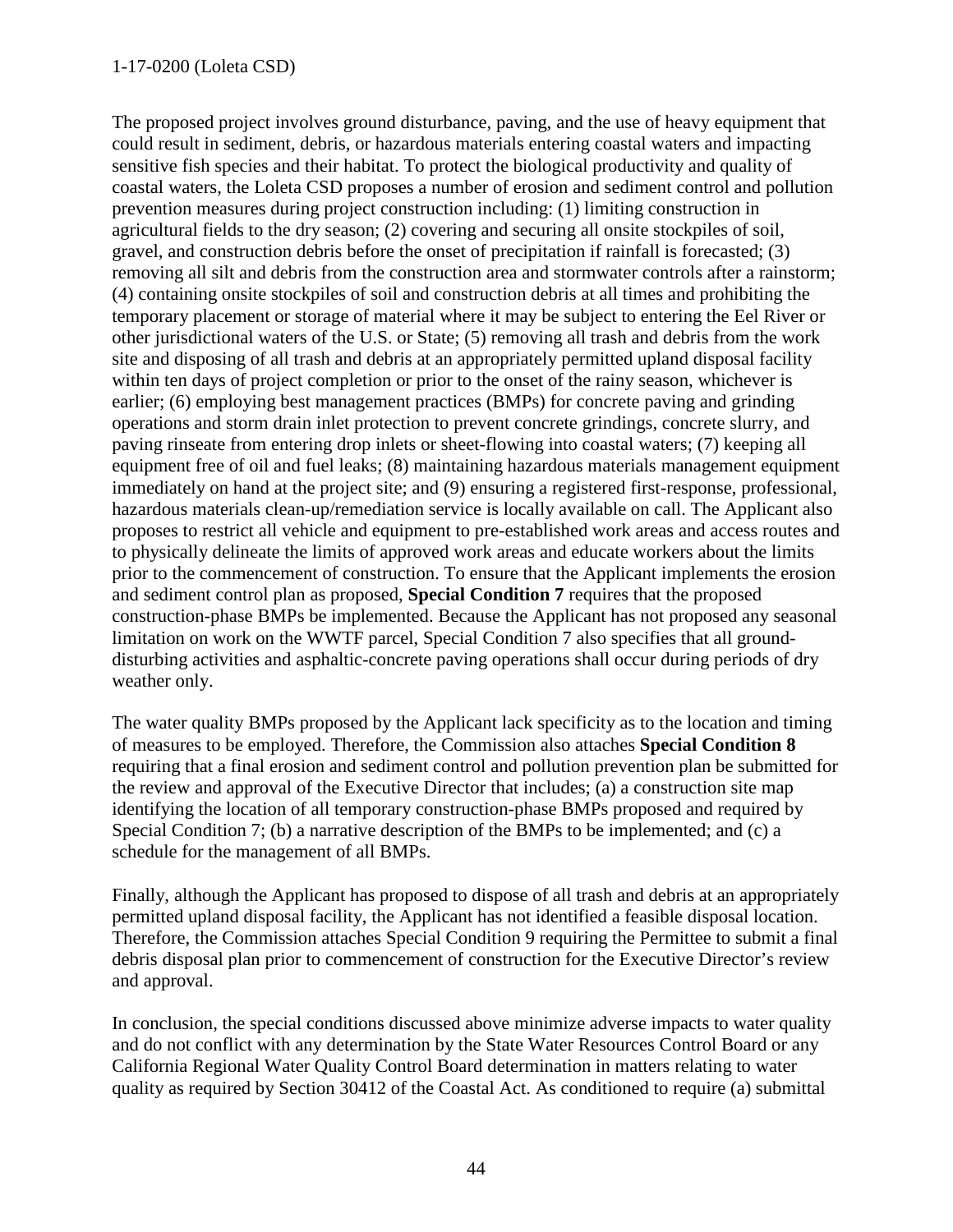The proposed project involves ground disturbance, paving, and the use of heavy equipment that could result in sediment, debris, or hazardous materials entering coastal waters and impacting sensitive fish species and their habitat. To protect the biological productivity and quality of coastal waters, the Loleta CSD proposes a number of erosion and sediment control and pollution prevention measures during project construction including: (1) limiting construction in agricultural fields to the dry season; (2) covering and securing all onsite stockpiles of soil, gravel, and construction debris before the onset of precipitation if rainfall is forecasted; (3) removing all silt and debris from the construction area and stormwater controls after a rainstorm; (4) containing onsite stockpiles of soil and construction debris at all times and prohibiting the temporary placement or storage of material where it may be subject to entering the Eel River or other jurisdictional waters of the U.S. or State; (5) removing all trash and debris from the work site and disposing of all trash and debris at an appropriately permitted upland disposal facility within ten days of project completion or prior to the onset of the rainy season, whichever is earlier; (6) employing best management practices (BMPs) for concrete paving and grinding operations and storm drain inlet protection to prevent concrete grindings, concrete slurry, and paving rinseate from entering drop inlets or sheet-flowing into coastal waters; (7) keeping all equipment free of oil and fuel leaks; (8) maintaining hazardous materials management equipment immediately on hand at the project site; and (9) ensuring a registered first-response, professional, hazardous materials clean-up/remediation service is locally available on call. The Applicant also proposes to restrict all vehicle and equipment to pre-established work areas and access routes and to physically delineate the limits of approved work areas and educate workers about the limits prior to the commencement of construction. To ensure that the Applicant implements the erosion and sediment control plan as proposed, **Special Condition 7** requires that the proposed construction-phase BMPs be implemented. Because the Applicant has not proposed any seasonal limitation on work on the WWTF parcel, Special Condition 7 also specifies that all ground-disturbing activities and asphaltic-concrete paving operations shall occur during periods of dry weather only.

The water quality BMPs proposed by the Applicant lack specificity as to the location and timing of measures to be employed. Therefore, the Commission also attaches **Special Condition 8** requiring that a final erosion and sediment control and pollution prevention plan be submitted for the review and approval of the Executive Director that includes; (a) a construction site map identifying the location of all temporary construction-phase BMPs proposed and required by Special Condition 7; (b) a narrative description of the BMPs to be implemented; and (c) a schedule for the management of all BMPs.

Finally, although the Applicant has proposed to dispose of all trash and debris at an appropriately permitted upland disposal facility, the Applicant has not identified a feasible disposal location. Therefore, the Commission attaches Special Condition 9 requiring the Permittee to submit a final debris disposal plan prior to commencement of construction for the Executive Director's review and approval.

In conclusion, the special conditions discussed above minimize adverse impacts to water quality and do not conflict with any determination by the State Water Resources Control Board or any California Regional Water Quality Control Board determination in matters relating to water quality as required by Section 30412 of the Coastal Act. As conditioned to require (a) submittal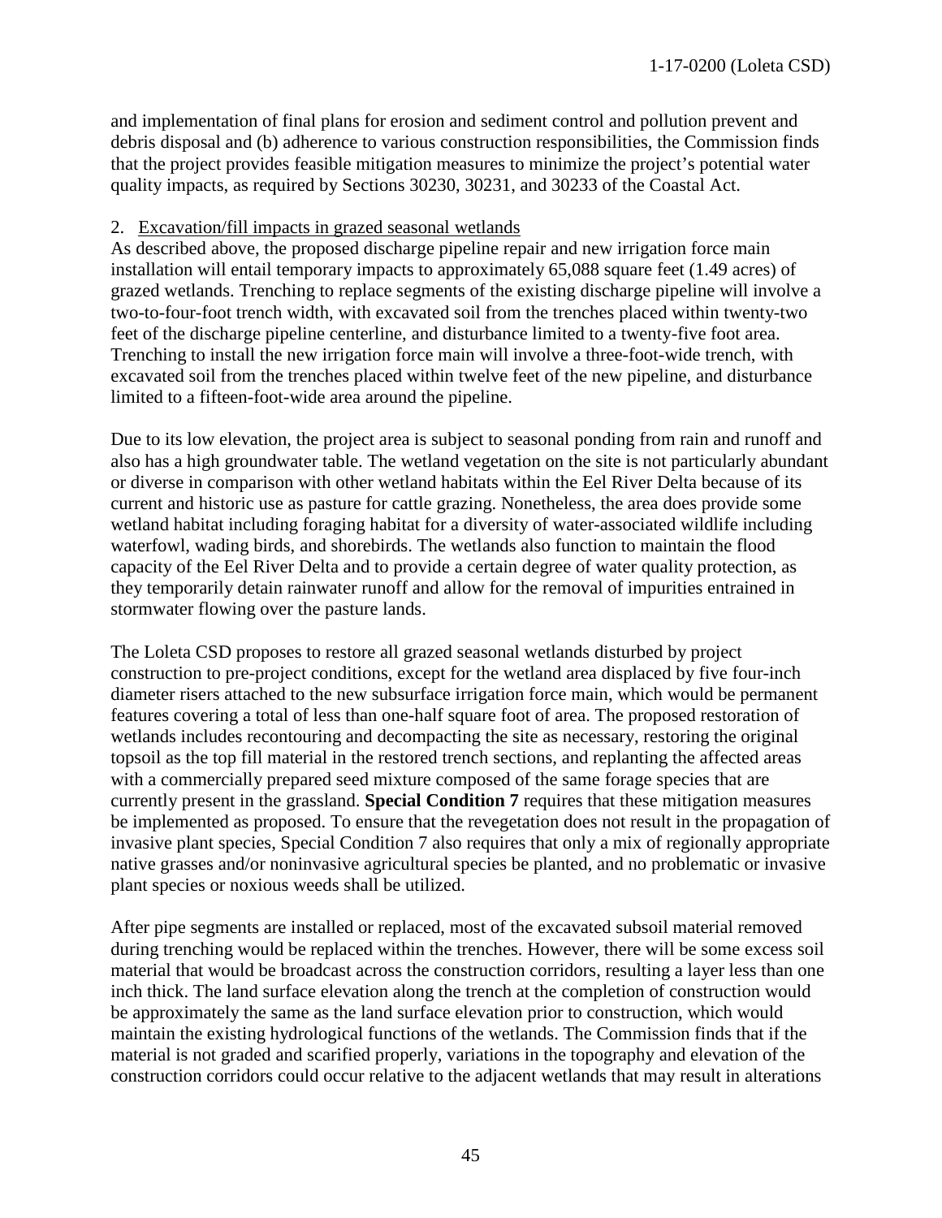and implementation of final plans for erosion and sediment control and pollution prevent and debris disposal and (b) adherence to various construction responsibilities, the Commission finds that the project provides feasible mitigation measures to minimize the project's potential water quality impacts, as required by Sections 30230, 30231, and 30233 of the Coastal Act.

2. Excavation/fill impacts in grazed seasonal wetlands

As described above, the proposed discharge pipeline repair and new irrigation force main installation will entail temporary impacts to approximately 65,088 square feet (1.49 acres) of grazed wetlands. Trenching to replace segments of the existing discharge pipeline will involve a two-to-four-foot trench width, with excavated soil from the trenches placed within twenty-two feet of the discharge pipeline centerline, and disturbance limited to a twenty-five foot area. Trenching to install the new irrigation force main will involve a three-foot-wide trench, with excavated soil from the trenches placed within twelve feet of the new pipeline, and disturbance limited to a fifteen-foot-wide area around the pipeline.

Due to its low elevation, the project area is subject to seasonal ponding from rain and runoff and also has a high groundwater table. The wetland vegetation on the site is not particularly abundant or diverse in comparison with other wetland habitats within the Eel River Delta because of its current and historic use as pasture for cattle grazing. Nonetheless, the area does provide some wetland habitat including foraging habitat for a diversity of water-associated wildlife including waterfowl, wading birds, and shorebirds. The wetlands also function to maintain the flood capacity of the Eel River Delta and to provide a certain degree of water quality protection, as they temporarily detain rainwater runoff and allow for the removal of impurities entrained in stormwater flowing over the pasture lands.

The Loleta CSD proposes to restore all grazed seasonal wetlands disturbed by project construction to pre-project conditions, except for the wetland area displaced by five four-inch diameter risers attached to the new subsurface irrigation force main, which would be permanent features covering a total of less than one-half square foot of area. The proposed restoration of wetlands includes recontouring and decompacting the site as necessary, restoring the original topsoil as the top fill material in the restored trench sections, and replanting the affected areas with a commercially prepared seed mixture composed of the same forage species that are currently present in the grassland. **Special Condition 7** requires that these mitigation measures be implemented as proposed. To ensure that the revegetation does not result in the propagation of invasive plant species, Special Condition 7 also requires that only a mix of regionally appropriate native grasses and/or noninvasive agricultural species be planted, and no problematic or invasive plant species or noxious weeds shall be utilized.

After pipe segments are installed or replaced, most of the excavated subsoil material removed during trenching would be replaced within the trenches. However, there will be some excess soil material that would be broadcast across the construction corridors, resulting a layer less than one inch thick. The land surface elevation along the trench at the completion of construction would be approximately the same as the land surface elevation prior to construction, which would maintain the existing hydrological functions of the wetlands. The Commission finds that if the material is not graded and scarified properly, variations in the topography and elevation of the construction corridors could occur relative to the adjacent wetlands that may result in alterations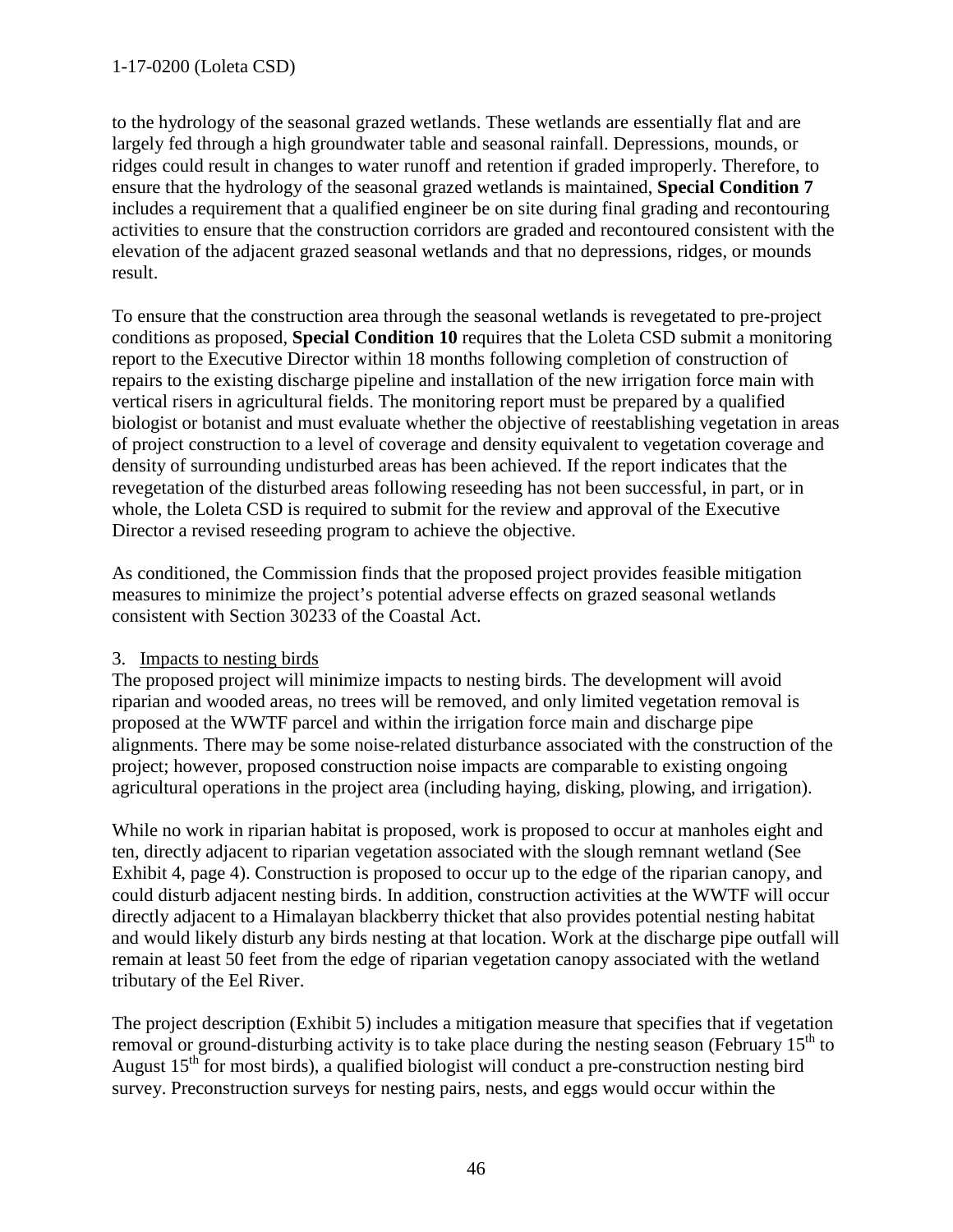to the hydrology of the seasonal grazed wetlands. These wetlands are essentially flat and are largely fed through a high groundwater table and seasonal rainfall. Depressions, mounds, or ridges could result in changes to water runoff and retention if graded improperly. Therefore, to ensure that the hydrology of the seasonal grazed wetlands is maintained, **Special Condition 7** includes a requirement that a qualified engineer be on site during final grading and recontouring activities to ensure that the construction corridors are graded and recontoured consistent with the elevation of the adjacent grazed seasonal wetlands and that no depressions, ridges, or mounds result.

To ensure that the construction area through the seasonal wetlands is revegetated to pre-project conditions as proposed, **Special Condition 10** requires that the Loleta CSD submit a monitoring report to the Executive Director within 18 months following completion of construction of repairs to the existing discharge pipeline and installation of the new irrigation force main with vertical risers in agricultural fields. The monitoring report must be prepared by a qualified biologist or botanist and must evaluate whether the objective of reestablishing vegetation in areas of project construction to a level of coverage and density equivalent to vegetation coverage and density of surrounding undisturbed areas has been achieved. If the report indicates that the revegetation of the disturbed areas following reseeding has not been successful, in part, or in whole, the Loleta CSD is required to submit for the review and approval of the Executive Director a revised reseeding program to achieve the objective.

As conditioned, the Commission finds that the proposed project provides feasible mitigation measures to minimize the project's potential adverse effects on grazed seasonal wetlands consistent with Section 30233 of the Coastal Act.

3. Impacts to nesting birds

The proposed project will minimize impacts to nesting birds. The development will avoid riparian and wooded areas, no trees will be removed, and only limited vegetation removal is proposed at the WWTF parcel and within the irrigation force main and discharge pipe alignments. There may be some noise-related disturbance associated with the construction of the project; however, proposed construction noise impacts are comparable to existing ongoing agricultural operations in the project area (including haying, disking, plowing, and irrigation).

While no work in riparian habitat is proposed, work is proposed to occur at manholes eight and ten, directly adjacent to riparian vegetation associated with the slough remnant wetland (See Exhibit 4, page 4). Construction is proposed to occur up to the edge of the riparian canopy, and could disturb adjacent nesting birds. In addition, construction activities at the WWTF will occur directly adjacent to a Himalayan blackberry thicket that also provides potential nesting habitat and would likely disturb any birds nesting at that location. Work at the discharge pipe outfall will remain at least 50 feet from the edge of riparian vegetation canopy associated with the wetland tributary of the Eel River.

The project description (Exhibit 5) includes a mitigation measure that specifies that if vegetation removal or ground-disturbing activity is to take place during the nesting season (February 15th to August 15th for most birds), a qualified biologist will conduct a pre-construction nesting bird survey. Preconstruction surveys for nesting pairs, nests, and eggs would occur within the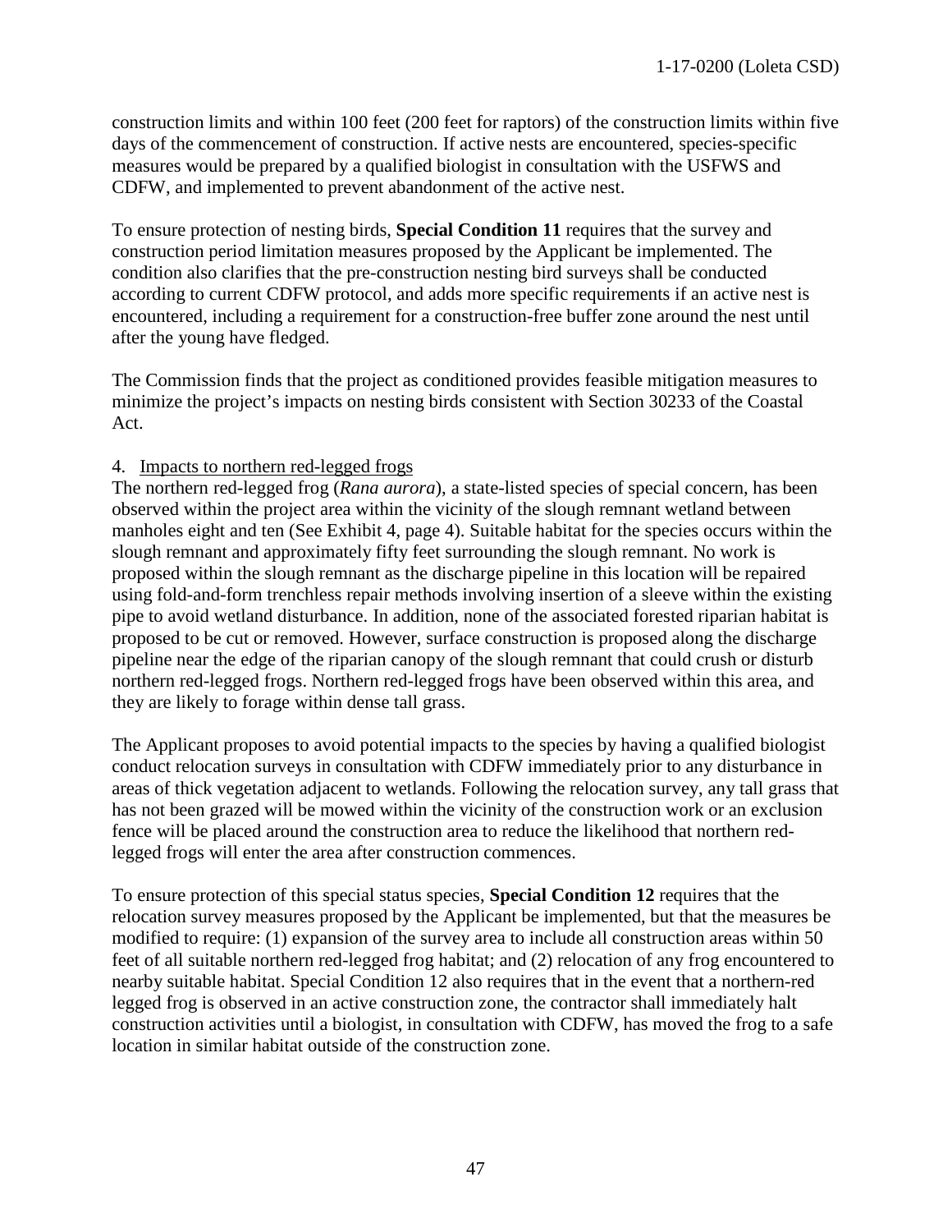construction limits and within 100 feet (200 feet for raptors) of the construction limits within five days of the commencement of construction. If active nests are encountered, species-specific measures would be prepared by a qualified biologist in consultation with the USFWS and CDFW, and implemented to prevent abandonment of the active nest.

To ensure protection of nesting birds, **Special Condition 11** requires that the survey and construction period limitation measures proposed by the Applicant be implemented. The condition also clarifies that the pre-construction nesting bird surveys shall be conducted according to current CDFW protocol, and adds more specific requirements if an active nest is encountered, including a requirement for a construction-free buffer zone around the nest until after the young have fledged.

The Commission finds that the project as conditioned provides feasible mitigation measures to minimize the project's impacts on nesting birds consistent with Section 30233 of the Coastal Act.

4. Impacts to northern red-legged frogs

The northern red-legged frog (*Rana aurora*), a state-listed species of special concern, has been observed within the project area within the vicinity of the slough remnant wetland between manholes eight and ten (See Exhibit 4, page 4). Suitable habitat for the species occurs within the slough remnant and approximately fifty feet surrounding the slough remnant. No work is proposed within the slough remnant as the discharge pipeline in this location will be repaired using fold-and-form trenchless repair methods involving insertion of a sleeve within the existing pipe to avoid wetland disturbance. In addition, none of the associated forested riparian habitat is proposed to be cut or removed. However, surface construction is proposed along the discharge pipeline near the edge of the riparian canopy of the slough remnant that could crush or disturb northern red-legged frogs. Northern red-legged frogs have been observed within this area, and they are likely to forage within dense tall grass.

The Applicant proposes to avoid potential impacts to the species by having a qualified biologist conduct relocation surveys in consultation with CDFW immediately prior to any disturbance in areas of thick vegetation adjacent to wetlands. Following the relocation survey, any tall grass that has not been grazed will be mowed within the vicinity of the construction work or an exclusion fence will be placed around the construction area to reduce the likelihood that northern red-legged frogs will enter the area after construction commences.

To ensure protection of this special status species, **Special Condition 12** requires that the relocation survey measures proposed by the Applicant be implemented, but that the measures be modified to require: (1) expansion of the survey area to include all construction areas within 50 feet of all suitable northern red-legged frog habitat; and (2) relocation of any frog encountered to nearby suitable habitat. Special Condition 12 also requires that in the event that a northern-red legged frog is observed in an active construction zone, the contractor shall immediately halt construction activities until a biologist, in consultation with CDFW, has moved the frog to a safe location in similar habitat outside of the construction zone.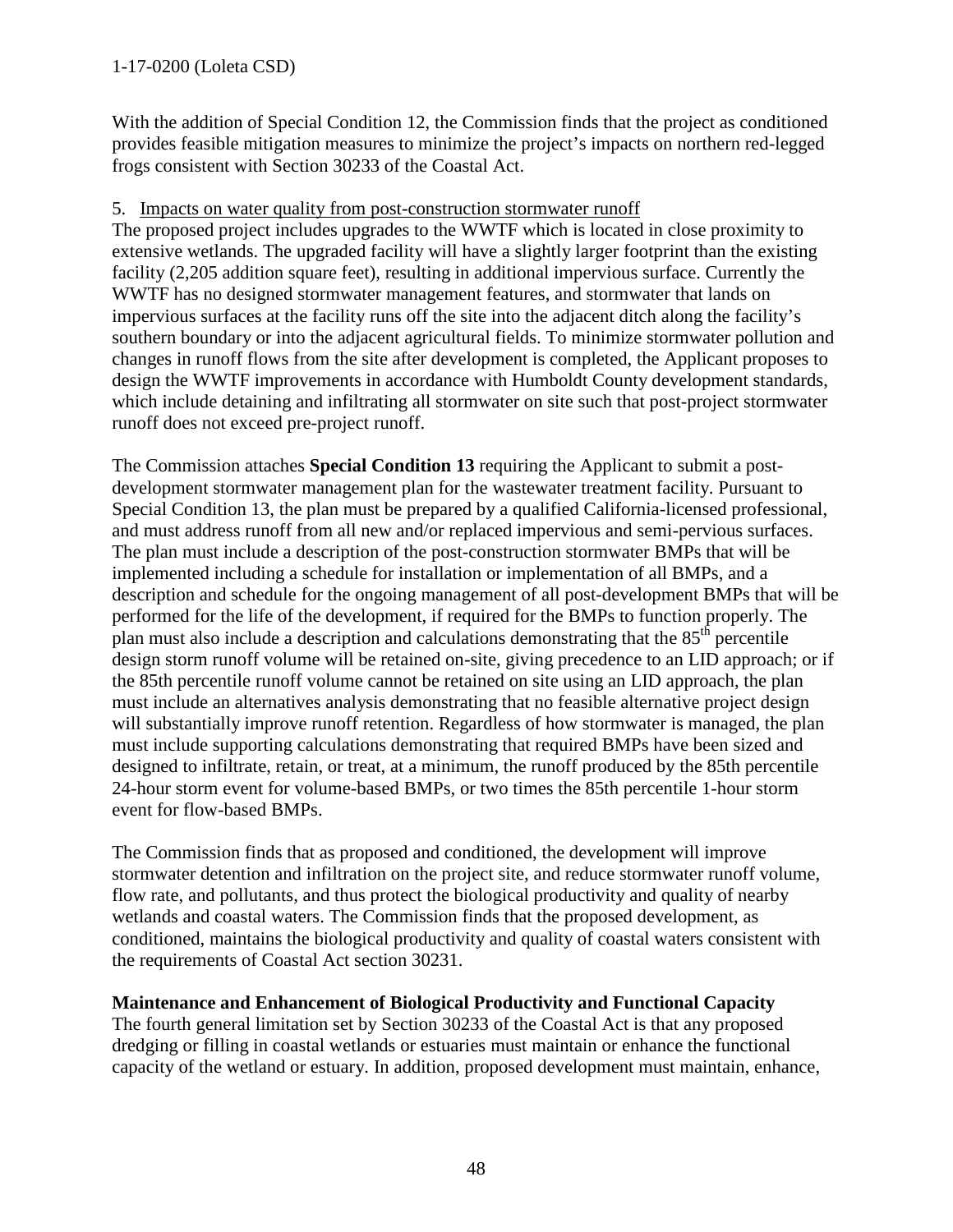With the addition of Special Condition 12, the Commission finds that the project as conditioned provides feasible mitigation measures to minimize the project's impacts on northern red-legged frogs consistent with Section 30233 of the Coastal Act.

5. Impacts on water quality from post-construction stormwater runoff

The proposed project includes upgrades to the WWTF which is located in close proximity to extensive wetlands. The upgraded facility will have a slightly larger footprint than the existing facility (2,205 addition square feet), resulting in additional impervious surface. Currently the WWTF has no designed stormwater management features, and stormwater that lands on impervious surfaces at the facility runs off the site into the adjacent ditch along the facility's southern boundary or into the adjacent agricultural fields. To minimize stormwater pollution and changes in runoff flows from the site after development is completed, the Applicant proposes to design the WWTF improvements in accordance with Humboldt County development standards, which include detaining and infiltrating all stormwater on site such that post-project stormwater runoff does not exceed pre-project runoff.

The Commission attaches **Special Condition 13** requiring the Applicant to submit a post-development stormwater management plan for the wastewater treatment facility. Pursuant to Special Condition 13, the plan must be prepared by a qualified California-licensed professional, and must address runoff from all new and/or replaced impervious and semi-pervious surfaces. The plan must include a description of the post-construction stormwater BMPs that will be implemented including a schedule for installation or implementation of all BMPs, and a description and schedule for the ongoing management of all post-development BMPs that will be performed for the life of the development, if required for the BMPs to function properly. The plan must also include a description and calculations demonstrating that the 85th percentile design storm runoff volume will be retained on-site, giving precedence to an LID approach; or if the 85th percentile runoff volume cannot be retained on site using an LID approach, the plan must include an alternatives analysis demonstrating that no feasible alternative project design will substantially improve runoff retention. Regardless of how stormwater is managed, the plan must include supporting calculations demonstrating that required BMPs have been sized and designed to infiltrate, retain, or treat, at a minimum, the runoff produced by the 85th percentile 24-hour storm event for volume-based BMPs, or two times the 85th percentile 1-hour storm event for flow-based BMPs.

The Commission finds that as proposed and conditioned, the development will improve stormwater detention and infiltration on the project site, and reduce stormwater runoff volume, flow rate, and pollutants, and thus protect the biological productivity and quality of nearby wetlands and coastal waters. The Commission finds that the proposed development, as conditioned, maintains the biological productivity and quality of coastal waters consistent with the requirements of Coastal Act section 30231.

**Maintenance and Enhancement of Biological Productivity and Functional Capacity**

The fourth general limitation set by Section 30233 of the Coastal Act is that any proposed dredging or filling in coastal wetlands or estuaries must maintain or enhance the functional capacity of the wetland or estuary. In addition, proposed development must maintain, enhance,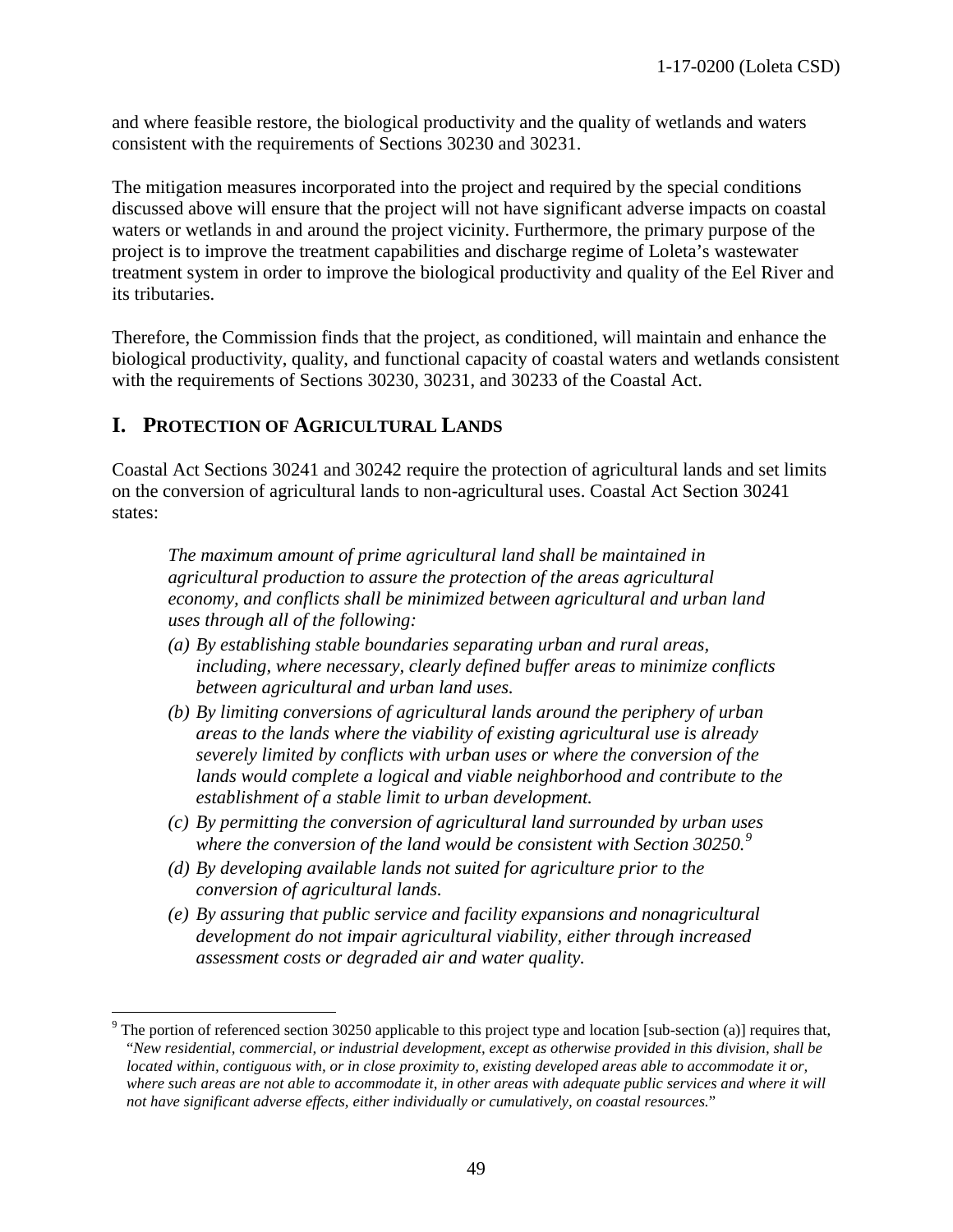and where feasible restore, the biological productivity and the quality of wetlands and waters consistent with the requirements of Sections 30230 and 30231.

The mitigation measures incorporated into the project and required by the special conditions discussed above will ensure that the project will not have significant adverse impacts on coastal waters or wetlands in and around the project vicinity. Furthermore, the primary purpose of the project is to improve the treatment capabilities and discharge regime of Loleta's wastewater treatment system in order to improve the biological productivity and quality of the Eel River and its tributaries.

Therefore, the Commission finds that the project, as conditioned, will maintain and enhance the biological productivity, quality, and functional capacity of coastal waters and wetlands consistent with the requirements of Sections 30230, 30231, and 30233 of the Coastal Act.

## I. PROTECTION OF AGRICULTURAL LANDS

Coastal Act Sections 30241 and 30242 require the protection of agricultural lands and set limits on the conversion of agricultural lands to non-agricultural uses. Coastal Act Section 30241 states:

> *The maximum amount of prime agricultural land shall be maintained in agricultural production to assure the protection of the areas agricultural economy, and conflicts shall be minimized between agricultural and urban land uses through all of the following:*
>
> *(a) By establishing stable boundaries separating urban and rural areas, including, where necessary, clearly defined buffer areas to minimize conflicts between agricultural and urban land uses.*
>
> *(b) By limiting conversions of agricultural lands around the periphery of urban areas to the lands where the viability of existing agricultural use is already severely limited by conflicts with urban uses or where the conversion of the lands would complete a logical and viable neighborhood and contribute to the establishment of a stable limit to urban development.*
>
> *(c) By permitting the conversion of agricultural land surrounded by urban uses where the conversion of the land would be consistent with Section 30250.*[9]
>
> *(d) By developing available lands not suited for agriculture prior to the conversion of agricultural lands.*
>
> *(e) By assuring that public service and facility expansions and nonagricultural development do not impair agricultural viability, either through increased assessment costs or degraded air and water quality.*

---

[9] The portion of referenced section 30250 applicable to this project type and location [sub-section (a)] requires that, "*New residential, commercial, or industrial development, except as otherwise provided in this division, shall be located within, contiguous with, or in close proximity to, existing developed areas able to accommodate it or, where such areas are not able to accommodate it, in other areas with adequate public services and where it will not have significant adverse effects, either individually or cumulatively, on coastal resources.*"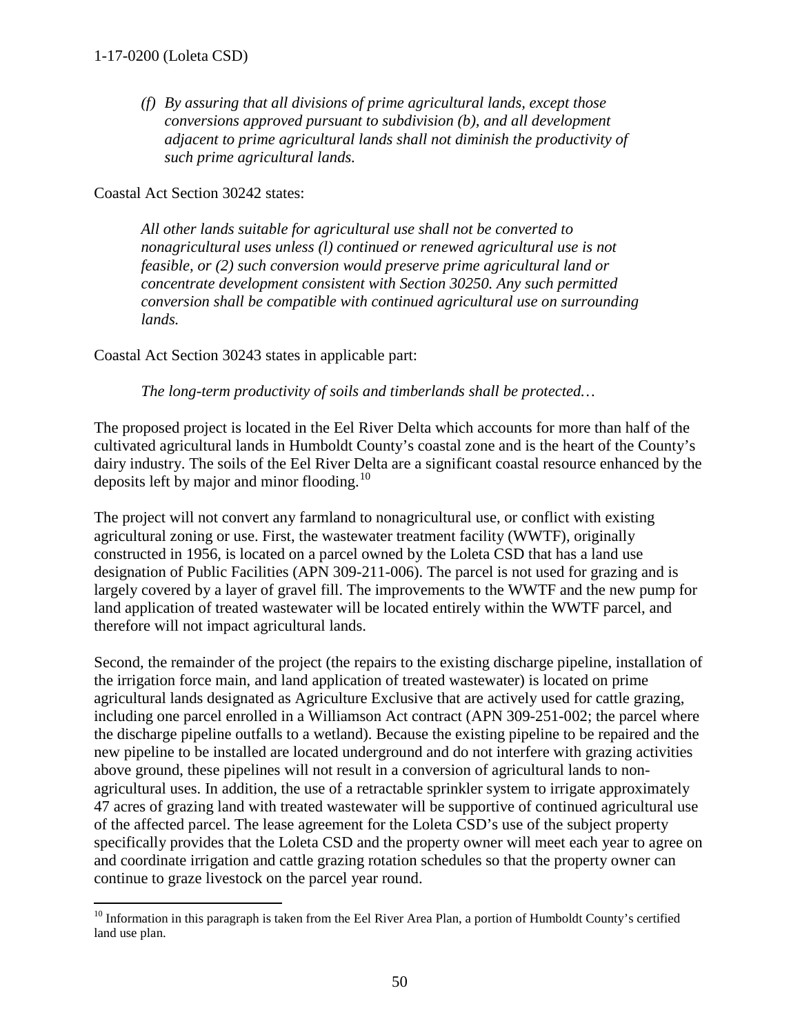*(f) By assuring that all divisions of prime agricultural lands, except those conversions approved pursuant to subdivision (b), and all development adjacent to prime agricultural lands shall not diminish the productivity of such prime agricultural lands.*

Coastal Act Section 30242 states:

*All other lands suitable for agricultural use shall not be converted to nonagricultural uses unless (l) continued or renewed agricultural use is not feasible, or (2) such conversion would preserve prime agricultural land or concentrate development consistent with Section 30250. Any such permitted conversion shall be compatible with continued agricultural use on surrounding lands.*

Coastal Act Section 30243 states in applicable part:

*The long-term productivity of soils and timberlands shall be protected…*

The proposed project is located in the Eel River Delta which accounts for more than half of the cultivated agricultural lands in Humboldt County's coastal zone and is the heart of the County's dairy industry. The soils of the Eel River Delta are a significant coastal resource enhanced by the deposits left by major and minor flooding.[10]

The project will not convert any farmland to nonagricultural use, or conflict with existing agricultural zoning or use. First, the wastewater treatment facility (WWTF), originally constructed in 1956, is located on a parcel owned by the Loleta CSD that has a land use designation of Public Facilities (APN 309-211-006). The parcel is not used for grazing and is largely covered by a layer of gravel fill. The improvements to the WWTF and the new pump for land application of treated wastewater will be located entirely within the WWTF parcel, and therefore will not impact agricultural lands.

Second, the remainder of the project (the repairs to the existing discharge pipeline, installation of the irrigation force main, and land application of treated wastewater) is located on prime agricultural lands designated as Agriculture Exclusive that are actively used for cattle grazing, including one parcel enrolled in a Williamson Act contract (APN 309-251-002; the parcel where the discharge pipeline outfalls to a wetland). Because the existing pipeline to be repaired and the new pipeline to be installed are located underground and do not interfere with grazing activities above ground, these pipelines will not result in a conversion of agricultural lands to non-agricultural uses. In addition, the use of a retractable sprinkler system to irrigate approximately 47 acres of grazing land with treated wastewater will be supportive of continued agricultural use of the affected parcel. The lease agreement for the Loleta CSD's use of the subject property specifically provides that the Loleta CSD and the property owner will meet each year to agree on and coordinate irrigation and cattle grazing rotation schedules so that the property owner can continue to graze livestock on the parcel year round.

---

[10] Information in this paragraph is taken from the Eel River Area Plan, a portion of Humboldt County's certified land use plan.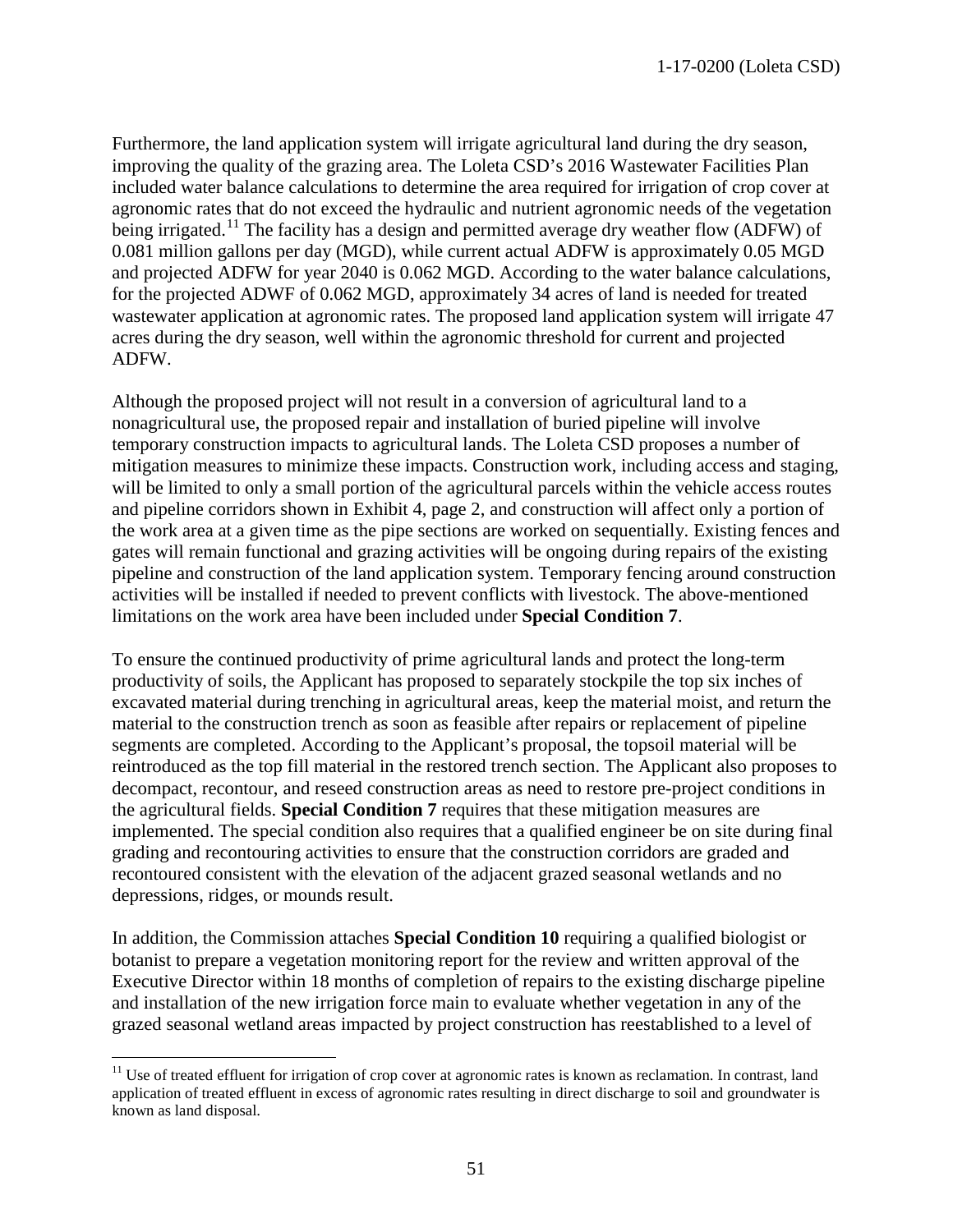Furthermore, the land application system will irrigate agricultural land during the dry season, improving the quality of the grazing area. The Loleta CSD's 2016 Wastewater Facilities Plan included water balance calculations to determine the area required for irrigation of crop cover at agronomic rates that do not exceed the hydraulic and nutrient agronomic needs of the vegetation being irrigated.[11] The facility has a design and permitted average dry weather flow (ADFW) of 0.081 million gallons per day (MGD), while current actual ADFW is approximately 0.05 MGD and projected ADFW for year 2040 is 0.062 MGD. According to the water balance calculations, for the projected ADWF of 0.062 MGD, approximately 34 acres of land is needed for treated wastewater application at agronomic rates. The proposed land application system will irrigate 47 acres during the dry season, well within the agronomic threshold for current and projected ADFW.

Although the proposed project will not result in a conversion of agricultural land to a nonagricultural use, the proposed repair and installation of buried pipeline will involve temporary construction impacts to agricultural lands. The Loleta CSD proposes a number of mitigation measures to minimize these impacts. Construction work, including access and staging, will be limited to only a small portion of the agricultural parcels within the vehicle access routes and pipeline corridors shown in Exhibit 4, page 2, and construction will affect only a portion of the work area at a given time as the pipe sections are worked on sequentially. Existing fences and gates will remain functional and grazing activities will be ongoing during repairs of the existing pipeline and construction of the land application system. Temporary fencing around construction activities will be installed if needed to prevent conflicts with livestock. The above-mentioned limitations on the work area have been included under **Special Condition 7**.

To ensure the continued productivity of prime agricultural lands and protect the long-term productivity of soils, the Applicant has proposed to separately stockpile the top six inches of excavated material during trenching in agricultural areas, keep the material moist, and return the material to the construction trench as soon as feasible after repairs or replacement of pipeline segments are completed. According to the Applicant's proposal, the topsoil material will be reintroduced as the top fill material in the restored trench section. The Applicant also proposes to decompact, recontour, and reseed construction areas as need to restore pre-project conditions in the agricultural fields. **Special Condition 7** requires that these mitigation measures are implemented. The special condition also requires that a qualified engineer be on site during final grading and recontouring activities to ensure that the construction corridors are graded and recontoured consistent with the elevation of the adjacent grazed seasonal wetlands and no depressions, ridges, or mounds result.

In addition, the Commission attaches **Special Condition 10** requiring a qualified biologist or botanist to prepare a vegetation monitoring report for the review and written approval of the Executive Director within 18 months of completion of repairs to the existing discharge pipeline and installation of the new irrigation force main to evaluate whether vegetation in any of the grazed seasonal wetland areas impacted by project construction has reestablished to a level of

---

[11] Use of treated effluent for irrigation of crop cover at agronomic rates is known as reclamation. In contrast, land application of treated effluent in excess of agronomic rates resulting in direct discharge to soil and groundwater is known as land disposal.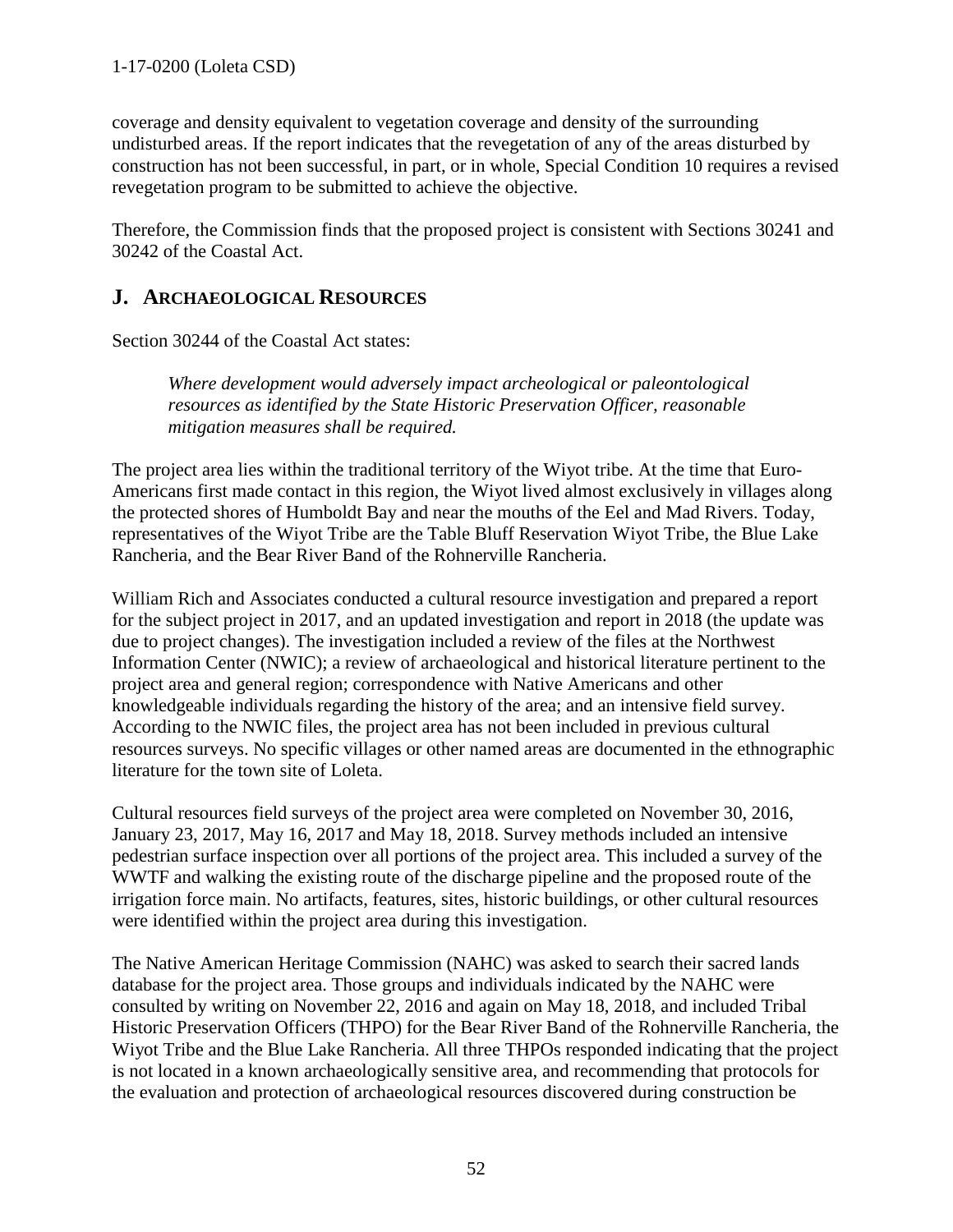coverage and density equivalent to vegetation coverage and density of the surrounding undisturbed areas. If the report indicates that the revegetation of any of the areas disturbed by construction has not been successful, in part, or in whole, Special Condition 10 requires a revised revegetation program to be submitted to achieve the objective.

Therefore, the Commission finds that the proposed project is consistent with Sections 30241 and 30242 of the Coastal Act.

## J. ARCHAEOLOGICAL RESOURCES

Section 30244 of the Coastal Act states:

> *Where development would adversely impact archeological or paleontological resources as identified by the State Historic Preservation Officer, reasonable mitigation measures shall be required.*

The project area lies within the traditional territory of the Wiyot tribe. At the time that Euro-Americans first made contact in this region, the Wiyot lived almost exclusively in villages along the protected shores of Humboldt Bay and near the mouths of the Eel and Mad Rivers. Today, representatives of the Wiyot Tribe are the Table Bluff Reservation Wiyot Tribe, the Blue Lake Rancheria, and the Bear River Band of the Rohnerville Rancheria.

William Rich and Associates conducted a cultural resource investigation and prepared a report for the subject project in 2017, and an updated investigation and report in 2018 (the update was due to project changes). The investigation included a review of the files at the Northwest Information Center (NWIC); a review of archaeological and historical literature pertinent to the project area and general region; correspondence with Native Americans and other knowledgeable individuals regarding the history of the area; and an intensive field survey. According to the NWIC files, the project area has not been included in previous cultural resources surveys. No specific villages or other named areas are documented in the ethnographic literature for the town site of Loleta.

Cultural resources field surveys of the project area were completed on November 30, 2016, January 23, 2017, May 16, 2017 and May 18, 2018. Survey methods included an intensive pedestrian surface inspection over all portions of the project area. This included a survey of the WWTF and walking the existing route of the discharge pipeline and the proposed route of the irrigation force main. No artifacts, features, sites, historic buildings, or other cultural resources were identified within the project area during this investigation.

The Native American Heritage Commission (NAHC) was asked to search their sacred lands database for the project area. Those groups and individuals indicated by the NAHC were consulted by writing on November 22, 2016 and again on May 18, 2018, and included Tribal Historic Preservation Officers (THPO) for the Bear River Band of the Rohnerville Rancheria, the Wiyot Tribe and the Blue Lake Rancheria. All three THPOs responded indicating that the project is not located in a known archaeologically sensitive area, and recommending that protocols for the evaluation and protection of archaeological resources discovered during construction be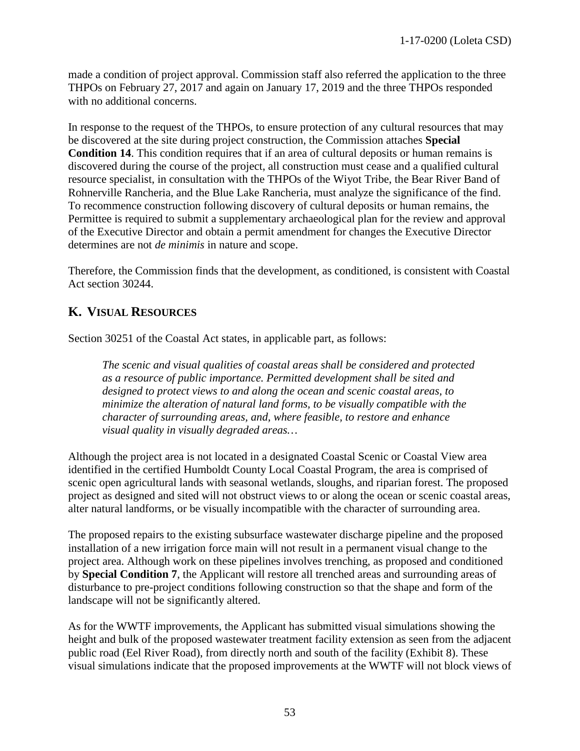made a condition of project approval. Commission staff also referred the application to the three THPOs on February 27, 2017 and again on January 17, 2019 and the three THPOs responded with no additional concerns.

In response to the request of the THPOs, to ensure protection of any cultural resources that may be discovered at the site during project construction, the Commission attaches **Special Condition 14**. This condition requires that if an area of cultural deposits or human remains is discovered during the course of the project, all construction must cease and a qualified cultural resource specialist, in consultation with the THPOs of the Wiyot Tribe, the Bear River Band of Rohnerville Rancheria, and the Blue Lake Rancheria, must analyze the significance of the find. To recommence construction following discovery of cultural deposits or human remains, the Permittee is required to submit a supplementary archaeological plan for the review and approval of the Executive Director and obtain a permit amendment for changes the Executive Director determines are not *de minimis* in nature and scope.

Therefore, the Commission finds that the development, as conditioned, is consistent with Coastal Act section 30244.

## K. VISUAL RESOURCES

Section 30251 of the Coastal Act states, in applicable part, as follows:

> *The scenic and visual qualities of coastal areas shall be considered and protected as a resource of public importance. Permitted development shall be sited and designed to protect views to and along the ocean and scenic coastal areas, to minimize the alteration of natural land forms, to be visually compatible with the character of surrounding areas, and, where feasible, to restore and enhance visual quality in visually degraded areas…*

Although the project area is not located in a designated Coastal Scenic or Coastal View area identified in the certified Humboldt County Local Coastal Program, the area is comprised of scenic open agricultural lands with seasonal wetlands, sloughs, and riparian forest. The proposed project as designed and sited will not obstruct views to or along the ocean or scenic coastal areas, alter natural landforms, or be visually incompatible with the character of surrounding area.

The proposed repairs to the existing subsurface wastewater discharge pipeline and the proposed installation of a new irrigation force main will not result in a permanent visual change to the project area. Although work on these pipelines involves trenching, as proposed and conditioned by **Special Condition 7**, the Applicant will restore all trenched areas and surrounding areas of disturbance to pre-project conditions following construction so that the shape and form of the landscape will not be significantly altered.

As for the WWTF improvements, the Applicant has submitted visual simulations showing the height and bulk of the proposed wastewater treatment facility extension as seen from the adjacent public road (Eel River Road), from directly north and south of the facility (Exhibit 8). These visual simulations indicate that the proposed improvements at the WWTF will not block views of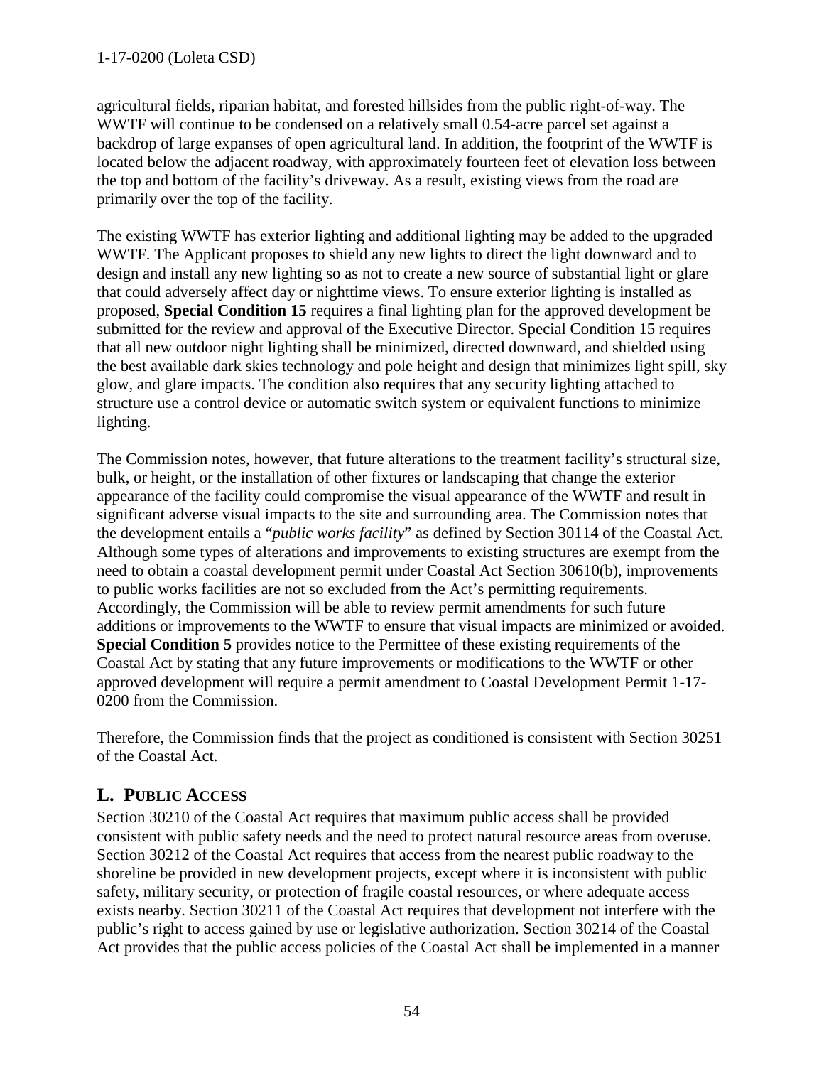agricultural fields, riparian habitat, and forested hillsides from the public right-of-way. The WWTF will continue to be condensed on a relatively small 0.54-acre parcel set against a backdrop of large expanses of open agricultural land. In addition, the footprint of the WWTF is located below the adjacent roadway, with approximately fourteen feet of elevation loss between the top and bottom of the facility's driveway. As a result, existing views from the road are primarily over the top of the facility.

The existing WWTF has exterior lighting and additional lighting may be added to the upgraded WWTF. The Applicant proposes to shield any new lights to direct the light downward and to design and install any new lighting so as not to create a new source of substantial light or glare that could adversely affect day or nighttime views. To ensure exterior lighting is installed as proposed, **Special Condition 15** requires a final lighting plan for the approved development be submitted for the review and approval of the Executive Director. Special Condition 15 requires that all new outdoor night lighting shall be minimized, directed downward, and shielded using the best available dark skies technology and pole height and design that minimizes light spill, sky glow, and glare impacts. The condition also requires that any security lighting attached to structure use a control device or automatic switch system or equivalent functions to minimize lighting.

The Commission notes, however, that future alterations to the treatment facility's structural size, bulk, or height, or the installation of other fixtures or landscaping that change the exterior appearance of the facility could compromise the visual appearance of the WWTF and result in significant adverse visual impacts to the site and surrounding area. The Commission notes that the development entails a "*public works facility*" as defined by Section 30114 of the Coastal Act. Although some types of alterations and improvements to existing structures are exempt from the need to obtain a coastal development permit under Coastal Act Section 30610(b), improvements to public works facilities are not so excluded from the Act's permitting requirements. Accordingly, the Commission will be able to review permit amendments for such future additions or improvements to the WWTF to ensure that visual impacts are minimized or avoided. **Special Condition 5** provides notice to the Permittee of these existing requirements of the Coastal Act by stating that any future improvements or modifications to the WWTF or other approved development will require a permit amendment to Coastal Development Permit 1-17-0200 from the Commission.

Therefore, the Commission finds that the project as conditioned is consistent with Section 30251 of the Coastal Act.

## L. PUBLIC ACCESS

Section 30210 of the Coastal Act requires that maximum public access shall be provided consistent with public safety needs and the need to protect natural resource areas from overuse. Section 30212 of the Coastal Act requires that access from the nearest public roadway to the shoreline be provided in new development projects, except where it is inconsistent with public safety, military security, or protection of fragile coastal resources, or where adequate access exists nearby. Section 30211 of the Coastal Act requires that development not interfere with the public's right to access gained by use or legislative authorization. Section 30214 of the Coastal Act provides that the public access policies of the Coastal Act shall be implemented in a manner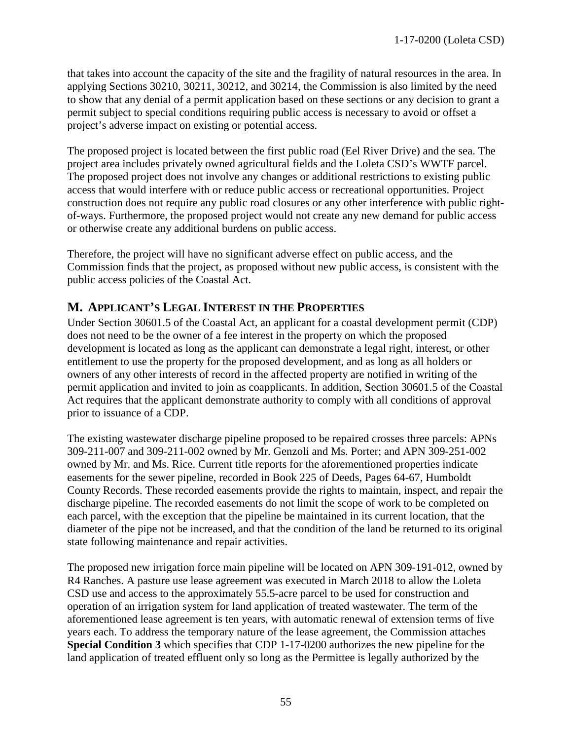that takes into account the capacity of the site and the fragility of natural resources in the area. In applying Sections 30210, 30211, 30212, and 30214, the Commission is also limited by the need to show that any denial of a permit application based on these sections or any decision to grant a permit subject to special conditions requiring public access is necessary to avoid or offset a project's adverse impact on existing or potential access.

The proposed project is located between the first public road (Eel River Drive) and the sea. The project area includes privately owned agricultural fields and the Loleta CSD's WWTF parcel. The proposed project does not involve any changes or additional restrictions to existing public access that would interfere with or reduce public access or recreational opportunities. Project construction does not require any public road closures or any other interference with public right-of-ways. Furthermore, the proposed project would not create any new demand for public access or otherwise create any additional burdens on public access.

Therefore, the project will have no significant adverse effect on public access, and the Commission finds that the project, as proposed without new public access, is consistent with the public access policies of the Coastal Act.

## M. APPLICANT'S LEGAL INTEREST IN THE PROPERTIES

Under Section 30601.5 of the Coastal Act, an applicant for a coastal development permit (CDP) does not need to be the owner of a fee interest in the property on which the proposed development is located as long as the applicant can demonstrate a legal right, interest, or other entitlement to use the property for the proposed development, and as long as all holders or owners of any other interests of record in the affected property are notified in writing of the permit application and invited to join as coapplicants. In addition, Section 30601.5 of the Coastal Act requires that the applicant demonstrate authority to comply with all conditions of approval prior to issuance of a CDP.

The existing wastewater discharge pipeline proposed to be repaired crosses three parcels: APNs 309-211-007 and 309-211-002 owned by Mr. Genzoli and Ms. Porter; and APN 309-251-002 owned by Mr. and Ms. Rice. Current title reports for the aforementioned properties indicate easements for the sewer pipeline, recorded in Book 225 of Deeds, Pages 64-67, Humboldt County Records. These recorded easements provide the rights to maintain, inspect, and repair the discharge pipeline. The recorded easements do not limit the scope of work to be completed on each parcel, with the exception that the pipeline be maintained in its current location, that the diameter of the pipe not be increased, and that the condition of the land be returned to its original state following maintenance and repair activities.

The proposed new irrigation force main pipeline will be located on APN 309-191-012, owned by R4 Ranches. A pasture use lease agreement was executed in March 2018 to allow the Loleta CSD use and access to the approximately 55.5-acre parcel to be used for construction and operation of an irrigation system for land application of treated wastewater. The term of the aforementioned lease agreement is ten years, with automatic renewal of extension terms of five years each. To address the temporary nature of the lease agreement, the Commission attaches **Special Condition 3** which specifies that CDP 1-17-0200 authorizes the new pipeline for the land application of treated effluent only so long as the Permittee is legally authorized by the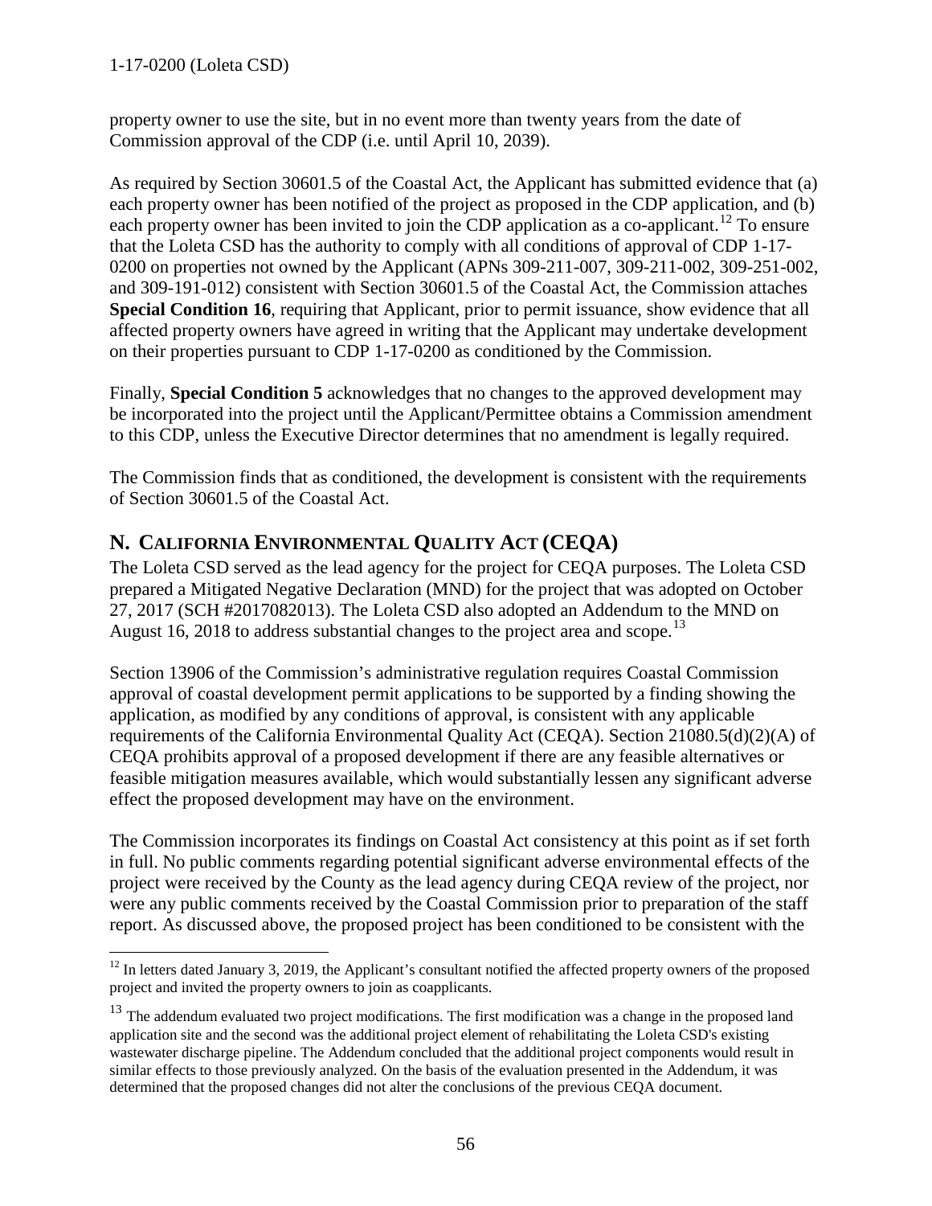property owner to use the site, but in no event more than twenty years from the date of Commission approval of the CDP (i.e. until April 10, 2039).

As required by Section 30601.5 of the Coastal Act, the Applicant has submitted evidence that (a) each property owner has been notified of the project as proposed in the CDP application, and (b) each property owner has been invited to join the CDP application as a co-applicant.[12] To ensure that the Loleta CSD has the authority to comply with all conditions of approval of CDP 1-17-0200 on properties not owned by the Applicant (APNs 309-211-007, 309-211-002, 309-251-002, and 309-191-012) consistent with Section 30601.5 of the Coastal Act, the Commission attaches **Special Condition 16**, requiring that Applicant, prior to permit issuance, show evidence that all affected property owners have agreed in writing that the Applicant may undertake development on their properties pursuant to CDP 1-17-0200 as conditioned by the Commission.

Finally, **Special Condition 5** acknowledges that no changes to the approved development may be incorporated into the project until the Applicant/Permittee obtains a Commission amendment to this CDP, unless the Executive Director determines that no amendment is legally required.

The Commission finds that as conditioned, the development is consistent with the requirements of Section 30601.5 of the Coastal Act.

## N. CALIFORNIA ENVIRONMENTAL QUALITY ACT (CEQA)

The Loleta CSD served as the lead agency for the project for CEQA purposes. The Loleta CSD prepared a Mitigated Negative Declaration (MND) for the project that was adopted on October 27, 2017 (SCH #2017082013). The Loleta CSD also adopted an Addendum to the MND on August 16, 2018 to address substantial changes to the project area and scope.[13]

Section 13906 of the Commission's administrative regulation requires Coastal Commission approval of coastal development permit applications to be supported by a finding showing the application, as modified by any conditions of approval, is consistent with any applicable requirements of the California Environmental Quality Act (CEQA). Section 21080.5(d)(2)(A) of CEQA prohibits approval of a proposed development if there are any feasible alternatives or feasible mitigation measures available, which would substantially lessen any significant adverse effect the proposed development may have on the environment.

The Commission incorporates its findings on Coastal Act consistency at this point as if set forth in full. No public comments regarding potential significant adverse environmental effects of the project were received by the County as the lead agency during CEQA review of the project, nor were any public comments received by the Coastal Commission prior to preparation of the staff report. As discussed above, the proposed project has been conditioned to be consistent with the

---

[12] In letters dated January 3, 2019, the Applicant's consultant notified the affected property owners of the proposed project and invited the property owners to join as coapplicants.

[13] The addendum evaluated two project modifications. The first modification was a change in the proposed land application site and the second was the additional project element of rehabilitating the Loleta CSD's existing wastewater discharge pipeline. The Addendum concluded that the additional project components would result in similar effects to those previously analyzed. On the basis of the evaluation presented in the Addendum, it was determined that the proposed changes did not alter the conclusions of the previous CEQA document.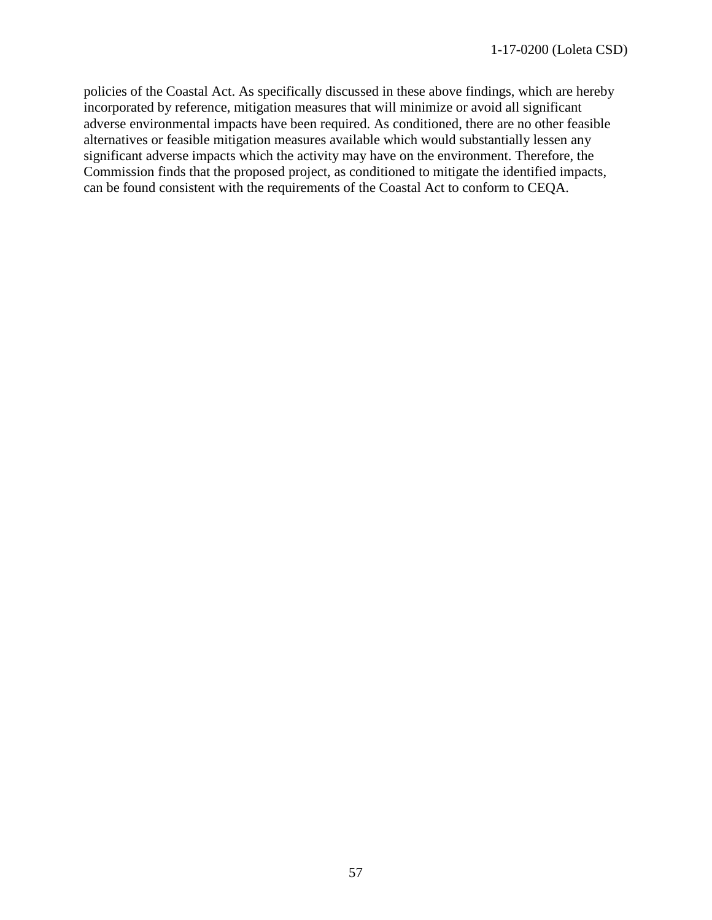policies of the Coastal Act. As specifically discussed in these above findings, which are hereby incorporated by reference, mitigation measures that will minimize or avoid all significant adverse environmental impacts have been required. As conditioned, there are no other feasible alternatives or feasible mitigation measures available which would substantially lessen any significant adverse impacts which the activity may have on the environment. Therefore, the Commission finds that the proposed project, as conditioned to mitigate the identified impacts, can be found consistent with the requirements of the Coastal Act to conform to CEQA.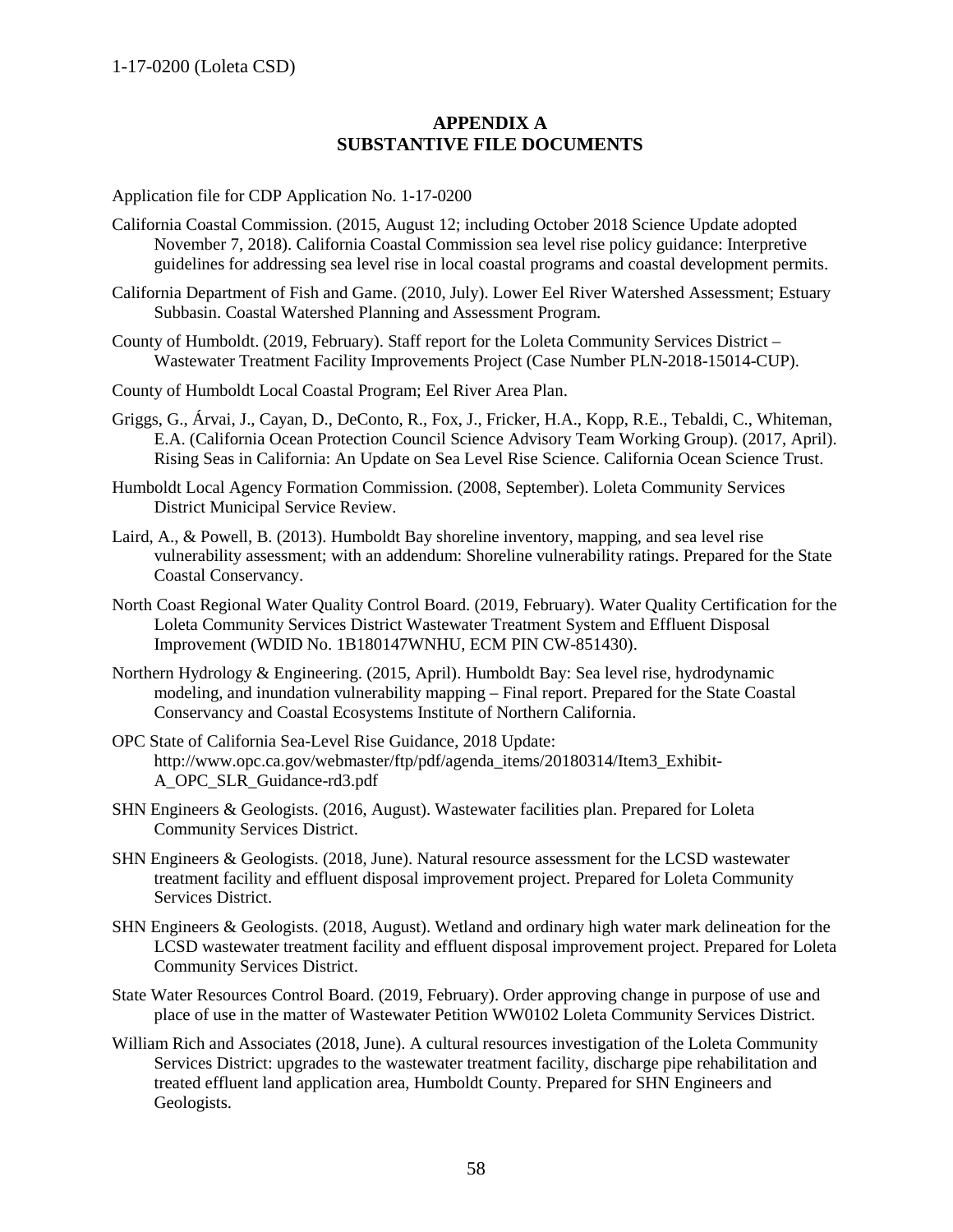## APPENDIX A
## SUBSTANTIVE FILE DOCUMENTS

Application file for CDP Application No. 1-17-0200

California Coastal Commission. (2015, August 12; including October 2018 Science Update adopted November 7, 2018). California Coastal Commission sea level rise policy guidance: Interpretive guidelines for addressing sea level rise in local coastal programs and coastal development permits.

California Department of Fish and Game. (2010, July). Lower Eel River Watershed Assessment; Estuary Subbasin. Coastal Watershed Planning and Assessment Program.

County of Humboldt. (2019, February). Staff report for the Loleta Community Services District – Wastewater Treatment Facility Improvements Project (Case Number PLN-2018-15014-CUP).

County of Humboldt Local Coastal Program; Eel River Area Plan.

Griggs, G., Árvai, J., Cayan, D., DeConto, R., Fox, J., Fricker, H.A., Kopp, R.E., Tebaldi, C., Whiteman, E.A. (California Ocean Protection Council Science Advisory Team Working Group). (2017, April). Rising Seas in California: An Update on Sea Level Rise Science. California Ocean Science Trust.

Humboldt Local Agency Formation Commission. (2008, September). Loleta Community Services District Municipal Service Review.

Laird, A., & Powell, B. (2013). Humboldt Bay shoreline inventory, mapping, and sea level rise vulnerability assessment; with an addendum: Shoreline vulnerability ratings. Prepared for the State Coastal Conservancy.

North Coast Regional Water Quality Control Board. (2019, February). Water Quality Certification for the Loleta Community Services District Wastewater Treatment System and Effluent Disposal Improvement (WDID No. 1B180147WNHU, ECM PIN CW-851430).

Northern Hydrology & Engineering. (2015, April). Humboldt Bay: Sea level rise, hydrodynamic modeling, and inundation vulnerability mapping – Final report. Prepared for the State Coastal Conservancy and Coastal Ecosystems Institute of Northern California.

OPC State of California Sea-Level Rise Guidance, 2018 Update: http://www.opc.ca.gov/webmaster/ftp/pdf/agenda_items/20180314/Item3_Exhibit-A_OPC_SLR_Guidance-rd3.pdf

SHN Engineers & Geologists. (2016, August). Wastewater facilities plan. Prepared for Loleta Community Services District.

SHN Engineers & Geologists. (2018, June). Natural resource assessment for the LCSD wastewater treatment facility and effluent disposal improvement project. Prepared for Loleta Community Services District.

SHN Engineers & Geologists. (2018, August). Wetland and ordinary high water mark delineation for the LCSD wastewater treatment facility and effluent disposal improvement project. Prepared for Loleta Community Services District.

State Water Resources Control Board. (2019, February). Order approving change in purpose of use and place of use in the matter of Wastewater Petition WW0102 Loleta Community Services District.

William Rich and Associates (2018, June). A cultural resources investigation of the Loleta Community Services District: upgrades to the wastewater treatment facility, discharge pipe rehabilitation and treated effluent land application area, Humboldt County. Prepared for SHN Engineers and Geologists.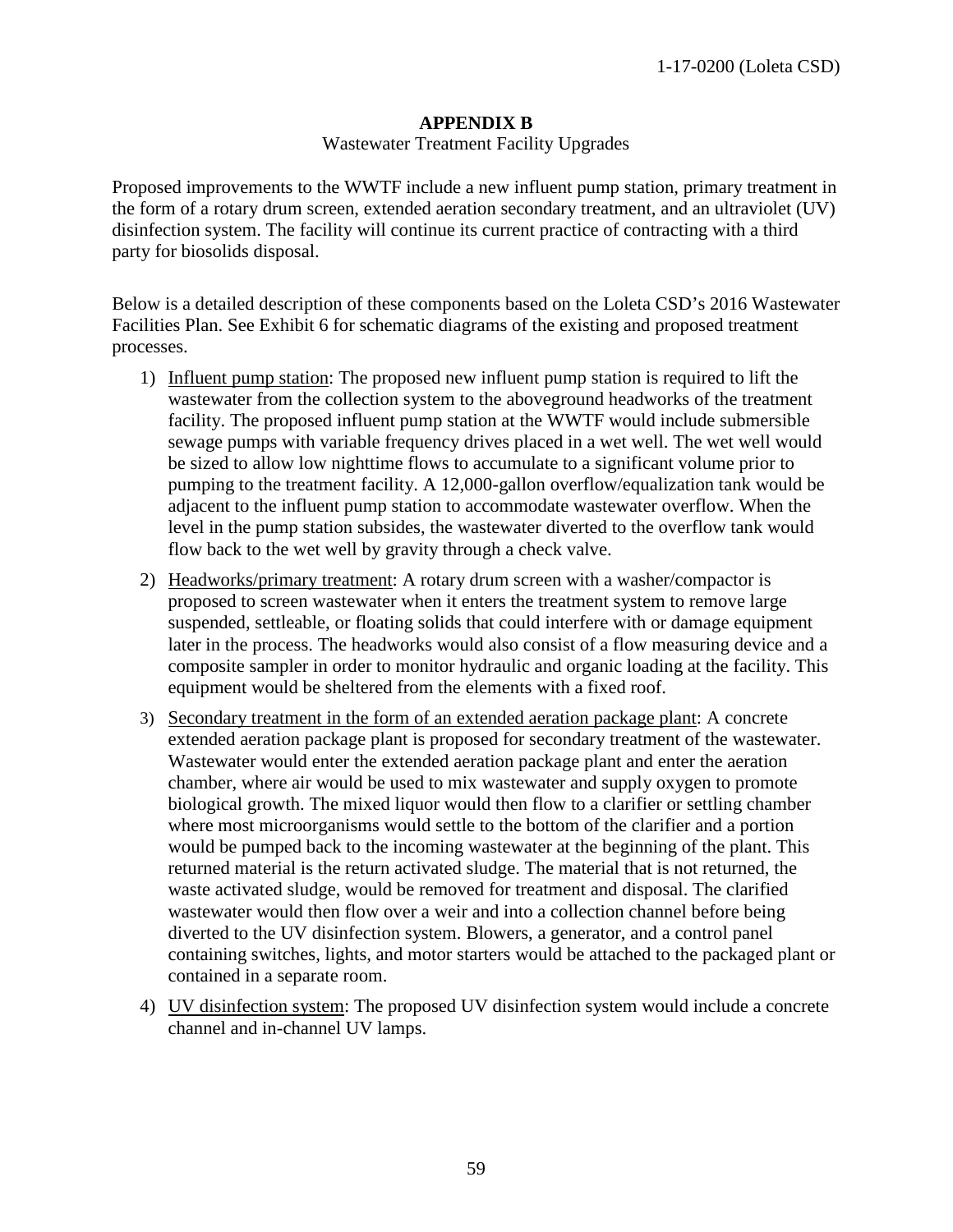## APPENDIX B

Wastewater Treatment Facility Upgrades

Proposed improvements to the WWTF include a new influent pump station, primary treatment in the form of a rotary drum screen, extended aeration secondary treatment, and an ultraviolet (UV) disinfection system. The facility will continue its current practice of contracting with a third party for biosolids disposal.

Below is a detailed description of these components based on the Loleta CSD's 2016 Wastewater Facilities Plan. See Exhibit 6 for schematic diagrams of the existing and proposed treatment processes.

1) Influent pump station: The proposed new influent pump station is required to lift the wastewater from the collection system to the aboveground headworks of the treatment facility. The proposed influent pump station at the WWTF would include submersible sewage pumps with variable frequency drives placed in a wet well. The wet well would be sized to allow low nighttime flows to accumulate to a significant volume prior to pumping to the treatment facility. A 12,000-gallon overflow/equalization tank would be adjacent to the influent pump station to accommodate wastewater overflow. When the level in the pump station subsides, the wastewater diverted to the overflow tank would flow back to the wet well by gravity through a check valve.
2) Headworks/primary treatment: A rotary drum screen with a washer/compactor is proposed to screen wastewater when it enters the treatment system to remove large suspended, settleable, or floating solids that could interfere with or damage equipment later in the process. The headworks would also consist of a flow measuring device and a composite sampler in order to monitor hydraulic and organic loading at the facility. This equipment would be sheltered from the elements with a fixed roof.
3) Secondary treatment in the form of an extended aeration package plant: A concrete extended aeration package plant is proposed for secondary treatment of the wastewater. Wastewater would enter the extended aeration package plant and enter the aeration chamber, where air would be used to mix wastewater and supply oxygen to promote biological growth. The mixed liquor would then flow to a clarifier or settling chamber where most microorganisms would settle to the bottom of the clarifier and a portion would be pumped back to the incoming wastewater at the beginning of the plant. This returned material is the return activated sludge. The material that is not returned, the waste activated sludge, would be removed for treatment and disposal. The clarified wastewater would then flow over a weir and into a collection channel before being diverted to the UV disinfection system. Blowers, a generator, and a control panel containing switches, lights, and motor starters would be attached to the packaged plant or contained in a separate room.
4) UV disinfection system: The proposed UV disinfection system would include a concrete channel and in-channel UV lamps.